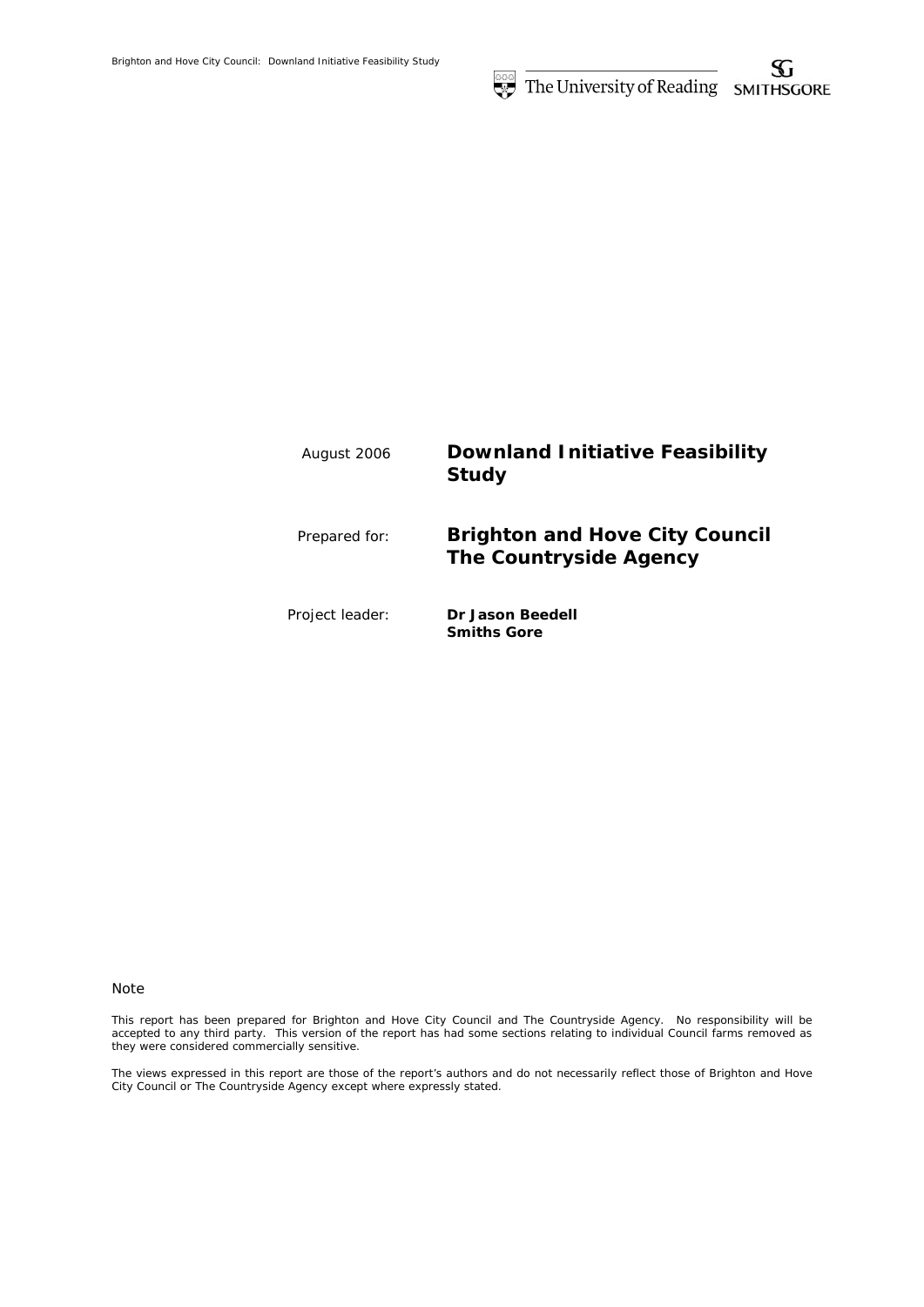August 2006

# Downland Initiative Feasibility Study

Prepared for: **Brighton and Hove City Council**
**The Countryside Agency**

Project leader: **Dr Jason Beedell**
**Smiths Gore**

Note

This report has been prepared for Brighton and Hove City Council and The Countryside Agency. No responsibility will be accepted to any third party. This version of the report has had some sections relating to individual Council farms removed as they were considered commercially sensitive.

The views expressed in this report are those of the report's authors and do not necessarily reflect those of Brighton and Hove City Council or The Countryside Agency except where expressly stated.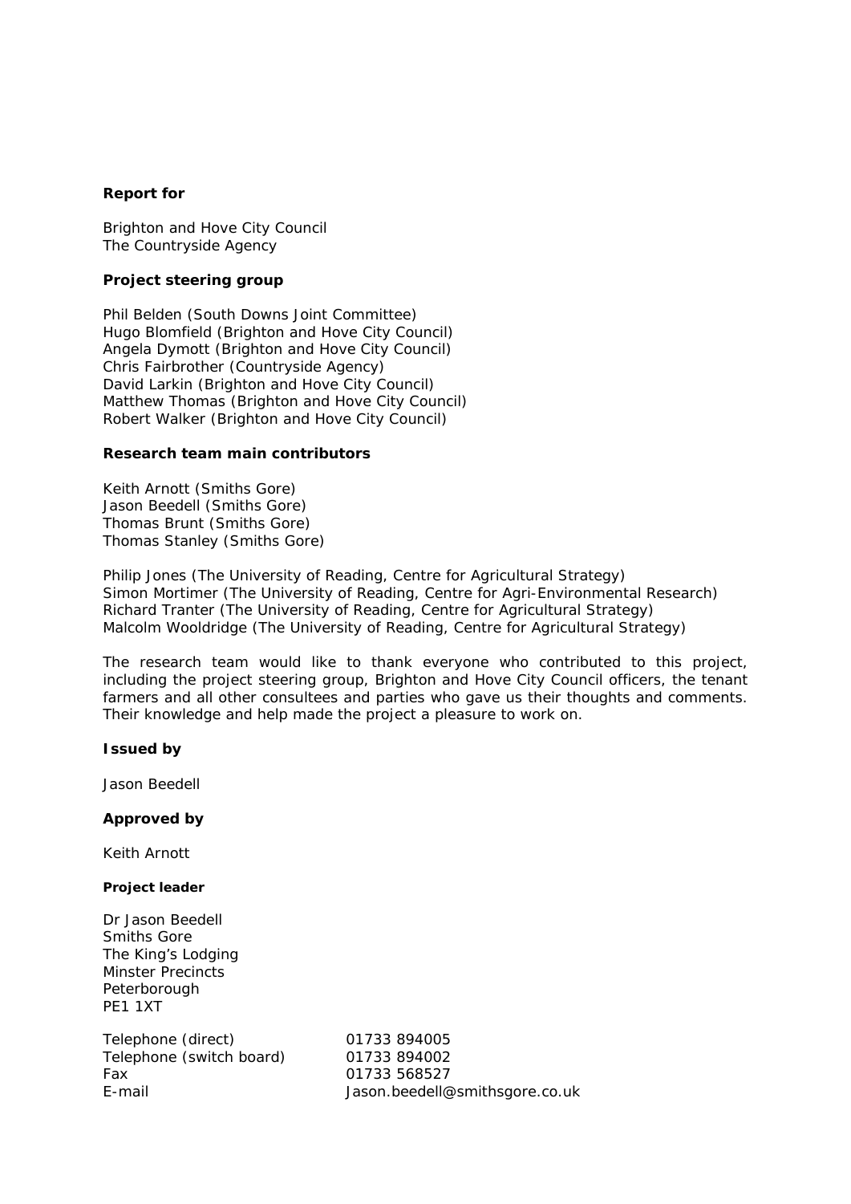**Report for**

Brighton and Hove City Council
The Countryside Agency

**Project steering group**

Phil Belden (South Downs Joint Committee)
Hugo Blomfield (Brighton and Hove City Council)
Angela Dymott (Brighton and Hove City Council)
Chris Fairbrother (Countryside Agency)
David Larkin (Brighton and Hove City Council)
Matthew Thomas (Brighton and Hove City Council)
Robert Walker (Brighton and Hove City Council)

**Research team main contributors**

Keith Arnott (Smiths Gore)
Jason Beedell (Smiths Gore)
Thomas Brunt (Smiths Gore)
Thomas Stanley (Smiths Gore)

Philip Jones (The University of Reading, Centre for Agricultural Strategy)
Simon Mortimer (The University of Reading, Centre for Agri-Environmental Research)
Richard Tranter (The University of Reading, Centre for Agricultural Strategy)
Malcolm Wooldridge (The University of Reading, Centre for Agricultural Strategy)

The research team would like to thank everyone who contributed to this project, including the project steering group, Brighton and Hove City Council officers, the tenant farmers and all other consultees and parties who gave us their thoughts and comments. Their knowledge and help made the project a pleasure to work on.

**Issued by**

Jason Beedell

**Approved by**

Keith Arnott

**Project leader**

Dr Jason Beedell
Smiths Gore
The King's Lodging
Minster Precincts
Peterborough
PE1 1XT

| | |
|---|---|
| Telephone (direct) | 01733 894005 |
| Telephone (switch board) | 01733 894002 |
| Fax | 01733 568527 |
| E-mail | Jason.beedell@smithsgore.co.uk |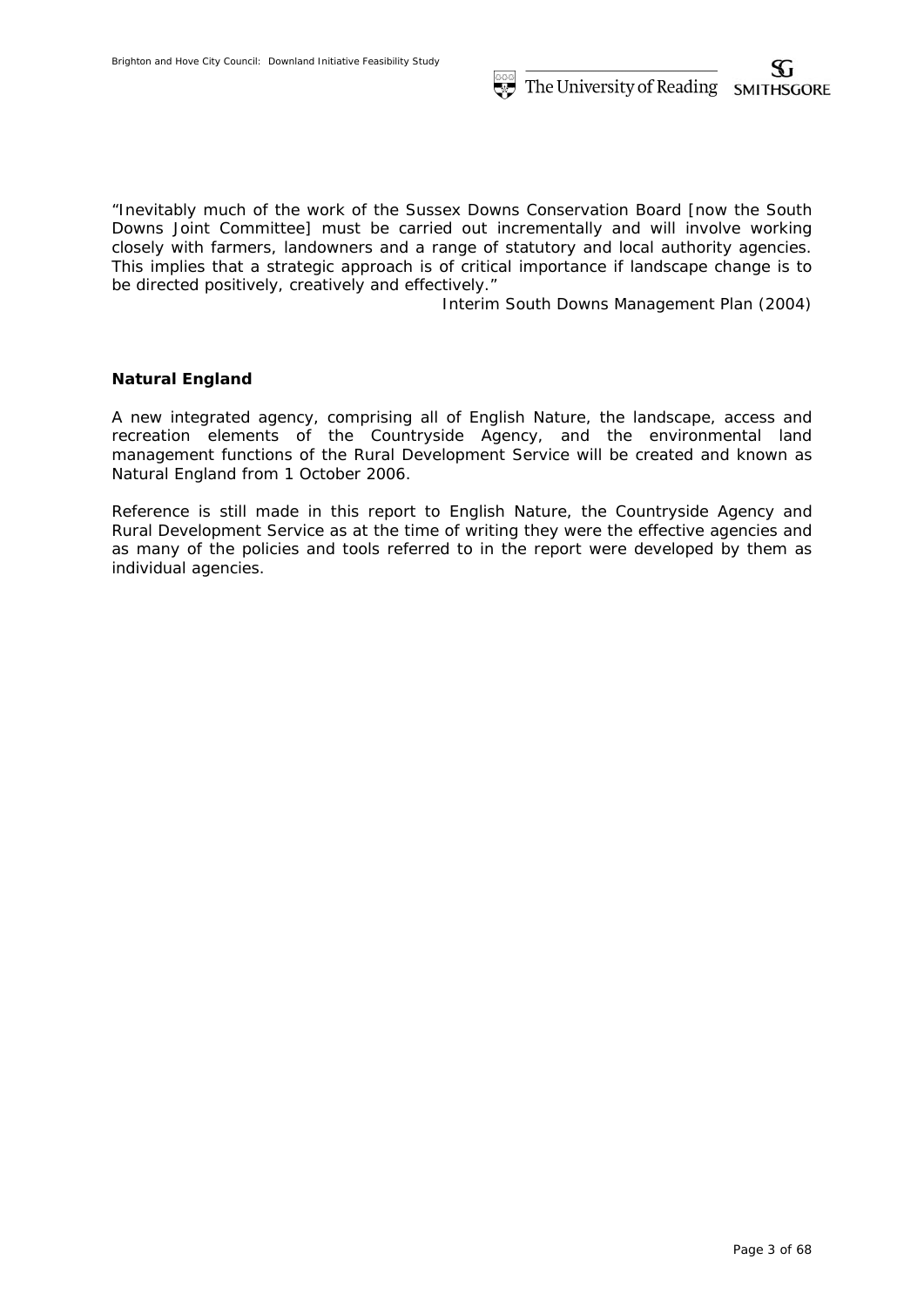"Inevitably much of the work of the Sussex Downs Conservation Board [now the South Downs Joint Committee] must be carried out incrementally and will involve working closely with farmers, landowners and a range of statutory and local authority agencies. This implies that a strategic approach is of critical importance if landscape change is to be directed positively, creatively and effectively."

Interim South Downs Management Plan (2004)

**Natural England**

A new integrated agency, comprising all of English Nature, the landscape, access and recreation elements of the Countryside Agency, and the environmental land management functions of the Rural Development Service will be created and known as Natural England from 1 October 2006.

Reference is still made in this report to English Nature, the Countryside Agency and Rural Development Service as at the time of writing they were the effective agencies and as many of the policies and tools referred to in the report were developed by them as individual agencies.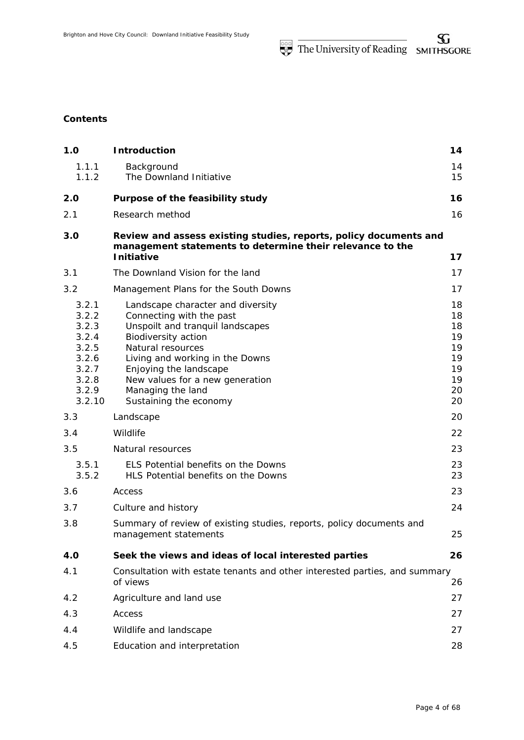**Contents**

| | | |
|---|---|---|
| **1.0** | **Introduction** | **14** |
| 1.1.1 | Background | 14 |
| 1.1.2 | The Downland Initiative | 15 |
| **2.0** | **Purpose of the feasibility study** | **16** |
| 2.1 | Research method | 16 |
| **3.0** | **Review and assess existing studies, reports, policy documents and management statements to determine their relevance to the Initiative** | **17** |
| 3.1 | The Downland Vision for the land | 17 |
| 3.2 | Management Plans for the South Downs | 17 |
| 3.2.1 | Landscape character and diversity | 18 |
| 3.2.2 | Connecting with the past | 18 |
| 3.2.3 | Unspoilt and tranquil landscapes | 18 |
| 3.2.4 | Biodiversity action | 19 |
| 3.2.5 | Natural resources | 19 |
| 3.2.6 | Living and working in the Downs | 19 |
| 3.2.7 | Enjoying the landscape | 19 |
| 3.2.8 | New values for a new generation | 19 |
| 3.2.9 | Managing the land | 20 |
| 3.2.10 | Sustaining the economy | 20 |
| 3.3 | Landscape | 20 |
| 3.4 | Wildlife | 22 |
| 3.5 | Natural resources | 23 |
| 3.5.1 | ELS Potential benefits on the Downs | 23 |
| 3.5.2 | HLS Potential benefits on the Downs | 23 |
| 3.6 | Access | 23 |
| 3.7 | Culture and history | 24 |
| 3.8 | Summary of review of existing studies, reports, policy documents and management statements | 25 |
| **4.0** | **Seek the views and ideas of local interested parties** | **26** |
| 4.1 | Consultation with estate tenants and other interested parties, and summary of views | 26 |
| 4.2 | Agriculture and land use | 27 |
| 4.3 | Access | 27 |
| 4.4 | Wildlife and landscape | 27 |
| 4.5 | Education and interpretation | 28 |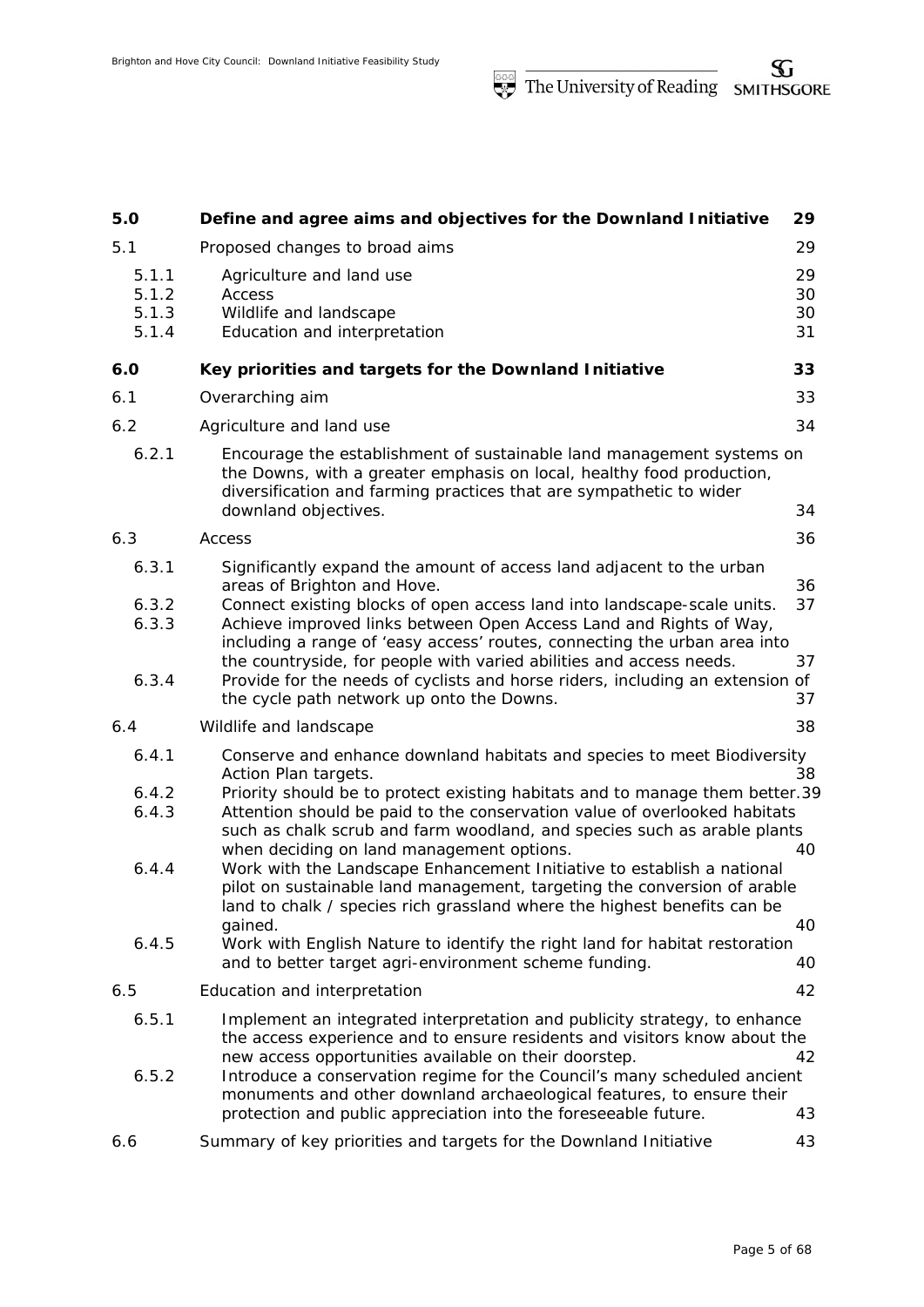| | | |
|---|---|---|
| **5.0** | **Define and agree aims and objectives for the Downland Initiative** | **29** |
| 5.1 | Proposed changes to broad aims | 29 |
| 5.1.1 | Agriculture and land use | 29 |
| 5.1.2 | Access | 30 |
| 5.1.3 | Wildlife and landscape | 30 |
| 5.1.4 | Education and interpretation | 31 |
| **6.0** | **Key priorities and targets for the Downland Initiative** | **33** |
| 6.1 | Overarching aim | 33 |
| 6.2 | Agriculture and land use | 34 |
| 6.2.1 | Encourage the establishment of sustainable land management systems on the Downs, with a greater emphasis on local, healthy food production, diversification and farming practices that are sympathetic to wider downland objectives. | 34 |
| 6.3 | Access | 36 |
| 6.3.1 | Significantly expand the amount of access land adjacent to the urban areas of Brighton and Hove. | 36 |
| 6.3.2 | Connect existing blocks of open access land into landscape-scale units. | 37 |
| 6.3.3 | Achieve improved links between Open Access Land and Rights of Way, including a range of 'easy access' routes, connecting the urban area into the countryside, for people with varied abilities and access needs. | 37 |
| 6.3.4 | Provide for the needs of cyclists and horse riders, including an extension of the cycle path network up onto the Downs. | 37 |
| 6.4 | Wildlife and landscape | 38 |
| 6.4.1 | Conserve and enhance downland habitats and species to meet Biodiversity Action Plan targets. | 38 |
| 6.4.2 | Priority should be to protect existing habitats and to manage them better. | 39 |
| 6.4.3 | Attention should be paid to the conservation value of overlooked habitats such as chalk scrub and farm woodland, and species such as arable plants when deciding on land management options. | 40 |
| 6.4.4 | Work with the Landscape Enhancement Initiative to establish a national pilot on sustainable land management, targeting the conversion of arable land to chalk / species rich grassland where the highest benefits can be gained. | 40 |
| 6.4.5 | Work with English Nature to identify the right land for habitat restoration and to better target agri-environment scheme funding. | 40 |
| 6.5 | Education and interpretation | 42 |
| 6.5.1 | Implement an integrated interpretation and publicity strategy, to enhance the access experience and to ensure residents and visitors know about the new access opportunities available on their doorstep. | 42 |
| 6.5.2 | Introduce a conservation regime for the Council's many scheduled ancient monuments and other downland archaeological features, to ensure their protection and public appreciation into the foreseeable future. | 43 |
| 6.6 | Summary of key priorities and targets for the Downland Initiative | 43 |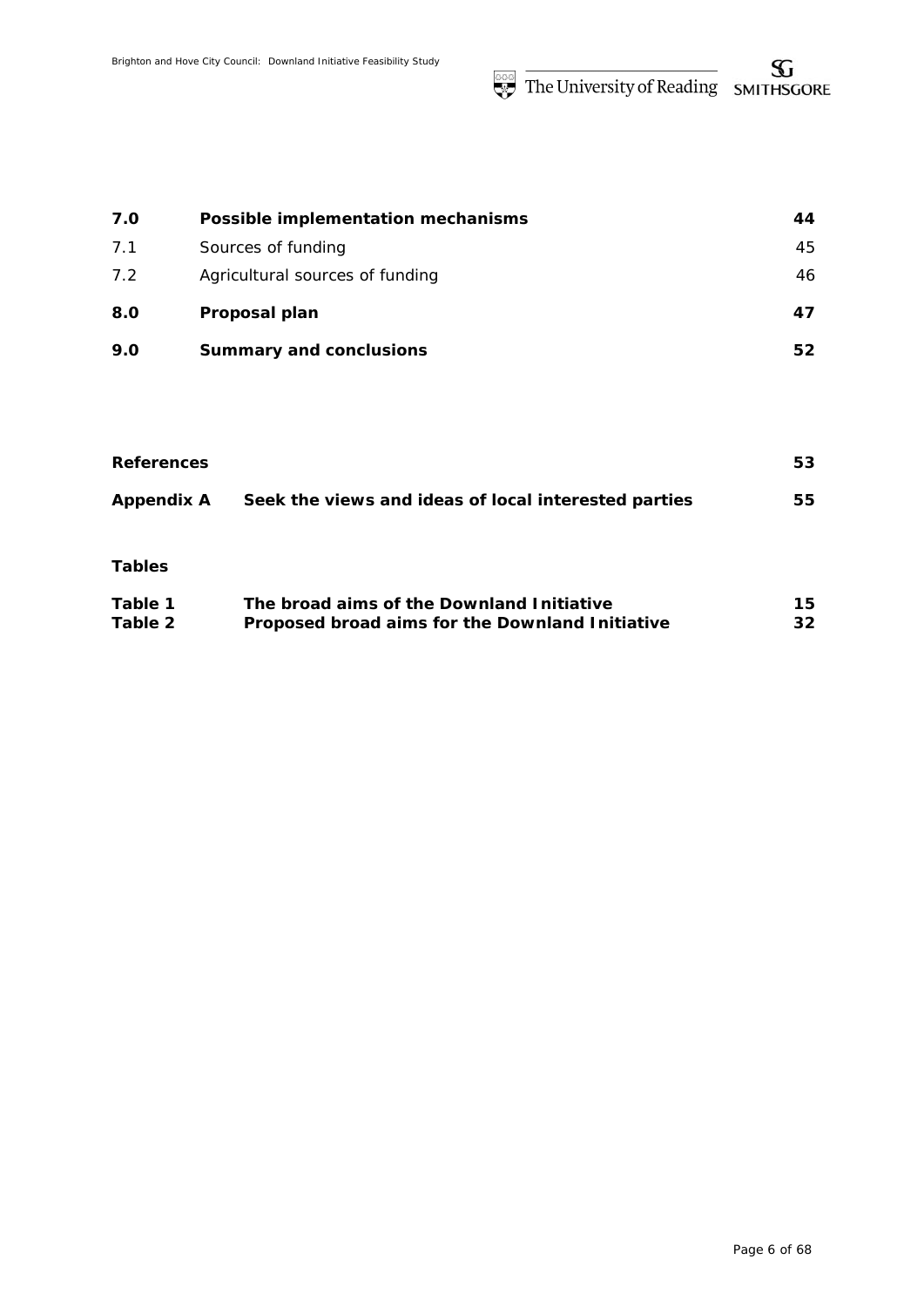| | | |
|---|---|---|
| **7.0** | **Possible implementation mechanisms** | **44** |
| 7.1 | Sources of funding | 45 |
| 7.2 | Agricultural sources of funding | 46 |
| **8.0** | **Proposal plan** | **47** |
| **9.0** | **Summary and conclusions** | **52** |

| | | |
|---|---|---|
| **References** | | **53** |
| **Appendix A** | **Seek the views and ideas of local interested parties** | **55** |

**Tables**

| | | |
|---|---|---|
| **Table 1** | **The broad aims of the Downland Initiative** | **15** |
| **Table 2** | **Proposed broad aims for the Downland Initiative** | **32** |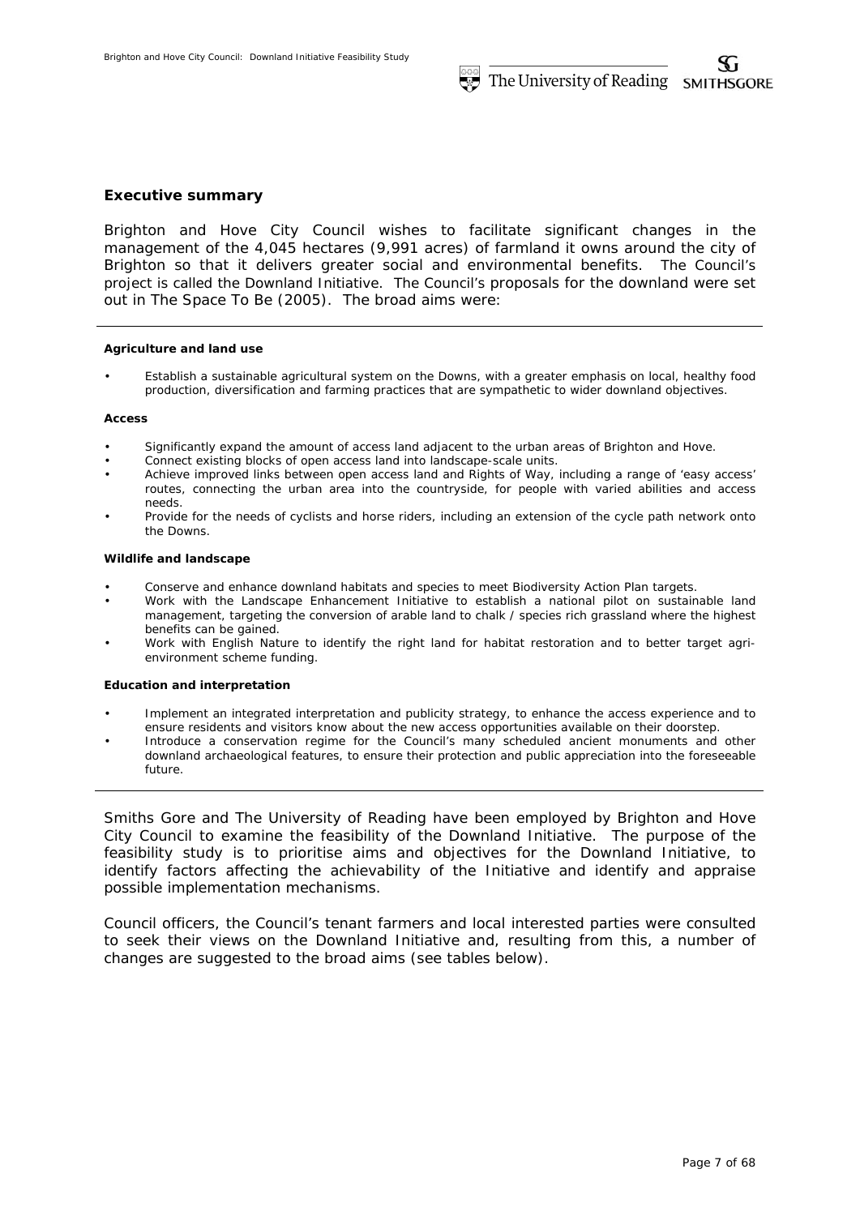## Executive summary

Brighton and Hove City Council wishes to facilitate significant changes in the management of the 4,045 hectares (9,991 acres) of farmland it owns around the city of Brighton so that it delivers greater social and environmental benefits. The Council's project is called the Downland Initiative. The Council's proposals for the downland were set out in The Space To Be (2005). The broad aims were:

---

**Agriculture and land use**

- Establish a sustainable agricultural system on the Downs, with a greater emphasis on local, healthy food production, diversification and farming practices that are sympathetic to wider downland objectives.

**Access**

- Significantly expand the amount of access land adjacent to the urban areas of Brighton and Hove.
- Connect existing blocks of open access land into landscape-scale units.
- Achieve improved links between open access land and Rights of Way, including a range of 'easy access' routes, connecting the urban area into the countryside, for people with varied abilities and access needs.
- Provide for the needs of cyclists and horse riders, including an extension of the cycle path network onto the Downs.

**Wildlife and landscape**

- Conserve and enhance downland habitats and species to meet Biodiversity Action Plan targets.
- Work with the Landscape Enhancement Initiative to establish a national pilot on sustainable land management, targeting the conversion of arable land to chalk / species rich grassland where the highest benefits can be gained.
- Work with English Nature to identify the right land for habitat restoration and to better target agri-environment scheme funding.

**Education and interpretation**

- Implement an integrated interpretation and publicity strategy, to enhance the access experience and to ensure residents and visitors know about the new access opportunities available on their doorstep.
- Introduce a conservation regime for the Council's many scheduled ancient monuments and other downland archaeological features, to ensure their protection and public appreciation into the foreseeable future.

---

Smiths Gore and The University of Reading have been employed by Brighton and Hove City Council to examine the feasibility of the Downland Initiative. The purpose of the feasibility study is to prioritise aims and objectives for the Downland Initiative, to identify factors affecting the achievability of the Initiative and identify and appraise possible implementation mechanisms.

Council officers, the Council's tenant farmers and local interested parties were consulted to seek their views on the Downland Initiative and, resulting from this, a number of changes are suggested to the broad aims (see tables below).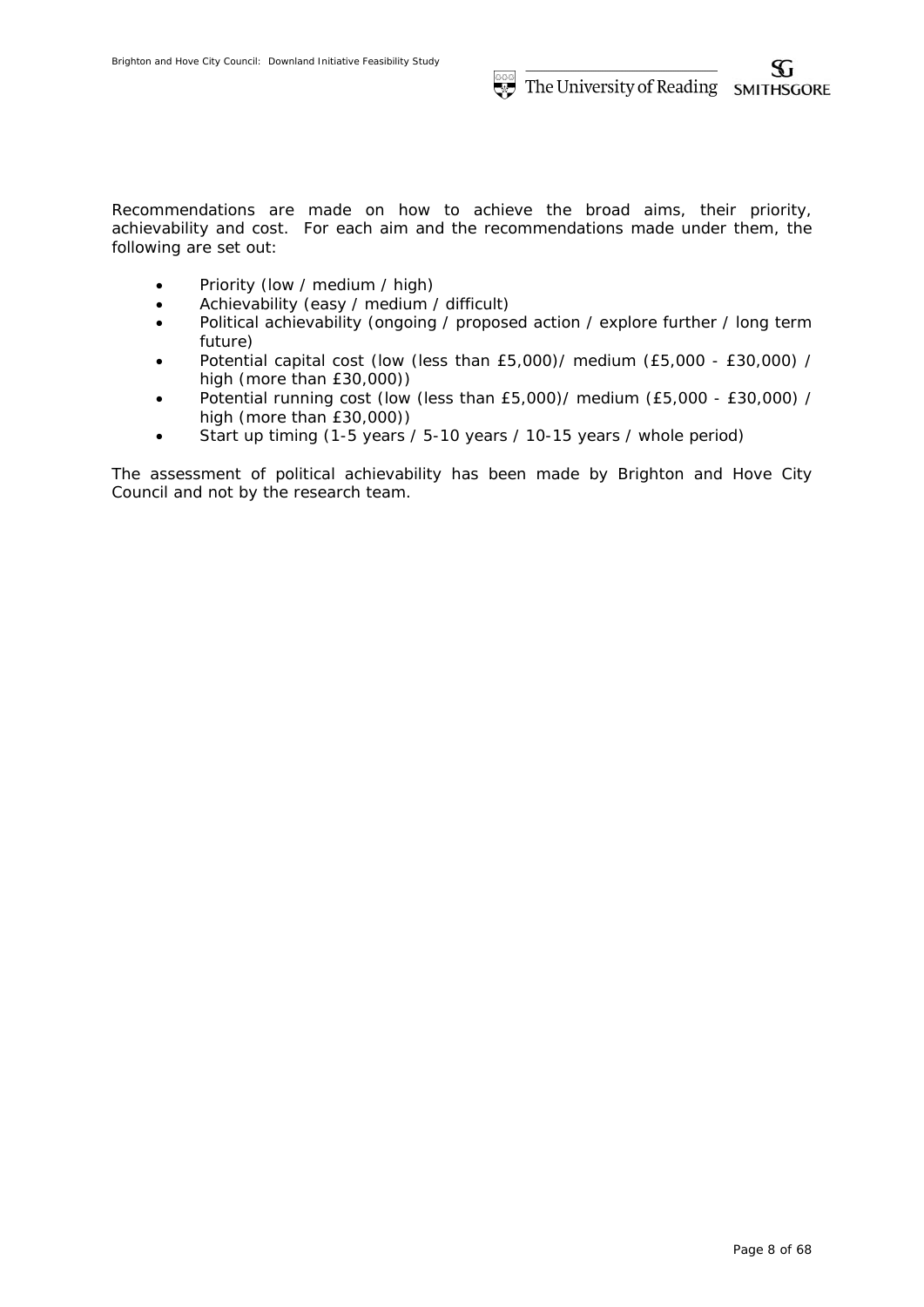Recommendations are made on how to achieve the broad aims, their priority, achievability and cost. For each aim and the recommendations made under them, the following are set out:

- Priority (low / medium / high)
- Achievability (easy / medium / difficult)
- Political achievability (ongoing / proposed action / explore further / long term future)
- Potential capital cost (low (less than £5,000)/ medium (£5,000 - £30,000) / high (more than £30,000))
- Potential running cost (low (less than £5,000)/ medium (£5,000 - £30,000) / high (more than £30,000))
- Start up timing (1-5 years / 5-10 years / 10-15 years / whole period)

The assessment of political achievability has been made by Brighton and Hove City Council and not by the research team.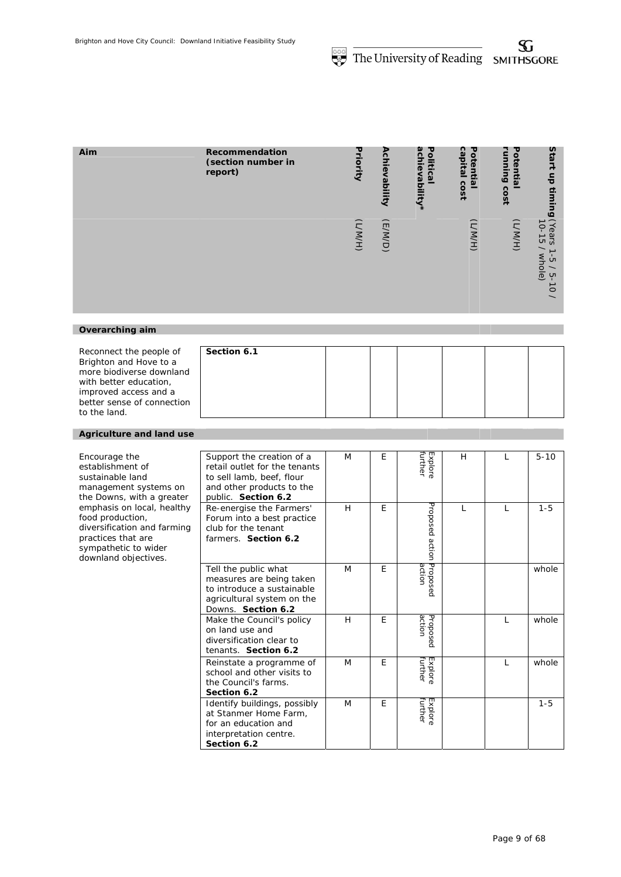| Aim | Recommendation (section number in report) | Priority (L/M/H) | Achievability (E/M/D) | Political achievability* | Potential capital cost (L/M/H) | Potential running cost (L/M/H) | Start up timing (Years 1-5 / 5-10 / 10-15 / whole) |
|---|---|---|---|---|---|---|---|
| **Overarching aim** | | | | | | | |
| Reconnect the people of Brighton and Hove to a more biodiverse downland with better education, improved access and a better sense of connection to the land. | **Section 6.1** | | | | | | |
| **Agriculture and land use** | | | | | | | |
| Encourage the establishment of sustainable land management systems on the Downs, with a greater emphasis on local, healthy food production, diversification and farming practices that are sympathetic to wider downland objectives. | Support the creation of a retail outlet for the tenants to sell lamb, beef, flour and other products to the public. **Section 6.2** | M | E | Explore further | H | L | 5-10 |
| | Re-energise the Farmers' Forum into a best practice club for the tenant farmers. **Section 6.2** | H | E | Proposed action | L | L | 1-5 |
| | Tell the public what measures are being taken to introduce a sustainable agricultural system on the Downs. **Section 6.2** | M | E | Proposed action | | | whole |
| | Make the Council's policy on land use and diversification clear to tenants. **Section 6.2** | H | E | Proposed action | | L | whole |
| | Reinstate a programme of school and other visits to the Council's farms. **Section 6.2** | M | E | Explore further | | L | whole |
| | Identify buildings, possibly at Stanmer Home Farm, for an education and interpretation centre. **Section 6.2** | M | E | Explore further | | | 1-5 |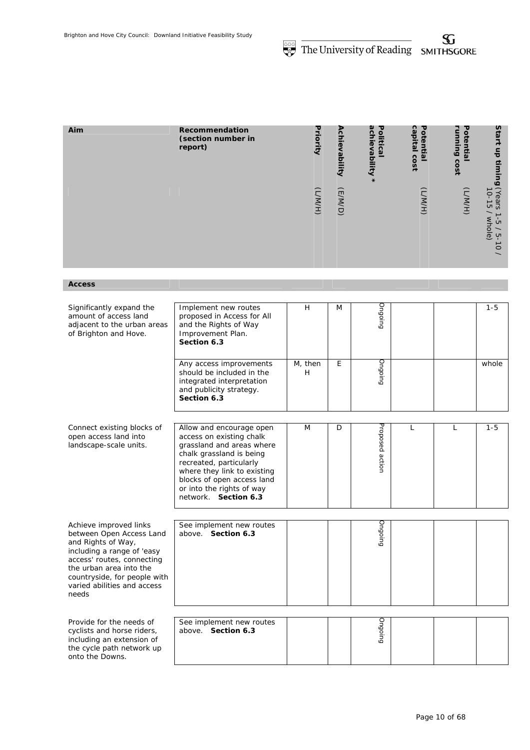| Aim | Recommendation (section number in report) | Priority (L/M/H) | Achievability (E/M/D) | Political achievability * | Potential capital cost (L/M/H) | Potential running cost (L/M/H) | Start up timing (Years 1-5 / 5-10 / 10-15 / whole) |
|---|---|---|---|---|---|---|---|
| **Access** | | | | | | | |
| Significantly expand the amount of access land adjacent to the urban areas of Brighton and Hove. | Implement new routes proposed in Access for All and the Rights of Way Improvement Plan. **Section 6.3** | H | M | Ongoing | | | 1-5 |
| | Any access improvements should be included in the integrated interpretation and publicity strategy. **Section 6.3** | M, then H | E | Ongoing | | | whole |
| Connect existing blocks of open access land into landscape-scale units. | Allow and encourage open access on existing chalk grassland and areas where chalk grassland is being recreated, particularly where they link to existing blocks of open access land or into the rights of way network. **Section 6.3** | M | D | Proposed action | L | L | 1-5 |
| Achieve improved links between Open Access Land and Rights of Way, including a range of 'easy access' routes, connecting the urban area into the countryside, for people with varied abilities and access needs | See implement new routes above. **Section 6.3** | | | Ongoing | | | |
| Provide for the needs of cyclists and horse riders, including an extension of the cycle path network up onto the Downs. | See implement new routes above. **Section 6.3** | | | Ongoing | | | |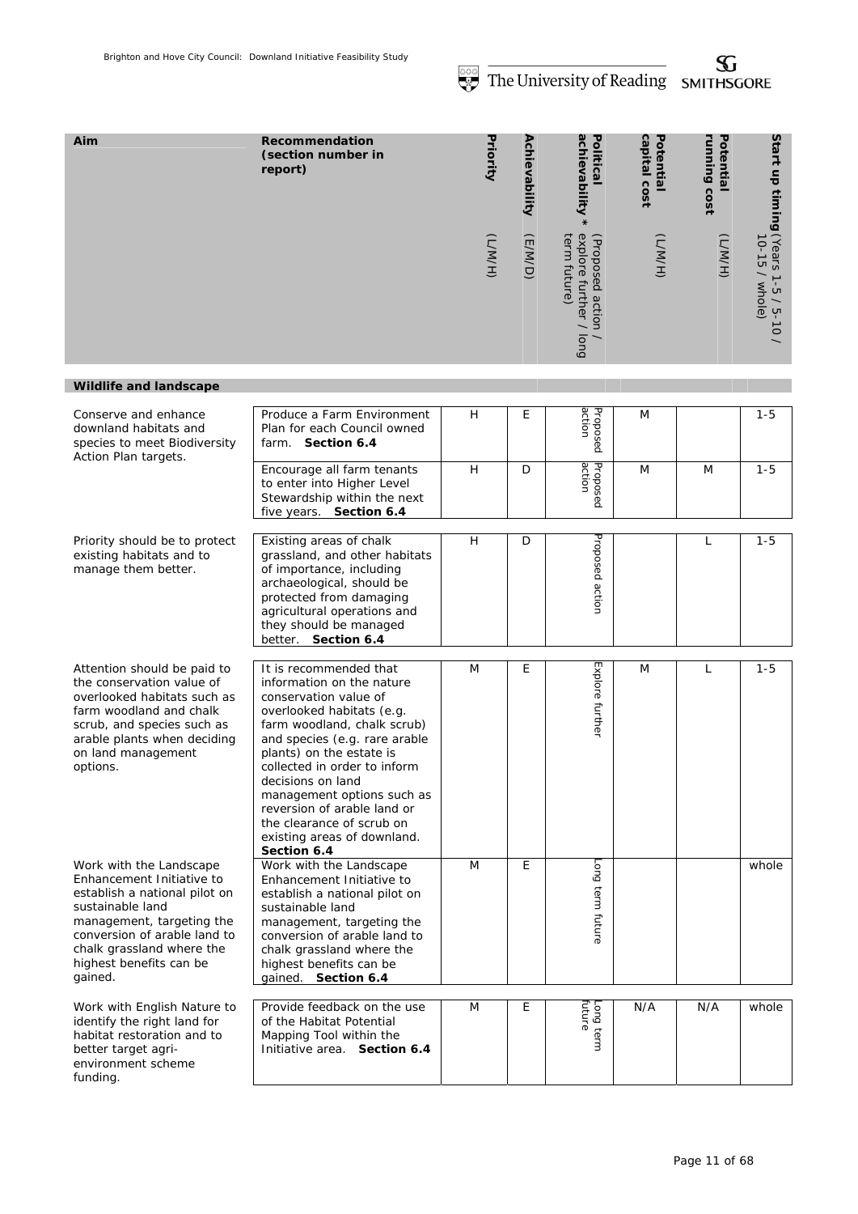| Aim | Recommendation (section number in report) | Priority (L/M/H) | Achievability (E/M/D) | Political achievability * (Proposed action / explore further / long term future) | Potential capital cost (L/M/H) | Potential running cost (L/M/H) | Start up timing (Years 1-5 / 5-10 / 10-15 / whole) |
|---|---|---|---|---|---|---|---|
| **Wildlife and landscape** | | | | | | | |
| Conserve and enhance downland habitats and species to meet Biodiversity Action Plan targets. | Produce a Farm Environment Plan for each Council owned farm. **Section 6.4** | H | E | Proposed action | M | | 1-5 |
| | Encourage all farm tenants to enter into Higher Level Stewardship within the next five years. **Section 6.4** | H | D | Proposed action | M | M | 1-5 |
| Priority should be to protect existing habitats and to manage them better. | Existing areas of chalk grassland, and other habitats of importance, including archaeological, should be protected from damaging agricultural operations and they should be managed better. **Section 6.4** | H | D | Proposed action | | L | 1-5 |
| Attention should be paid to the conservation value of overlooked habitats such as farm woodland and chalk scrub, and species such as arable plants when deciding on land management options. | It is recommended that information on the nature conservation value of overlooked habitats (e.g. farm woodland, chalk scrub) and species (e.g. rare arable plants) on the estate is collected in order to inform decisions on land management options such as reversion of arable land or the clearance of scrub on existing areas of downland. **Section 6.4** | M | E | Explore further | M | L | 1-5 |
| Work with the Landscape Enhancement Initiative to establish a national pilot on sustainable land management, targeting the conversion of arable land to chalk grassland where the highest benefits can be gained. | Work with the Landscape Enhancement Initiative to establish a national pilot on sustainable land management, targeting the conversion of arable land to chalk grassland where the highest benefits can be gained. **Section 6.4** | M | E | Long term future | | | whole |
| Work with English Nature to identify the right land for habitat restoration and to better target agri-environment scheme funding. | Provide feedback on the use of the Habitat Potential Mapping Tool within the Initiative area. **Section 6.4** | M | E | Long term future | N/A | N/A | whole |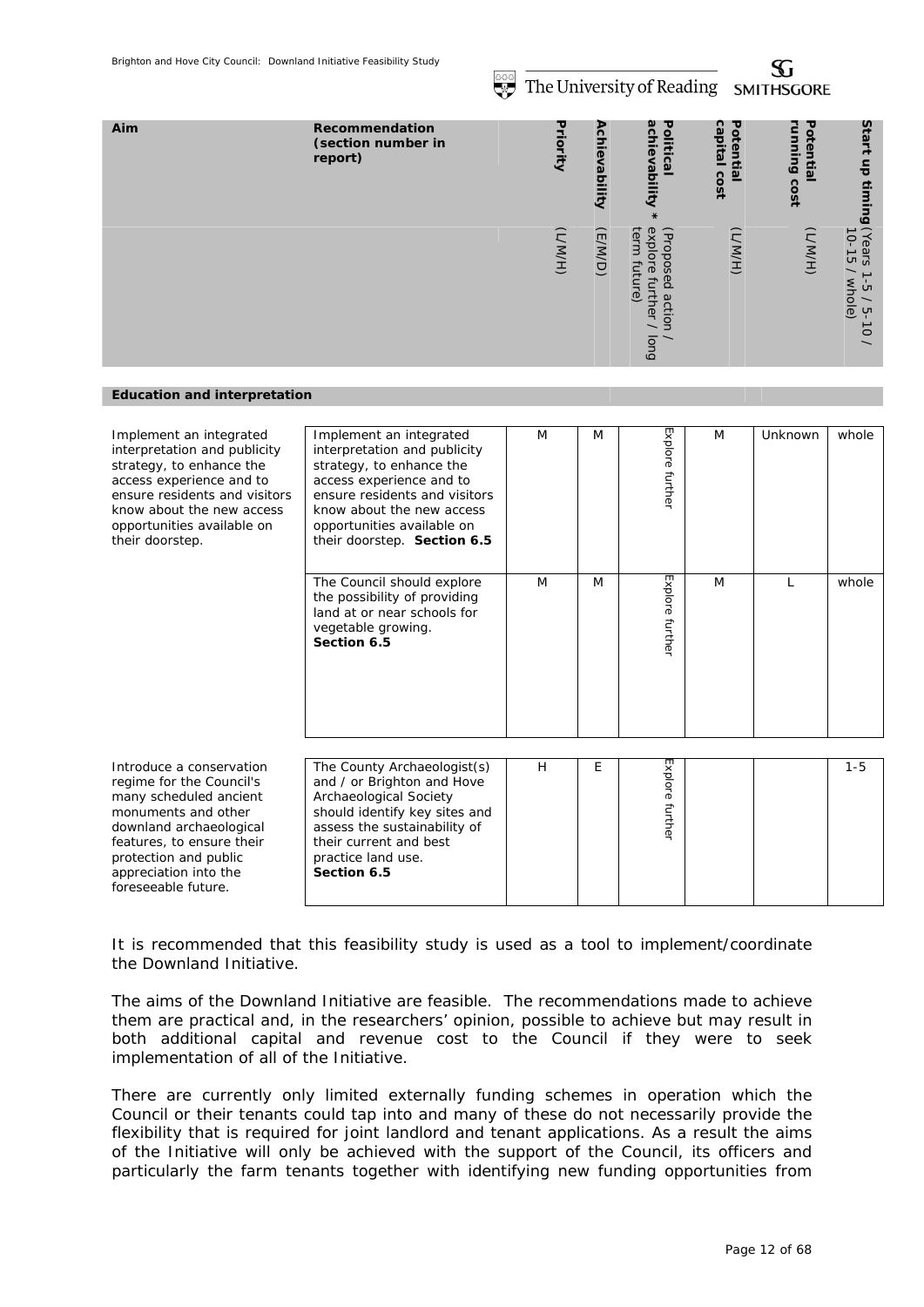| Aim | Recommendation (section number in report) | Priority | Achievability | Political achievability * | Potential capital cost | Potential running cost | Start up timing |
|---|---|---|---|---|---|---|---|
| | | (L/M/H) | (E/M/D) | (Proposed action / explore further / long term future) | (L/M/H) | (L/M/H) | (Years 1-5 / 5-10 / 10-15 / whole) |
| **Education and interpretation** | | | | | | | |
| Implement an integrated interpretation and publicity strategy, to enhance the access experience and to ensure residents and visitors know about the new access opportunities available on their doorstep. | Implement an integrated interpretation and publicity strategy, to enhance the access experience and to ensure residents and visitors know about the new access opportunities available on their doorstep. **Section 6.5** | M | M | Explore further | M | Unknown | whole |
| | The Council should explore the possibility of providing land at or near schools for vegetable growing. **Section 6.5** | M | M | Explore further | M | L | whole |
| Introduce a conservation regime for the Council's many scheduled ancient monuments and other downland archaeological features, to ensure their protection and public appreciation into the foreseeable future. | The County Archaeologist(s) and / or Brighton and Hove Archaeological Society should identify key sites and assess the sustainability of their current and best practice land use. **Section 6.5** | H | E | Explore further | | | 1-5 |

It is recommended that this feasibility study is used as a tool to implement/coordinate the Downland Initiative.

The aims of the Downland Initiative are feasible. The recommendations made to achieve them are practical and, in the researchers' opinion, possible to achieve but may result in both additional capital and revenue cost to the Council if they were to seek implementation of all of the Initiative.

There are currently only limited externally funding schemes in operation which the Council or their tenants could tap into and many of these do not necessarily provide the flexibility that is required for joint landlord and tenant applications. As a result the aims of the Initiative will only be achieved with the support of the Council, its officers and particularly the farm tenants together with identifying new funding opportunities from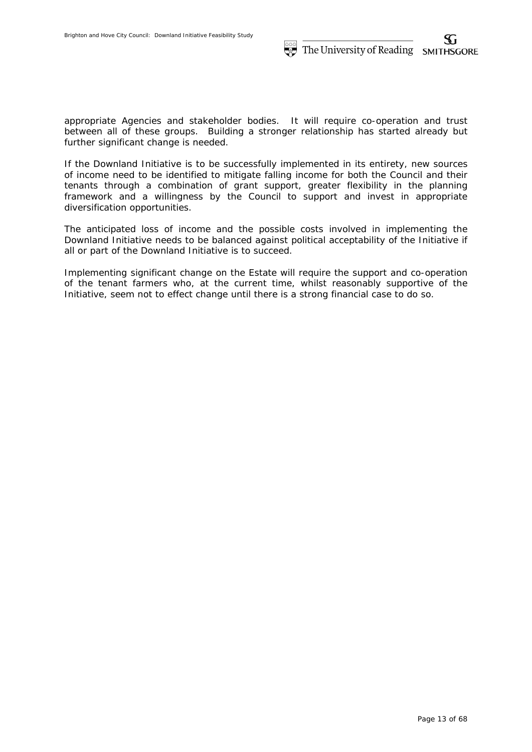appropriate Agencies and stakeholder bodies. It will require co-operation and trust between all of these groups. Building a stronger relationship has started already but further significant change is needed.

If the Downland Initiative is to be successfully implemented in its entirety, new sources of income need to be identified to mitigate falling income for both the Council and their tenants through a combination of grant support, greater flexibility in the planning framework and a willingness by the Council to support and invest in appropriate diversification opportunities.

The anticipated loss of income and the possible costs involved in implementing the Downland Initiative needs to be balanced against political acceptability of the Initiative if all or part of the Downland Initiative is to succeed.

Implementing significant change on the Estate will require the support and co-operation of the tenant farmers who, at the current time, whilst reasonably supportive of the Initiative, seem not to effect change until there is a strong financial case to do so.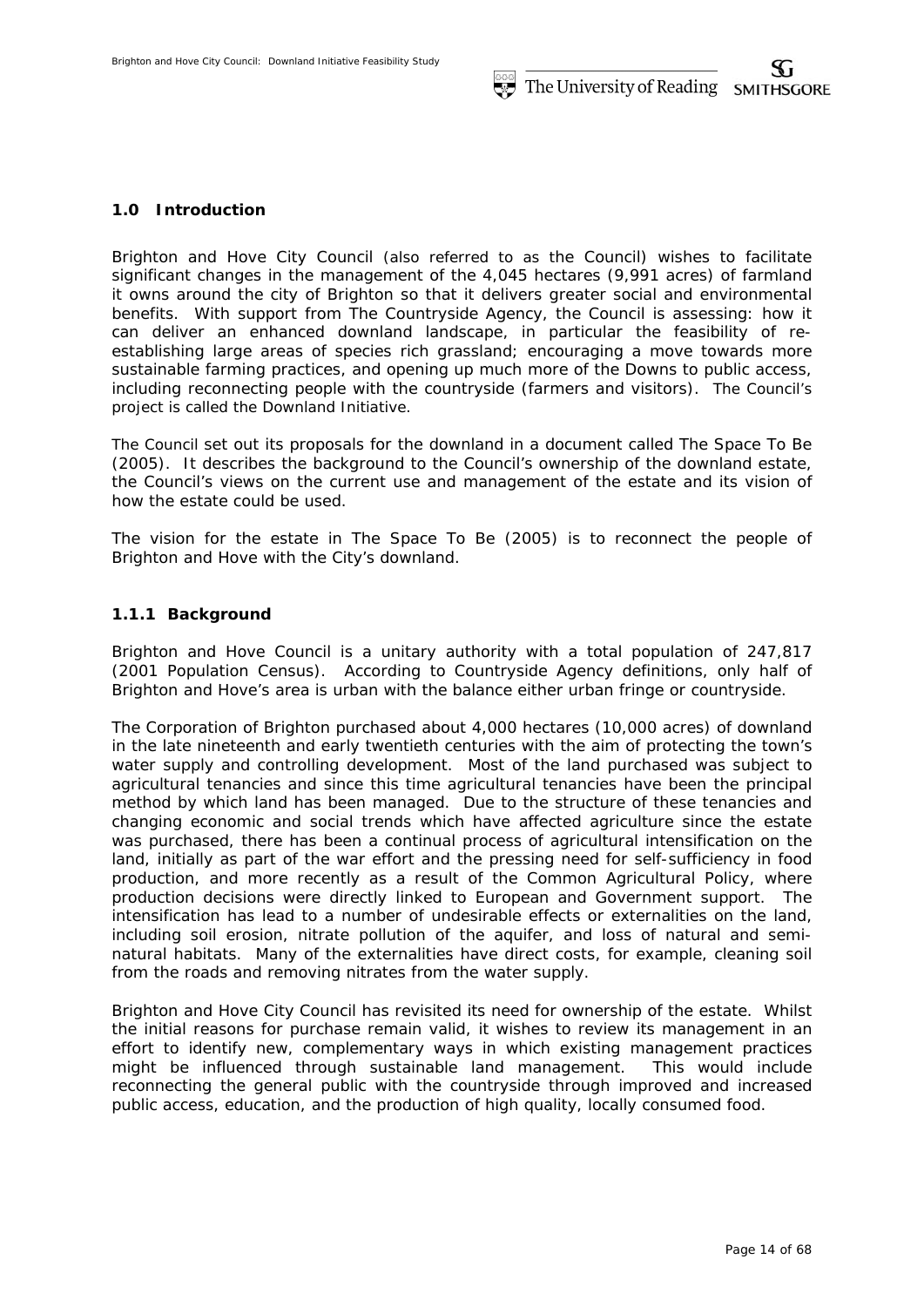## 1.0 Introduction

Brighton and Hove City Council (also referred to as the Council) wishes to facilitate significant changes in the management of the 4,045 hectares (9,991 acres) of farmland it owns around the city of Brighton so that it delivers greater social and environmental benefits. With support from The Countryside Agency, the Council is assessing: how it can deliver an enhanced downland landscape, in particular the feasibility of re-establishing large areas of species rich grassland; encouraging a move towards more sustainable farming practices, and opening up much more of the Downs to public access, including reconnecting people with the countryside (farmers and visitors). The Council's project is called the Downland Initiative.

The Council set out its proposals for the downland in a document called The Space To Be (2005). It describes the background to the Council's ownership of the downland estate, the Council's views on the current use and management of the estate and its vision of how the estate could be used.

The vision for the estate in The Space To Be (2005) is to reconnect the people of Brighton and Hove with the City's downland.

### 1.1.1 Background

Brighton and Hove Council is a unitary authority with a total population of 247,817 (2001 Population Census). According to Countryside Agency definitions, only half of Brighton and Hove's area is urban with the balance either urban fringe or countryside.

The Corporation of Brighton purchased about 4,000 hectares (10,000 acres) of downland in the late nineteenth and early twentieth centuries with the aim of protecting the town's water supply and controlling development. Most of the land purchased was subject to agricultural tenancies and since this time agricultural tenancies have been the principal method by which land has been managed. Due to the structure of these tenancies and changing economic and social trends which have affected agriculture since the estate was purchased, there has been a continual process of agricultural intensification on the land, initially as part of the war effort and the pressing need for self-sufficiency in food production, and more recently as a result of the Common Agricultural Policy, where production decisions were directly linked to European and Government support. The intensification has lead to a number of undesirable effects or externalities on the land, including soil erosion, nitrate pollution of the aquifer, and loss of natural and semi-natural habitats. Many of the externalities have direct costs, for example, cleaning soil from the roads and removing nitrates from the water supply.

Brighton and Hove City Council has revisited its need for ownership of the estate. Whilst the initial reasons for purchase remain valid, it wishes to review its management in an effort to identify new, complementary ways in which existing management practices might be influenced through sustainable land management. This would include reconnecting the general public with the countryside through improved and increased public access, education, and the production of high quality, locally consumed food.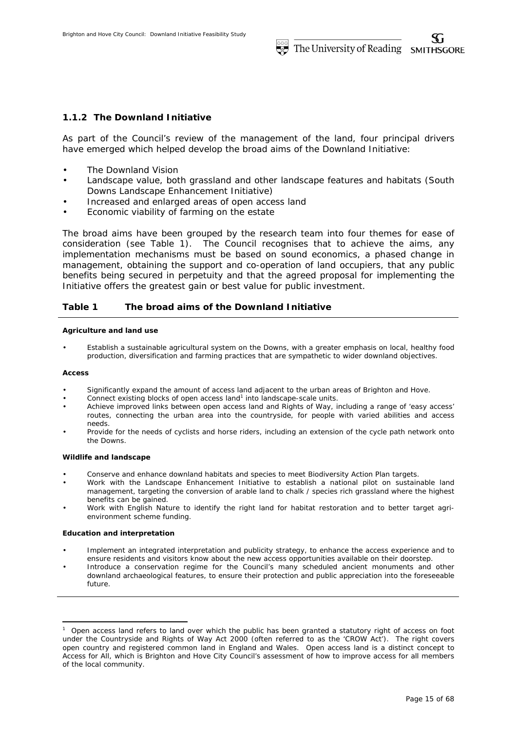### 1.1.2 The Downland Initiative

As part of the Council's review of the management of the land, four principal drivers have emerged which helped develop the broad aims of the Downland Initiative:

- The Downland Vision
- Landscape value, both grassland and other landscape features and habitats (South Downs Landscape Enhancement Initiative)
- Increased and enlarged areas of open access land
- Economic viability of farming on the estate

The broad aims have been grouped by the research team into four themes for ease of consideration (see Table 1). The Council recognises that to achieve the aims, any implementation mechanisms must be based on sound economics, a phased change in management, obtaining the support and co-operation of land occupiers, that any public benefits being secured in perpetuity and that the agreed proposal for implementing the Initiative offers the greatest gain or best value for public investment.

**Table 1 The broad aims of the Downland Initiative**

**Agriculture and land use**

- Establish a sustainable agricultural system on the Downs, with a greater emphasis on local, healthy food production, diversification and farming practices that are sympathetic to wider downland objectives.

**Access**

- Significantly expand the amount of access land adjacent to the urban areas of Brighton and Hove.
- Connect existing blocks of open access land[1] into landscape-scale units.
- Achieve improved links between open access land and Rights of Way, including a range of 'easy access' routes, connecting the urban area into the countryside, for people with varied abilities and access needs.
- Provide for the needs of cyclists and horse riders, including an extension of the cycle path network onto the Downs.

**Wildlife and landscape**

- Conserve and enhance downland habitats and species to meet Biodiversity Action Plan targets.
- Work with the Landscape Enhancement Initiative to establish a national pilot on sustainable land management, targeting the conversion of arable land to chalk / species rich grassland where the highest benefits can be gained.
- Work with English Nature to identify the right land for habitat restoration and to better target agri-environment scheme funding.

**Education and interpretation**

- Implement an integrated interpretation and publicity strategy, to enhance the access experience and to ensure residents and visitors know about the new access opportunities available on their doorstep.
- Introduce a conservation regime for the Council's many scheduled ancient monuments and other downland archaeological features, to ensure their protection and public appreciation into the foreseeable future.

---

[1] Open access land refers to land over which the public has been granted a statutory right of access on foot under the Countryside and Rights of Way Act 2000 (often referred to as the 'CROW Act'). The right covers open country and registered common land in England and Wales. Open access land is a distinct concept to Access for All, which is Brighton and Hove City Council's assessment of how to improve access for all members of the local community.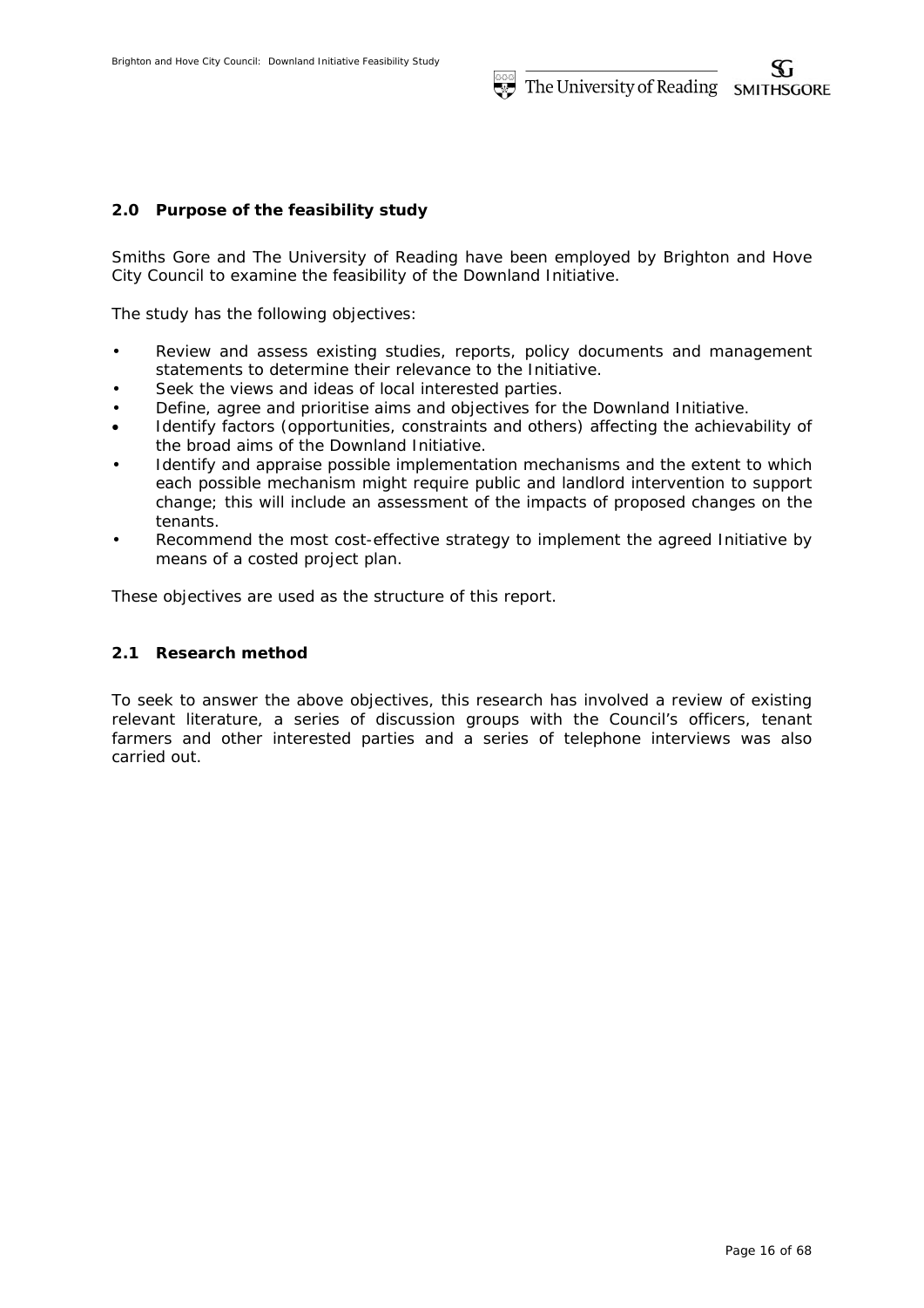## 2.0 Purpose of the feasibility study

Smiths Gore and The University of Reading have been employed by Brighton and Hove City Council to examine the feasibility of the Downland Initiative.

The study has the following objectives:

- Review and assess existing studies, reports, policy documents and management statements to determine their relevance to the Initiative.
- Seek the views and ideas of local interested parties.
- Define, agree and prioritise aims and objectives for the Downland Initiative.
- Identify factors (opportunities, constraints and others) affecting the achievability of the broad aims of the Downland Initiative.
- Identify and appraise possible implementation mechanisms and the extent to which each possible mechanism might require public and landlord intervention to support change; this will include an assessment of the impacts of proposed changes on the tenants.
- Recommend the most cost-effective strategy to implement the agreed Initiative by means of a costed project plan.

These objectives are used as the structure of this report.

## 2.1 Research method

To seek to answer the above objectives, this research has involved a review of existing relevant literature, a series of discussion groups with the Council's officers, tenant farmers and other interested parties and a series of telephone interviews was also carried out.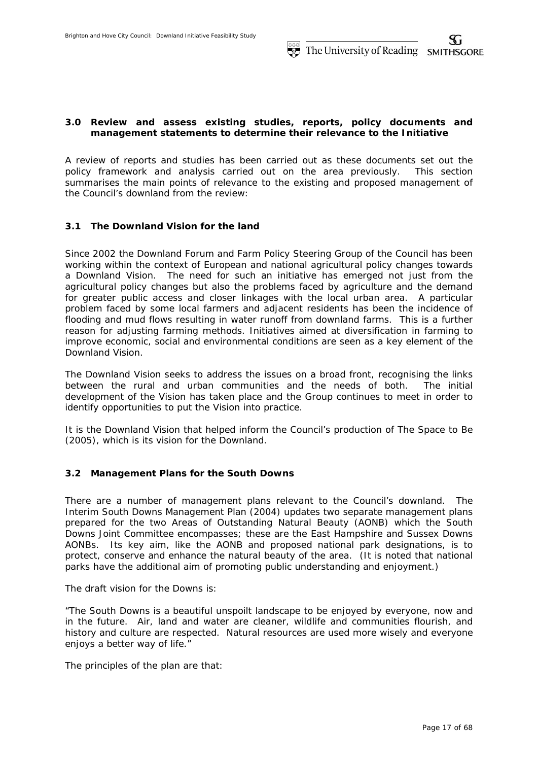## 3.0 Review and assess existing studies, reports, policy documents and management statements to determine their relevance to the Initiative

A review of reports and studies has been carried out as these documents set out the policy framework and analysis carried out on the area previously. This section summarises the main points of relevance to the existing and proposed management of the Council's downland from the review:

### 3.1 The Downland Vision for the land

Since 2002 the Downland Forum and Farm Policy Steering Group of the Council has been working within the context of European and national agricultural policy changes towards a Downland Vision. The need for such an initiative has emerged not just from the agricultural policy changes but also the problems faced by agriculture and the demand for greater public access and closer linkages with the local urban area. A particular problem faced by some local farmers and adjacent residents has been the incidence of flooding and mud flows resulting in water runoff from downland farms. This is a further reason for adjusting farming methods. Initiatives aimed at diversification in farming to improve economic, social and environmental conditions are seen as a key element of the Downland Vision.

The Downland Vision seeks to address the issues on a broad front, recognising the links between the rural and urban communities and the needs of both. The initial development of the Vision has taken place and the Group continues to meet in order to identify opportunities to put the Vision into practice.

It is the Downland Vision that helped inform the Council's production of The Space to Be (2005), which is its vision for the Downland.

### 3.2 Management Plans for the South Downs

There are a number of management plans relevant to the Council's downland. The Interim South Downs Management Plan (2004) updates two separate management plans prepared for the two Areas of Outstanding Natural Beauty (AONB) which the South Downs Joint Committee encompasses; these are the East Hampshire and Sussex Downs AONBs. Its key aim, like the AONB and proposed national park designations, is to protect, conserve and enhance the natural beauty of the area. (It is noted that national parks have the additional aim of promoting public understanding and enjoyment.)

The draft vision for the Downs is:

"The South Downs is a beautiful unspoilt landscape to be enjoyed by everyone, now and in the future. Air, land and water are cleaner, wildlife and communities flourish, and history and culture are respected. Natural resources are used more wisely and everyone enjoys a better way of life."

The principles of the plan are that: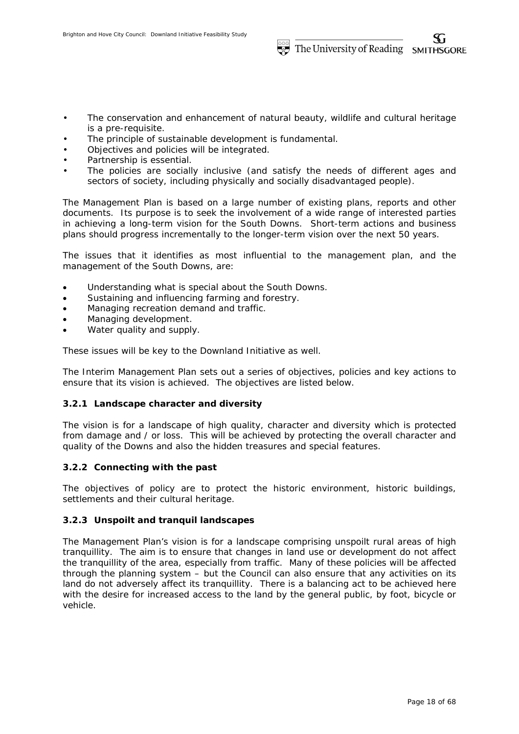- The conservation and enhancement of natural beauty, wildlife and cultural heritage is a pre-requisite.
- The principle of sustainable development is fundamental.
- Objectives and policies will be integrated.
- Partnership is essential.
- The policies are socially inclusive (and satisfy the needs of different ages and sectors of society, including physically and socially disadvantaged people).

The Management Plan is based on a large number of existing plans, reports and other documents. Its purpose is to seek the involvement of a wide range of interested parties in achieving a long-term vision for the South Downs. Short-term actions and business plans should progress incrementally to the longer-term vision over the next 50 years.

The issues that it identifies as most influential to the management plan, and the management of the South Downs, are:

- Understanding what is special about the South Downs.
- Sustaining and influencing farming and forestry.
- Managing recreation demand and traffic.
- Managing development.
- Water quality and supply.

These issues will be key to the Downland Initiative as well.

The Interim Management Plan sets out a series of objectives, policies and key actions to ensure that its vision is achieved. The objectives are listed below.

### 3.2.1 Landscape character and diversity

The vision is for a landscape of high quality, character and diversity which is protected from damage and / or loss. This will be achieved by protecting the overall character and quality of the Downs and also the hidden treasures and special features.

### 3.2.2 Connecting with the past

The objectives of policy are to protect the historic environment, historic buildings, settlements and their cultural heritage.

### 3.2.3 Unspoilt and tranquil landscapes

The Management Plan's vision is for a landscape comprising unspoilt rural areas of high tranquillity. The aim is to ensure that changes in land use or development do not affect the tranquillity of the area, especially from traffic. Many of these policies will be affected through the planning system – but the Council can also ensure that any activities on its land do not adversely affect its tranquillity. There is a balancing act to be achieved here with the desire for increased access to the land by the general public, by foot, bicycle or vehicle.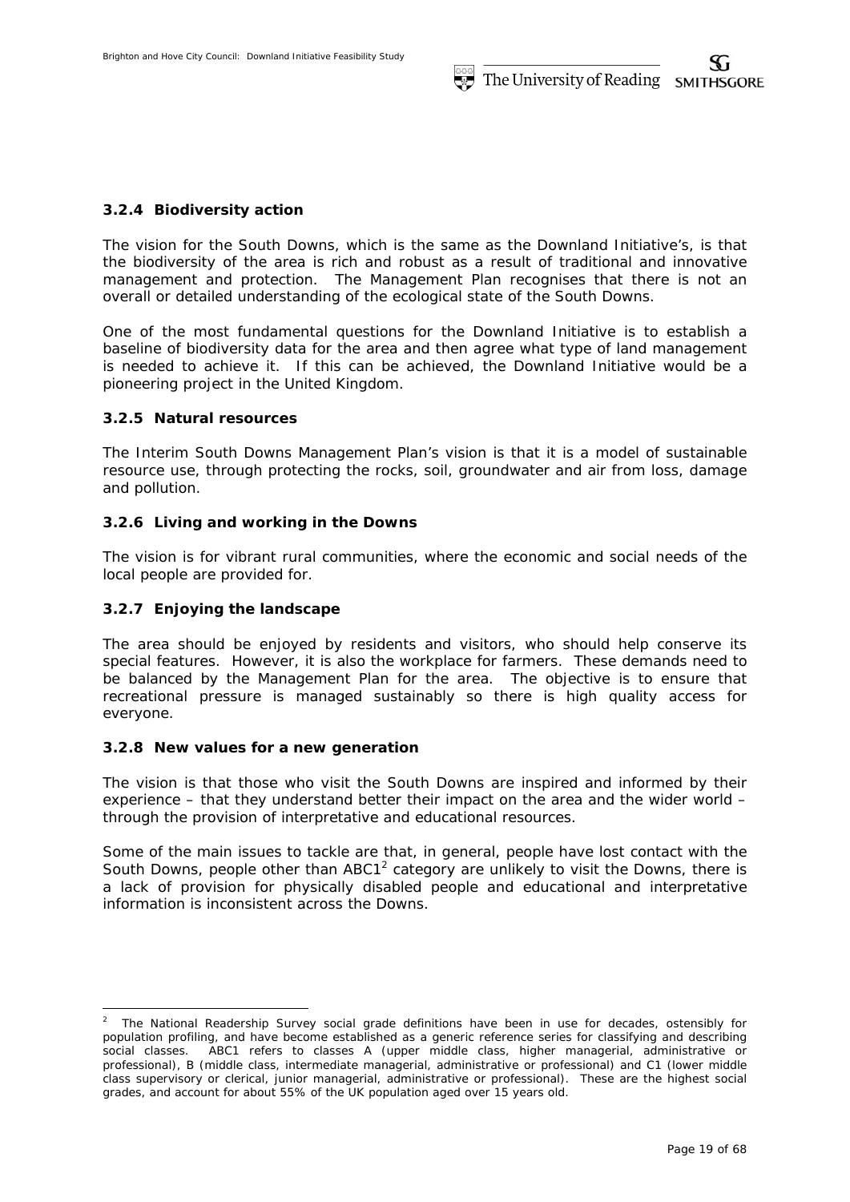### 3.2.4 Biodiversity action

The vision for the South Downs, which is the same as the Downland Initiative's, is that the biodiversity of the area is rich and robust as a result of traditional and innovative management and protection. The Management Plan recognises that there is not an overall or detailed understanding of the ecological state of the South Downs.

One of the most fundamental questions for the Downland Initiative is to establish a baseline of biodiversity data for the area and then agree what type of land management is needed to achieve it. If this can be achieved, the Downland Initiative would be a pioneering project in the United Kingdom.

### 3.2.5 Natural resources

The Interim South Downs Management Plan's vision is that it is a model of sustainable resource use, through protecting the rocks, soil, groundwater and air from loss, damage and pollution.

### 3.2.6 Living and working in the Downs

The vision is for vibrant rural communities, where the economic and social needs of the local people are provided for.

### 3.2.7 Enjoying the landscape

The area should be enjoyed by residents and visitors, who should help conserve its special features. However, it is also the workplace for farmers. These demands need to be balanced by the Management Plan for the area. The objective is to ensure that recreational pressure is managed sustainably so there is high quality access for everyone.

### 3.2.8 New values for a new generation

The vision is that those who visit the South Downs are inspired and informed by their experience – that they understand better their impact on the area and the wider world – through the provision of interpretative and educational resources.

Some of the main issues to tackle are that, in general, people have lost contact with the South Downs, people other than ABC1[2] category are unlikely to visit the Downs, there is a lack of provision for physically disabled people and educational and interpretative information is inconsistent across the Downs.

---

[2] The National Readership Survey social grade definitions have been in use for decades, ostensibly for population profiling, and have become established as a generic reference series for classifying and describing social classes. ABC1 refers to classes A (upper middle class, higher managerial, administrative or professional), B (middle class, intermediate managerial, administrative or professional) and C1 (lower middle class supervisory or clerical, junior managerial, administrative or professional). These are the highest social grades, and account for about 55% of the UK population aged over 15 years old.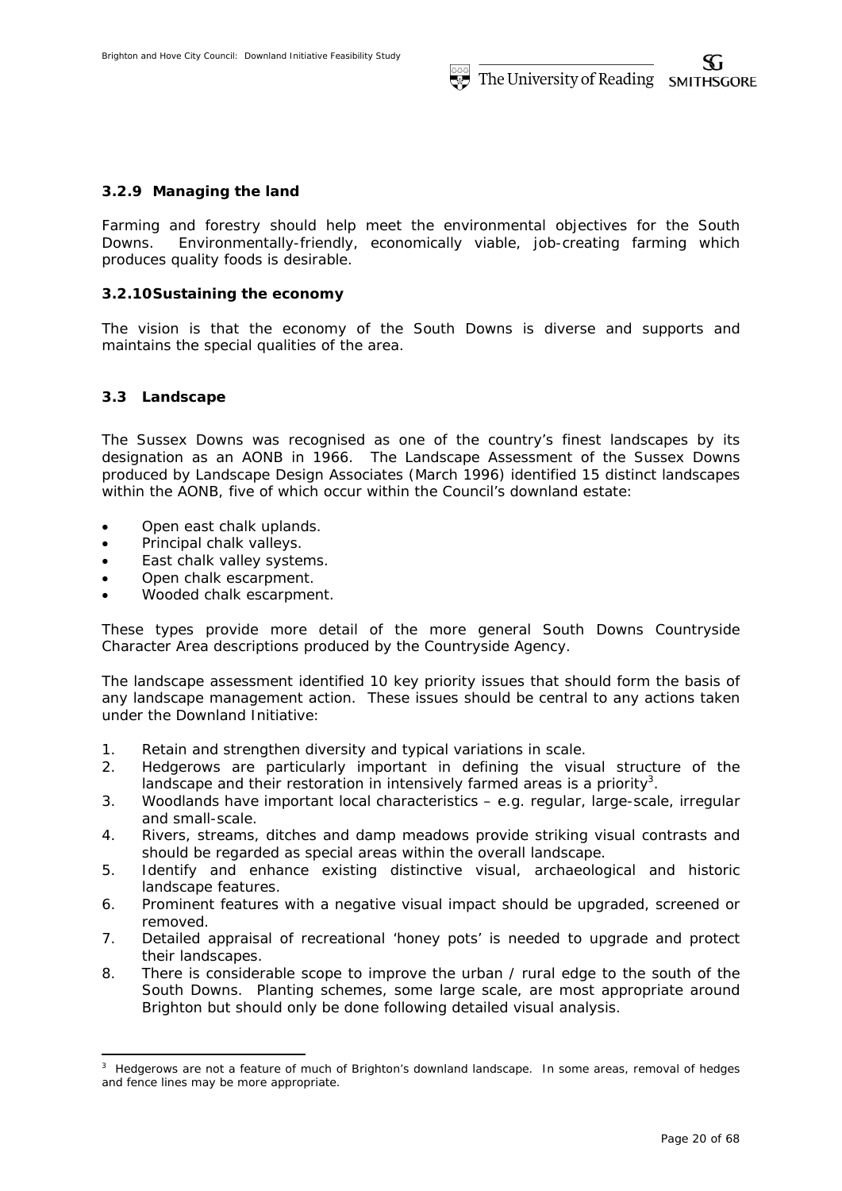### 3.2.9 Managing the land

Farming and forestry should help meet the environmental objectives for the South Downs. Environmentally-friendly, economically viable, job-creating farming which produces quality foods is desirable.

### 3.2.10 Sustaining the economy

The vision is that the economy of the South Downs is diverse and supports and maintains the special qualities of the area.

## 3.3 Landscape

The Sussex Downs was recognised as one of the country's finest landscapes by its designation as an AONB in 1966. The Landscape Assessment of the Sussex Downs produced by Landscape Design Associates (March 1996) identified 15 distinct landscapes within the AONB, five of which occur within the Council's downland estate:

- Open east chalk uplands.
- Principal chalk valleys.
- East chalk valley systems.
- Open chalk escarpment.
- Wooded chalk escarpment.

These types provide more detail of the more general South Downs Countryside Character Area descriptions produced by the Countryside Agency.

The landscape assessment identified 10 key priority issues that should form the basis of any landscape management action. These issues should be central to any actions taken under the Downland Initiative:

1. Retain and strengthen diversity and typical variations in scale.
2. Hedgerows are particularly important in defining the visual structure of the landscape and their restoration in intensively farmed areas is a priority[3].
3. Woodlands have important local characteristics – e.g. regular, large-scale, irregular and small-scale.
4. Rivers, streams, ditches and damp meadows provide striking visual contrasts and should be regarded as special areas within the overall landscape.
5. Identify and enhance existing distinctive visual, archaeological and historic landscape features.
6. Prominent features with a negative visual impact should be upgraded, screened or removed.
7. Detailed appraisal of recreational 'honey pots' is needed to upgrade and protect their landscapes.
8. There is considerable scope to improve the urban / rural edge to the south of the South Downs. Planting schemes, some large scale, are most appropriate around Brighton but should only be done following detailed visual analysis.

[3] Hedgerows are not a feature of much of Brighton's downland landscape. In some areas, removal of hedges and fence lines may be more appropriate.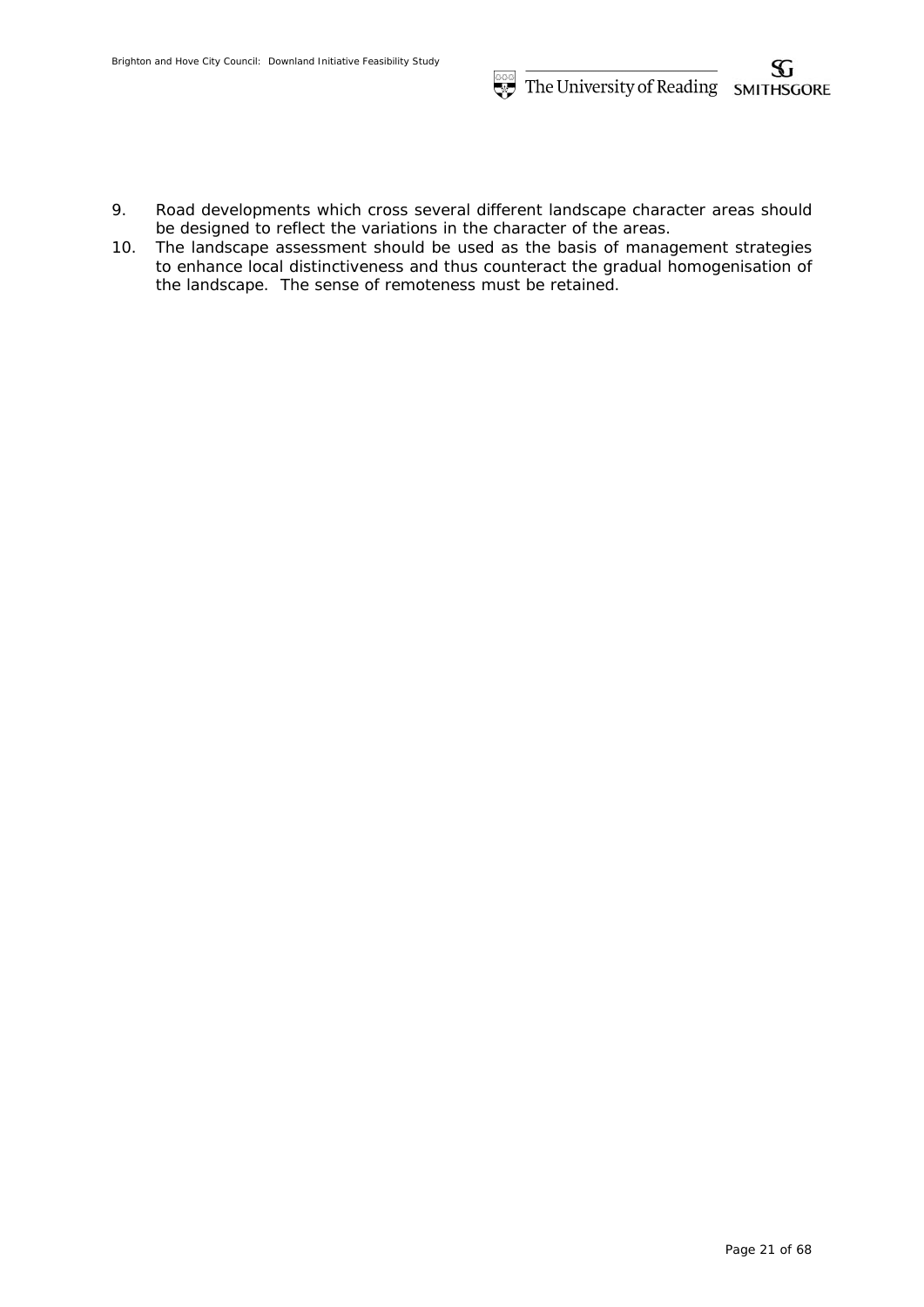9. Road developments which cross several different landscape character areas should be designed to reflect the variations in the character of the areas.
10. The landscape assessment should be used as the basis of management strategies to enhance local distinctiveness and thus counteract the gradual homogenisation of the landscape. The sense of remoteness must be retained.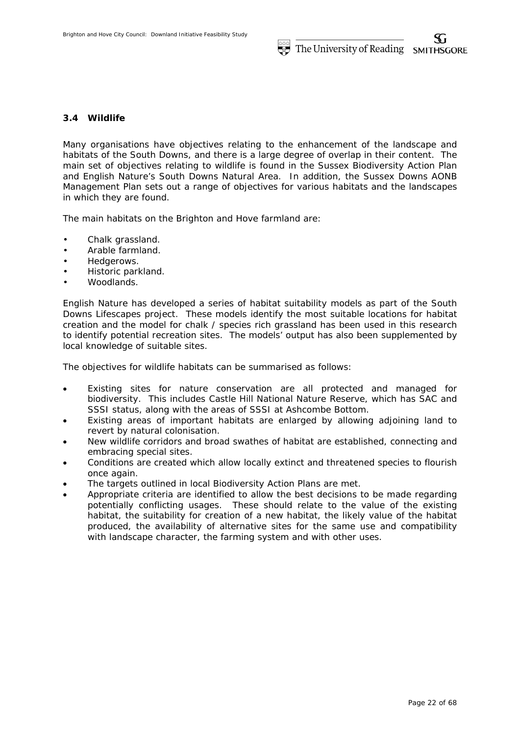### 3.4 Wildlife

Many organisations have objectives relating to the enhancement of the landscape and habitats of the South Downs, and there is a large degree of overlap in their content. The main set of objectives relating to wildlife is found in the Sussex Biodiversity Action Plan and English Nature's South Downs Natural Area. In addition, the Sussex Downs AONB Management Plan sets out a range of objectives for various habitats and the landscapes in which they are found.

The main habitats on the Brighton and Hove farmland are:

- Chalk grassland.
- Arable farmland.
- Hedgerows.
- Historic parkland.
- Woodlands.

English Nature has developed a series of habitat suitability models as part of the South Downs Lifescapes project. These models identify the most suitable locations for habitat creation and the model for chalk / species rich grassland has been used in this research to identify potential recreation sites. The models' output has also been supplemented by local knowledge of suitable sites.

The objectives for wildlife habitats can be summarised as follows:

- Existing sites for nature conservation are all protected and managed for biodiversity. This includes Castle Hill National Nature Reserve, which has SAC and SSSI status, along with the areas of SSSI at Ashcombe Bottom.
- Existing areas of important habitats are enlarged by allowing adjoining land to revert by natural colonisation.
- New wildlife corridors and broad swathes of habitat are established, connecting and embracing special sites.
- Conditions are created which allow locally extinct and threatened species to flourish once again.
- The targets outlined in local Biodiversity Action Plans are met.
- Appropriate criteria are identified to allow the best decisions to be made regarding potentially conflicting usages. These should relate to the value of the existing habitat, the suitability for creation of a new habitat, the likely value of the habitat produced, the availability of alternative sites for the same use and compatibility with landscape character, the farming system and with other uses.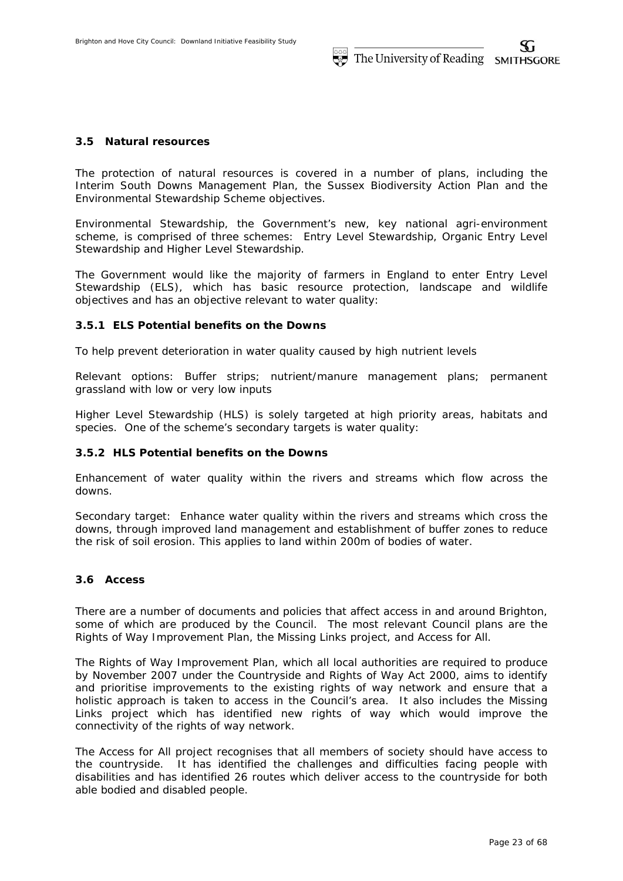### 3.5 Natural resources

The protection of natural resources is covered in a number of plans, including the Interim South Downs Management Plan, the Sussex Biodiversity Action Plan and the Environmental Stewardship Scheme objectives.

Environmental Stewardship, the Government's new, key national agri-environment scheme, is comprised of three schemes: Entry Level Stewardship, Organic Entry Level Stewardship and Higher Level Stewardship.

The Government would like the majority of farmers in England to enter Entry Level Stewardship (ELS), which has basic resource protection, landscape and wildlife objectives and has an objective relevant to water quality:

#### 3.5.1 ELS Potential benefits on the Downs

To help prevent deterioration in water quality caused by high nutrient levels

Relevant options: Buffer strips; nutrient/manure management plans; permanent grassland with low or very low inputs

Higher Level Stewardship (HLS) is solely targeted at high priority areas, habitats and species. One of the scheme's secondary targets is water quality:

#### 3.5.2 HLS Potential benefits on the Downs

Enhancement of water quality within the rivers and streams which flow across the downs.

Secondary target: Enhance water quality within the rivers and streams which cross the downs, through improved land management and establishment of buffer zones to reduce the risk of soil erosion. This applies to land within 200m of bodies of water.

### 3.6 Access

There are a number of documents and policies that affect access in and around Brighton, some of which are produced by the Council. The most relevant Council plans are the Rights of Way Improvement Plan, the Missing Links project, and Access for All.

The Rights of Way Improvement Plan, which all local authorities are required to produce by November 2007 under the Countryside and Rights of Way Act 2000, aims to identify and prioritise improvements to the existing rights of way network and ensure that a holistic approach is taken to access in the Council's area. It also includes the Missing Links project which has identified new rights of way which would improve the connectivity of the rights of way network.

The Access for All project recognises that all members of society should have access to the countryside. It has identified the challenges and difficulties facing people with disabilities and has identified 26 routes which deliver access to the countryside for both able bodied and disabled people.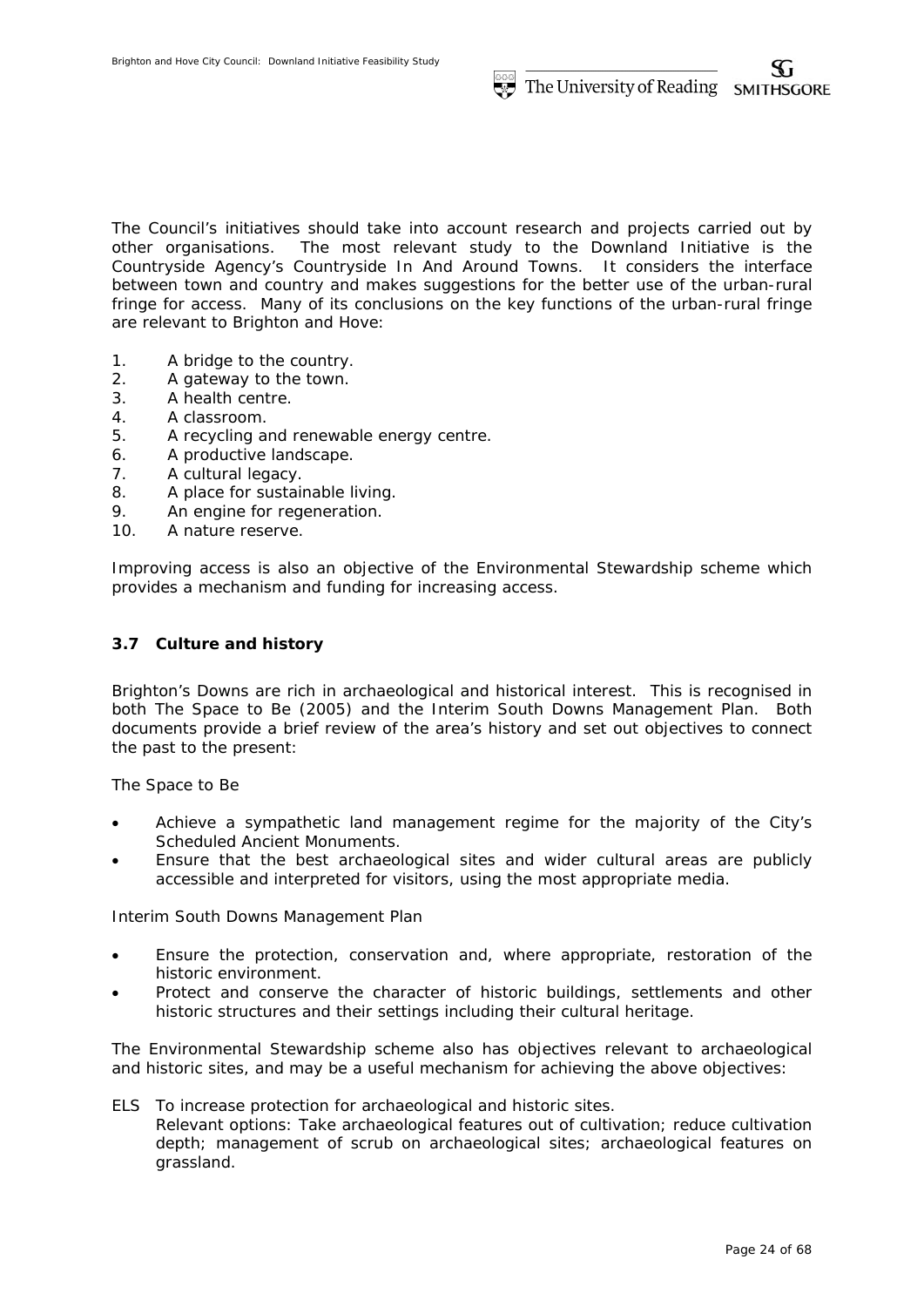The Council's initiatives should take into account research and projects carried out by other organisations. The most relevant study to the Downland Initiative is the Countryside Agency's Countryside In And Around Towns. It considers the interface between town and country and makes suggestions for the better use of the urban-rural fringe for access. Many of its conclusions on the key functions of the urban-rural fringe are relevant to Brighton and Hove:

1. A bridge to the country.
2. A gateway to the town.
3. A health centre.
4. A classroom.
5. A recycling and renewable energy centre.
6. A productive landscape.
7. A cultural legacy.
8. A place for sustainable living.
9. An engine for regeneration.
10. A nature reserve.

Improving access is also an objective of the Environmental Stewardship scheme which provides a mechanism and funding for increasing access.

### 3.7 Culture and history

Brighton's Downs are rich in archaeological and historical interest. This is recognised in both The Space to Be (2005) and the Interim South Downs Management Plan. Both documents provide a brief review of the area's history and set out objectives to connect the past to the present:

*The Space to Be*

- Achieve a sympathetic land management regime for the majority of the City's Scheduled Ancient Monuments.
- Ensure that the best archaeological sites and wider cultural areas are publicly accessible and interpreted for visitors, using the most appropriate media.

*Interim South Downs Management Plan*

- Ensure the protection, conservation and, where appropriate, restoration of the historic environment.
- Protect and conserve the character of historic buildings, settlements and other historic structures and their settings including their cultural heritage.

The Environmental Stewardship scheme also has objectives relevant to archaeological and historic sites, and may be a useful mechanism for achieving the above objectives:

ELS To increase protection for archaeological and historic sites.
Relevant options: Take archaeological features out of cultivation; reduce cultivation depth; management of scrub on archaeological sites; archaeological features on grassland.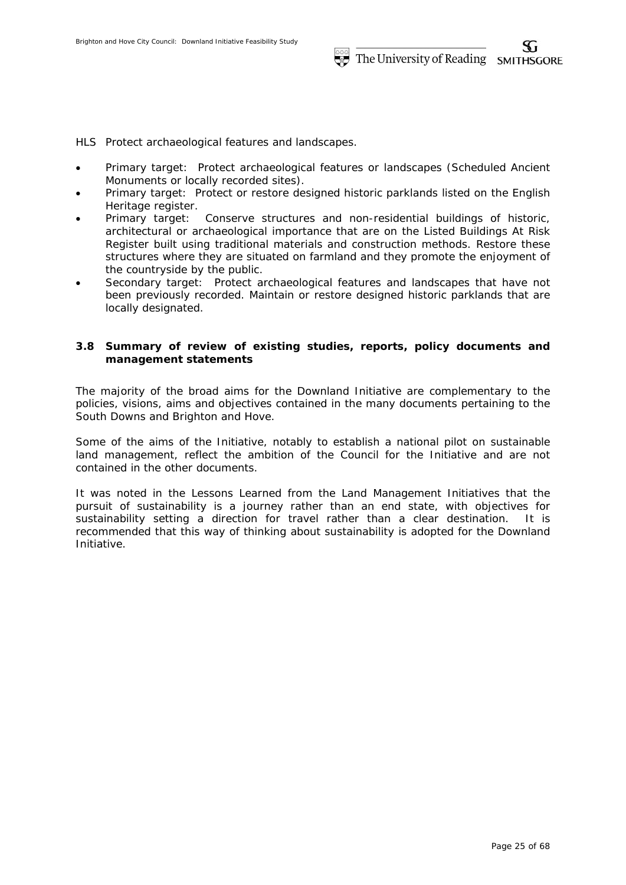HLS Protect archaeological features and landscapes.

- Primary target: Protect archaeological features or landscapes (Scheduled Ancient Monuments or locally recorded sites).
- Primary target: Protect or restore designed historic parklands listed on the English Heritage register.
- Primary target: Conserve structures and non-residential buildings of historic, architectural or archaeological importance that are on the Listed Buildings At Risk Register built using traditional materials and construction methods. Restore these structures where they are situated on farmland and they promote the enjoyment of the countryside by the public.
- Secondary target: Protect archaeological features and landscapes that have not been previously recorded. Maintain or restore designed historic parklands that are locally designated.

### 3.8 Summary of review of existing studies, reports, policy documents and management statements

The majority of the broad aims for the Downland Initiative are complementary to the policies, visions, aims and objectives contained in the many documents pertaining to the South Downs and Brighton and Hove.

Some of the aims of the Initiative, notably to establish a national pilot on sustainable land management, reflect the ambition of the Council for the Initiative and are not contained in the other documents.

It was noted in the Lessons Learned from the Land Management Initiatives that the pursuit of sustainability is a journey rather than an end state, with objectives for sustainability setting a direction for travel rather than a clear destination. It is recommended that this way of thinking about sustainability is adopted for the Downland Initiative.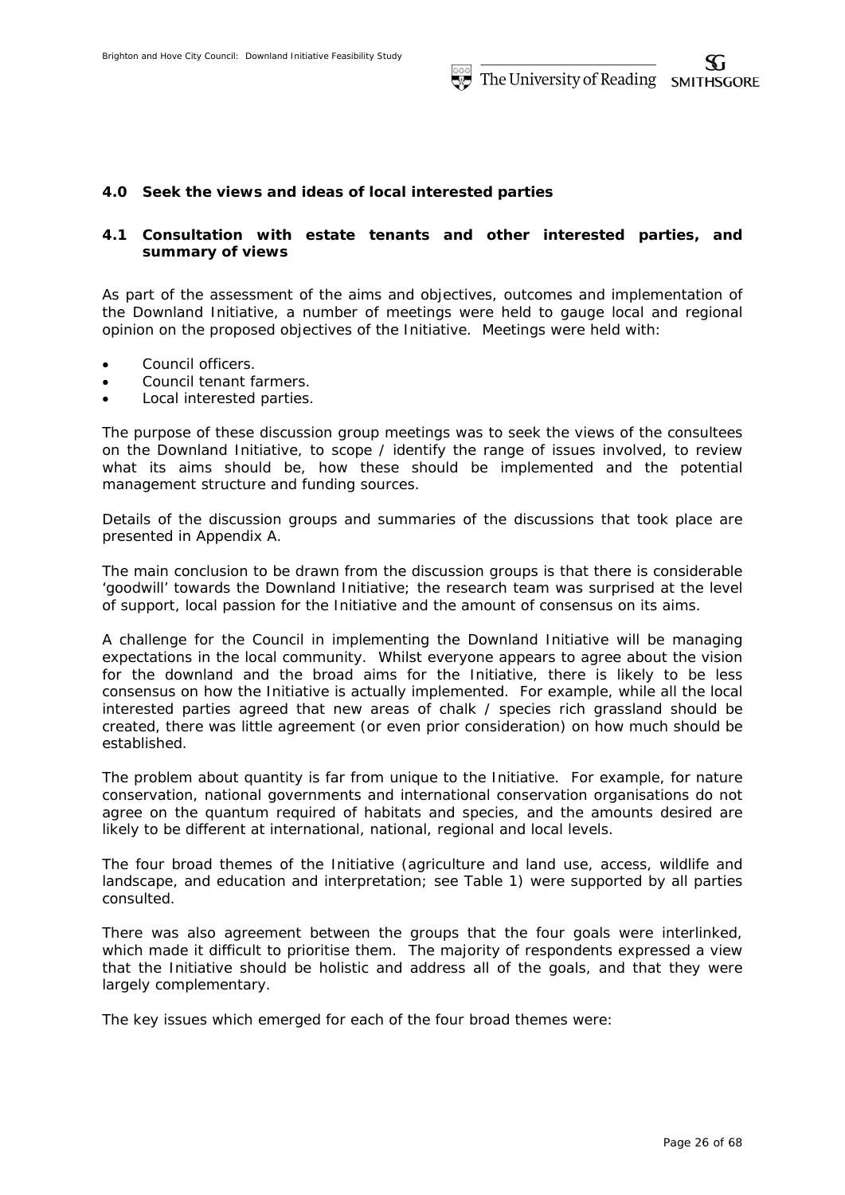## 4.0 Seek the views and ideas of local interested parties

### 4.1 Consultation with estate tenants and other interested parties, and summary of views

As part of the assessment of the aims and objectives, outcomes and implementation of the Downland Initiative, a number of meetings were held to gauge local and regional opinion on the proposed objectives of the Initiative. Meetings were held with:

- Council officers.
- Council tenant farmers.
- Local interested parties.

The purpose of these discussion group meetings was to seek the views of the consultees on the Downland Initiative, to scope / identify the range of issues involved, to review what its aims should be, how these should be implemented and the potential management structure and funding sources.

Details of the discussion groups and summaries of the discussions that took place are presented in Appendix A.

The main conclusion to be drawn from the discussion groups is that there is considerable 'goodwill' towards the Downland Initiative; the research team was surprised at the level of support, local passion for the Initiative and the amount of consensus on its aims.

A challenge for the Council in implementing the Downland Initiative will be managing expectations in the local community. Whilst everyone appears to agree about the vision for the downland and the broad aims for the Initiative, there is likely to be less consensus on how the Initiative is actually implemented. For example, while all the local interested parties agreed that new areas of chalk / species rich grassland should be created, there was little agreement (or even prior consideration) on how much should be established.

The problem about quantity is far from unique to the Initiative. For example, for nature conservation, national governments and international conservation organisations do not agree on the quantum required of habitats and species, and the amounts desired are likely to be different at international, national, regional and local levels.

The four broad themes of the Initiative (agriculture and land use, access, wildlife and landscape, and education and interpretation; see Table 1) were supported by all parties consulted.

There was also agreement between the groups that the four goals were interlinked, which made it difficult to prioritise them. The majority of respondents expressed a view that the Initiative should be holistic and address all of the goals, and that they were largely complementary.

The key issues which emerged for each of the four broad themes were: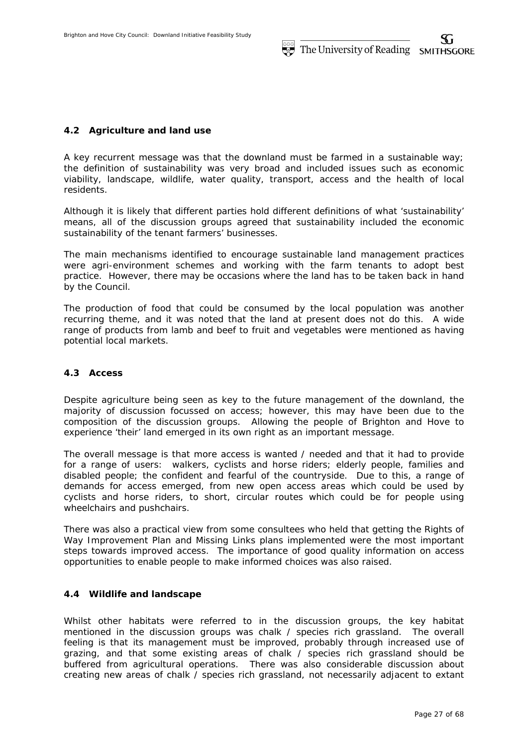### 4.2 Agriculture and land use

A key recurrent message was that the downland must be farmed in a sustainable way; the definition of sustainability was very broad and included issues such as economic viability, landscape, wildlife, water quality, transport, access and the health of local residents.

Although it is likely that different parties hold different definitions of what 'sustainability' means, all of the discussion groups agreed that sustainability included the economic sustainability of the tenant farmers' businesses.

The main mechanisms identified to encourage sustainable land management practices were agri-environment schemes and working with the farm tenants to adopt best practice. However, there may be occasions where the land has to be taken back in hand by the Council.

The production of food that could be consumed by the local population was another recurring theme, and it was noted that the land at present does not do this. A wide range of products from lamb and beef to fruit and vegetables were mentioned as having potential local markets.

### 4.3 Access

Despite agriculture being seen as key to the future management of the downland, the majority of discussion focussed on access; however, this may have been due to the composition of the discussion groups. Allowing the people of Brighton and Hove to experience 'their' land emerged in its own right as an important message.

The overall message is that more access is wanted / needed and that it had to provide for a range of users: walkers, cyclists and horse riders; elderly people, families and disabled people; the confident and fearful of the countryside. Due to this, a range of demands for access emerged, from new open access areas which could be used by cyclists and horse riders, to short, circular routes which could be for people using wheelchairs and pushchairs.

There was also a practical view from some consultees who held that getting the Rights of Way Improvement Plan and Missing Links plans implemented were the most important steps towards improved access. The importance of good quality information on access opportunities to enable people to make informed choices was also raised.

### 4.4 Wildlife and landscape

Whilst other habitats were referred to in the discussion groups, the key habitat mentioned in the discussion groups was chalk / species rich grassland. The overall feeling is that its management must be improved, probably through increased use of grazing, and that some existing areas of chalk / species rich grassland should be buffered from agricultural operations. There was also considerable discussion about creating new areas of chalk / species rich grassland, not necessarily adjacent to extant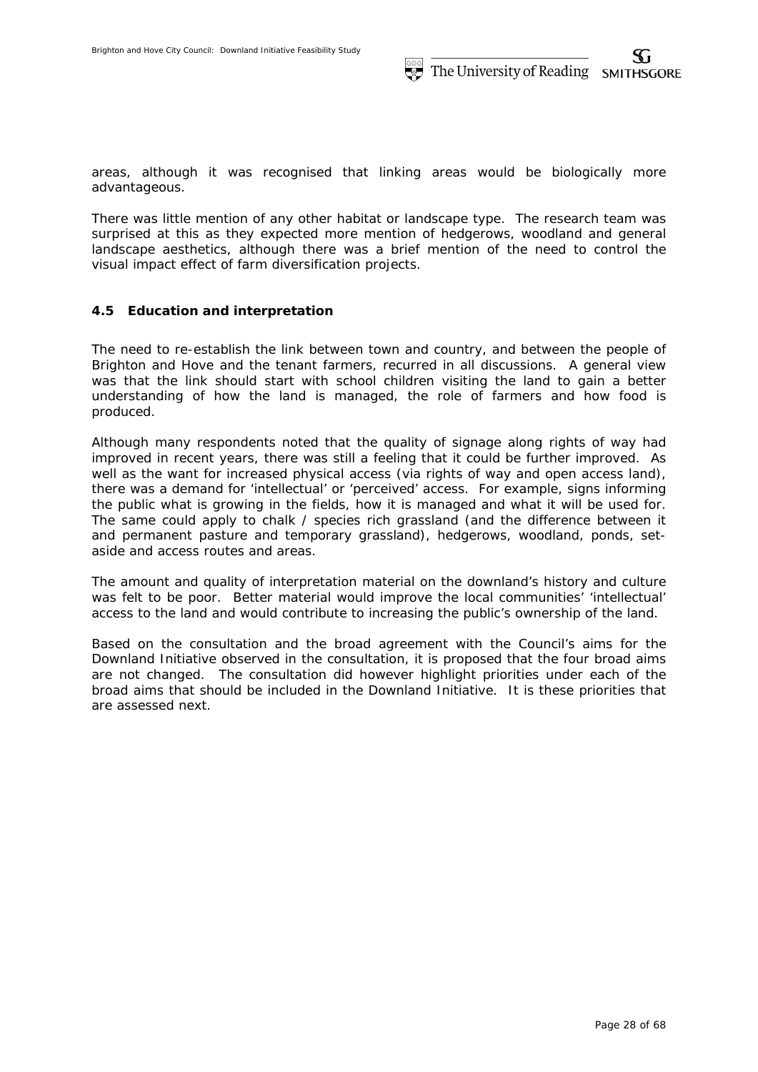areas, although it was recognised that linking areas would be biologically more advantageous.

There was little mention of any other habitat or landscape type. The research team was surprised at this as they expected more mention of hedgerows, woodland and general landscape aesthetics, although there was a brief mention of the need to control the visual impact effect of farm diversification projects.

### 4.5 Education and interpretation

The need to re-establish the link between town and country, and between the people of Brighton and Hove and the tenant farmers, recurred in all discussions. A general view was that the link should start with school children visiting the land to gain a better understanding of how the land is managed, the role of farmers and how food is produced.

Although many respondents noted that the quality of signage along rights of way had improved in recent years, there was still a feeling that it could be further improved. As well as the want for increased physical access (via rights of way and open access land), there was a demand for 'intellectual' or 'perceived' access. For example, signs informing the public what is growing in the fields, how it is managed and what it will be used for. The same could apply to chalk / species rich grassland (and the difference between it and permanent pasture and temporary grassland), hedgerows, woodland, ponds, set-aside and access routes and areas.

The amount and quality of interpretation material on the downland's history and culture was felt to be poor. Better material would improve the local communities' 'intellectual' access to the land and would contribute to increasing the public's ownership of the land.

Based on the consultation and the broad agreement with the Council's aims for the Downland Initiative observed in the consultation, it is proposed that the four broad aims are not changed. The consultation did however highlight priorities under each of the broad aims that should be included in the Downland Initiative. It is these priorities that are assessed next.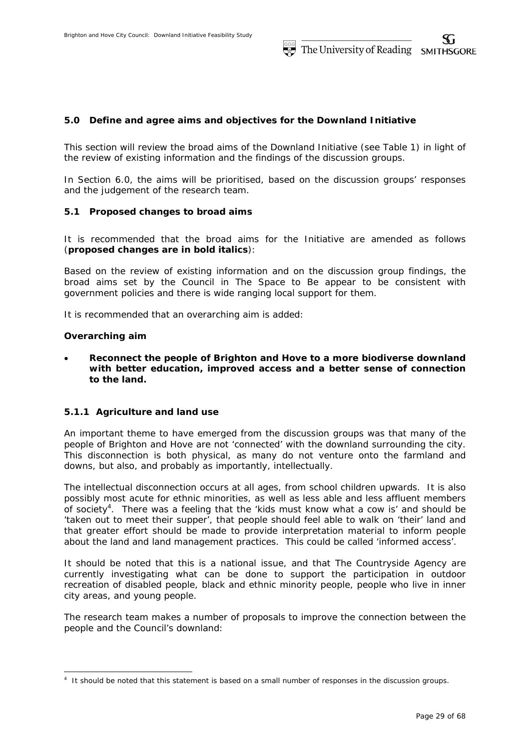## 5.0 Define and agree aims and objectives for the Downland Initiative

This section will review the broad aims of the Downland Initiative (see Table 1) in light of the review of existing information and the findings of the discussion groups.

In Section 6.0, the aims will be prioritised, based on the discussion groups' responses and the judgement of the research team.

### 5.1 Proposed changes to broad aims

It is recommended that the broad aims for the Initiative are amended as follows (***proposed changes are in bold italics***):

*Based on the review of existing information and on the discussion group findings, the broad aims set by the Council in The Space to Be appear to be consistent with government policies and there is wide ranging local support for them.*

*It is recommended that an overarching aim is added:*

***Overarching aim***

- ***Reconnect the people of Brighton and Hove to a more biodiverse downland with better education, improved access and a better sense of connection to the land.***

#### 5.1.1 Agriculture and land use

An important theme to have emerged from the discussion groups was that many of the people of Brighton and Hove are not 'connected' with the downland surrounding the city. This disconnection is both physical, as many do not venture onto the farmland and downs, but also, and probably as importantly, intellectually.

The intellectual disconnection occurs at all ages, from school children upwards. It is also possibly most acute for ethnic minorities, as well as less able and less affluent members of society[4]. There was a feeling that the 'kids must know what a cow is' and should be 'taken out to meet their supper', that people should feel able to walk on 'their' land and that greater effort should be made to provide interpretation material to inform people about the land and land management practices. This could be called 'informed access'.

It should be noted that this is a national issue, and that The Countryside Agency are currently investigating what can be done to support the participation in outdoor recreation of disabled people, black and ethnic minority people, people who live in inner city areas, and young people.

The research team makes a number of proposals to improve the connection between the people and the Council's downland:

---

[4] It should be noted that this statement is based on a small number of responses in the discussion groups.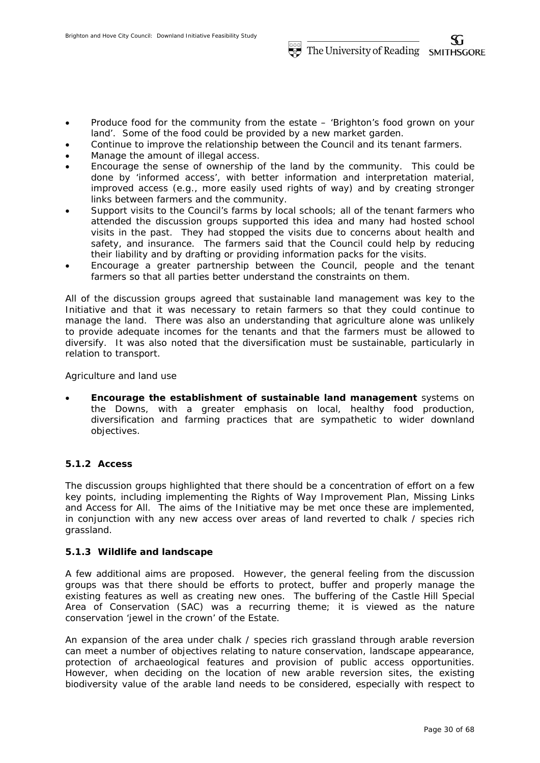- Produce food for the community from the estate – 'Brighton's food grown on your land'. Some of the food could be provided by a new market garden.
- Continue to improve the relationship between the Council and its tenant farmers.
- Manage the amount of illegal access.
- Encourage the sense of ownership of the land by the community. This could be done by 'informed access', with better information and interpretation material, improved access (e.g., more easily used rights of way) and by creating stronger links between farmers and the community.
- Support visits to the Council's farms by local schools; all of the tenant farmers who attended the discussion groups supported this idea and many had hosted school visits in the past. They had stopped the visits due to concerns about health and safety, and insurance. The farmers said that the Council could help by reducing their liability and by drafting or providing information packs for the visits.
- Encourage a greater partnership between the Council, people and the tenant farmers so that all parties better understand the constraints on them.

All of the discussion groups agreed that sustainable land management was key to the Initiative and that it was necessary to retain farmers so that they could continue to manage the land. There was also an understanding that agriculture alone was unlikely to provide adequate incomes for the tenants and that the farmers must be allowed to diversify. It was also noted that the diversification must be sustainable, particularly in relation to transport.

*Agriculture and land use*

- ***Encourage the establishment of sustainable land management*** *systems on the Downs, with a greater emphasis on local, healthy food production, diversification and farming practices that are sympathetic to wider downland objectives.*

### 5.1.2 Access

The discussion groups highlighted that there should be a concentration of effort on a few key points, including implementing the Rights of Way Improvement Plan, Missing Links and Access for All. The aims of the Initiative may be met once these are implemented, in conjunction with any new access over areas of land reverted to chalk / species rich grassland.

### 5.1.3 Wildlife and landscape

A few additional aims are proposed. However, the general feeling from the discussion groups was that there should be efforts to protect, buffer and properly manage the existing features as well as creating new ones. The buffering of the Castle Hill Special Area of Conservation (SAC) was a recurring theme; it is viewed as the nature conservation 'jewel in the crown' of the Estate.

An expansion of the area under chalk / species rich grassland through arable reversion can meet a number of objectives relating to nature conservation, landscape appearance, protection of archaeological features and provision of public access opportunities. However, when deciding on the location of new arable reversion sites, the existing biodiversity value of the arable land needs to be considered, especially with respect to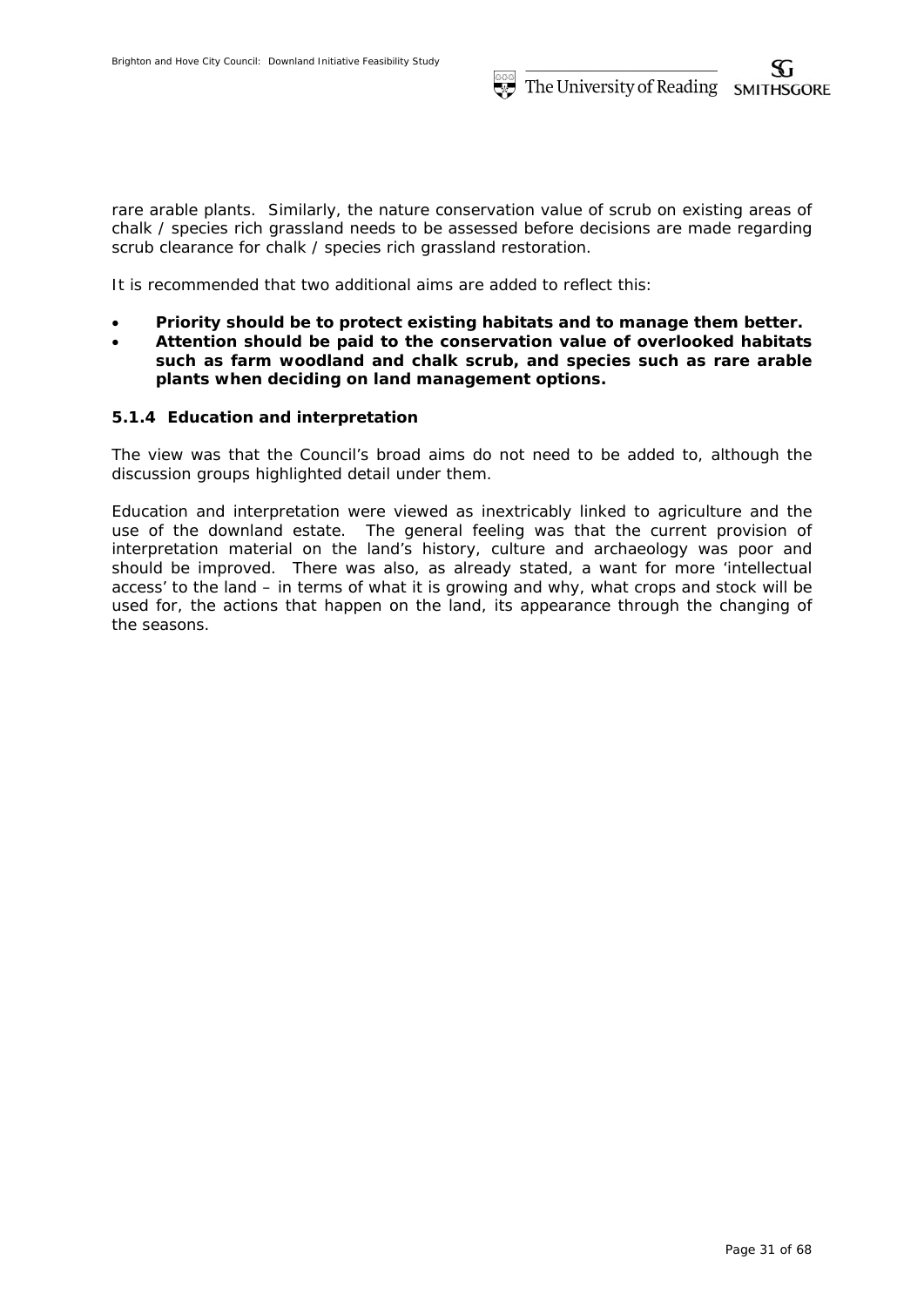rare arable plants. Similarly, the nature conservation value of scrub on existing areas of chalk / species rich grassland needs to be assessed before decisions are made regarding scrub clearance for chalk / species rich grassland restoration.

It is recommended that two additional aims are added to reflect this:

- **Priority should be to protect existing habitats and to manage them better.**
- **Attention should be paid to the conservation value of overlooked habitats such as farm woodland and chalk scrub, and species such as rare arable plants when deciding on land management options.**

### 5.1.4 Education and interpretation

The view was that the Council's broad aims do not need to be added to, although the discussion groups highlighted detail under them.

Education and interpretation were viewed as inextricably linked to agriculture and the use of the downland estate. The general feeling was that the current provision of interpretation material on the land's history, culture and archaeology was poor and should be improved. There was also, as already stated, a want for more 'intellectual access' to the land – in terms of what it is growing and why, what crops and stock will be used for, the actions that happen on the land, its appearance through the changing of the seasons.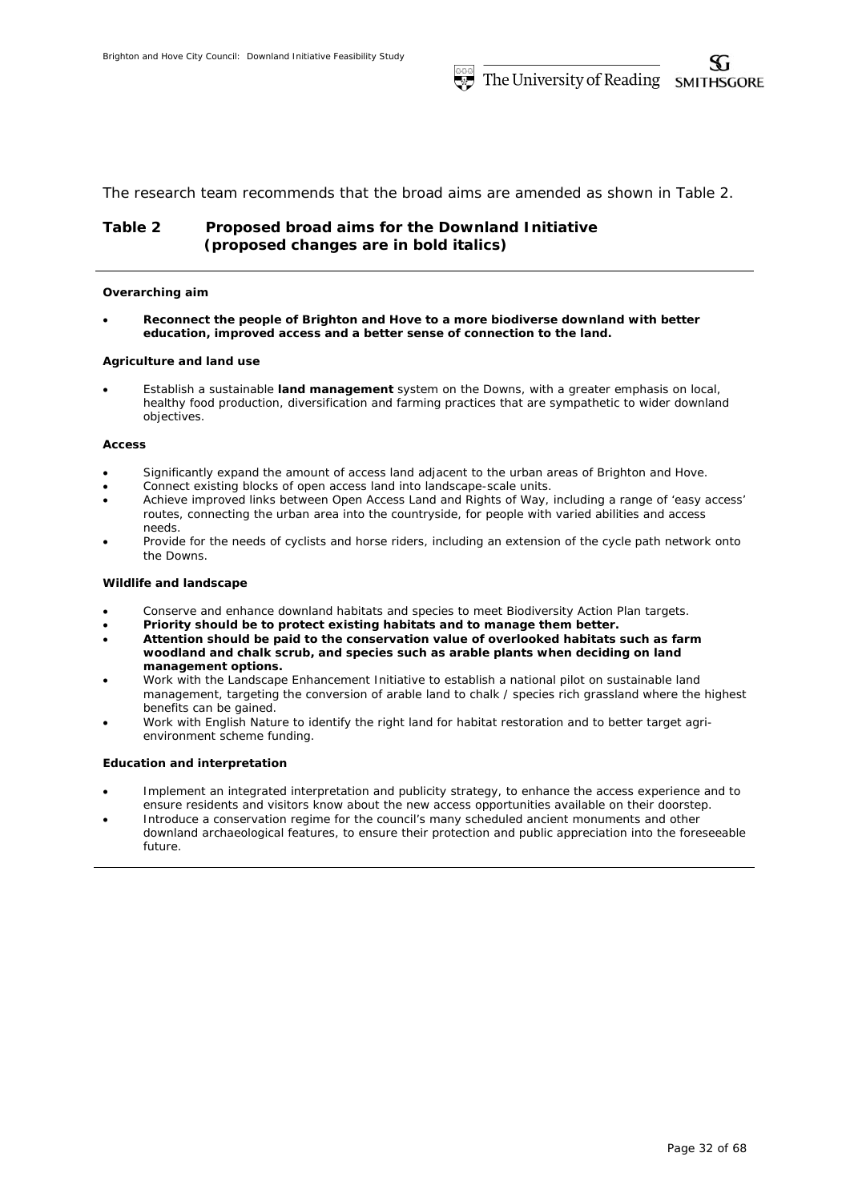The research team recommends that the broad aims are amended as shown in Table 2.

**Table 2 Proposed broad aims for the Downland Initiative (proposed changes are in bold italics)**

**Overarching aim**

- ***Reconnect the people of Brighton and Hove to a more biodiverse downland with better education, improved access and a better sense of connection to the land.***

**Agriculture and land use**

- Establish a sustainable ***land management*** system on the Downs, with a greater emphasis on local, healthy food production, diversification and farming practices that are sympathetic to wider downland objectives.

**Access**

- Significantly expand the amount of access land adjacent to the urban areas of Brighton and Hove.
- Connect existing blocks of open access land into landscape-scale units.
- Achieve improved links between Open Access Land and Rights of Way, including a range of 'easy access' routes, connecting the urban area into the countryside, for people with varied abilities and access needs.
- Provide for the needs of cyclists and horse riders, including an extension of the cycle path network onto the Downs.

**Wildlife and landscape**

- Conserve and enhance downland habitats and species to meet Biodiversity Action Plan targets.
- ***Priority should be to protect existing habitats and to manage them better.***
- ***Attention should be paid to the conservation value of overlooked habitats such as farm woodland and chalk scrub, and species such as arable plants when deciding on land management options.***
- Work with the Landscape Enhancement Initiative to establish a national pilot on sustainable land management, targeting the conversion of arable land to chalk / species rich grassland where the highest benefits can be gained.
- Work with English Nature to identify the right land for habitat restoration and to better target agri-environment scheme funding.

**Education and interpretation**

- Implement an integrated interpretation and publicity strategy, to enhance the access experience and to ensure residents and visitors know about the new access opportunities available on their doorstep.
- Introduce a conservation regime for the council's many scheduled ancient monuments and other downland archaeological features, to ensure their protection and public appreciation into the foreseeable future.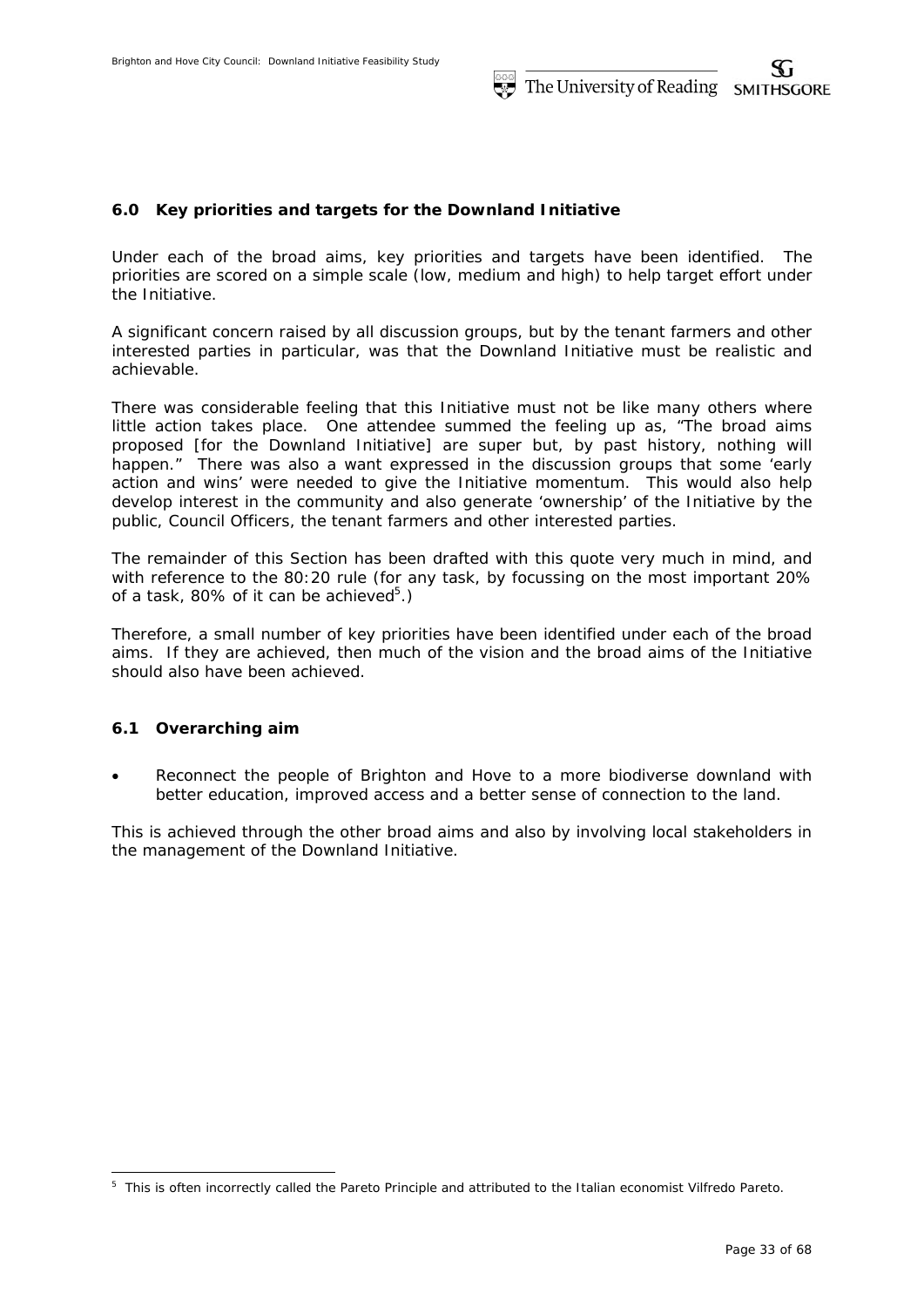## 6.0 Key priorities and targets for the Downland Initiative

Under each of the broad aims, key priorities and targets have been identified. The priorities are scored on a simple scale (low, medium and high) to help target effort under the Initiative.

A significant concern raised by all discussion groups, but by the tenant farmers and other interested parties in particular, was that the Downland Initiative must be realistic and achievable.

There was considerable feeling that this Initiative must not be like many others where little action takes place. One attendee summed the feeling up as, "The broad aims proposed [for the Downland Initiative] are super but, by past history, nothing will happen." There was also a want expressed in the discussion groups that some 'early action and wins' were needed to give the Initiative momentum. This would also help develop interest in the community and also generate 'ownership' of the Initiative by the public, Council Officers, the tenant farmers and other interested parties.

The remainder of this Section has been drafted with this quote very much in mind, and with reference to the 80:20 rule (for any task, by focussing on the most important 20% of a task, 80% of it can be achieved[5].)

Therefore, a small number of key priorities have been identified under each of the broad aims. If they are achieved, then much of the vision and the broad aims of the Initiative should also have been achieved.

### 6.1 Overarching aim

- Reconnect the people of Brighton and Hove to a more biodiverse downland with better education, improved access and a better sense of connection to the land.

This is achieved through the other broad aims and also by involving local stakeholders in the management of the Downland Initiative.

---

[5] This is often incorrectly called the Pareto Principle and attributed to the Italian economist Vilfredo Pareto.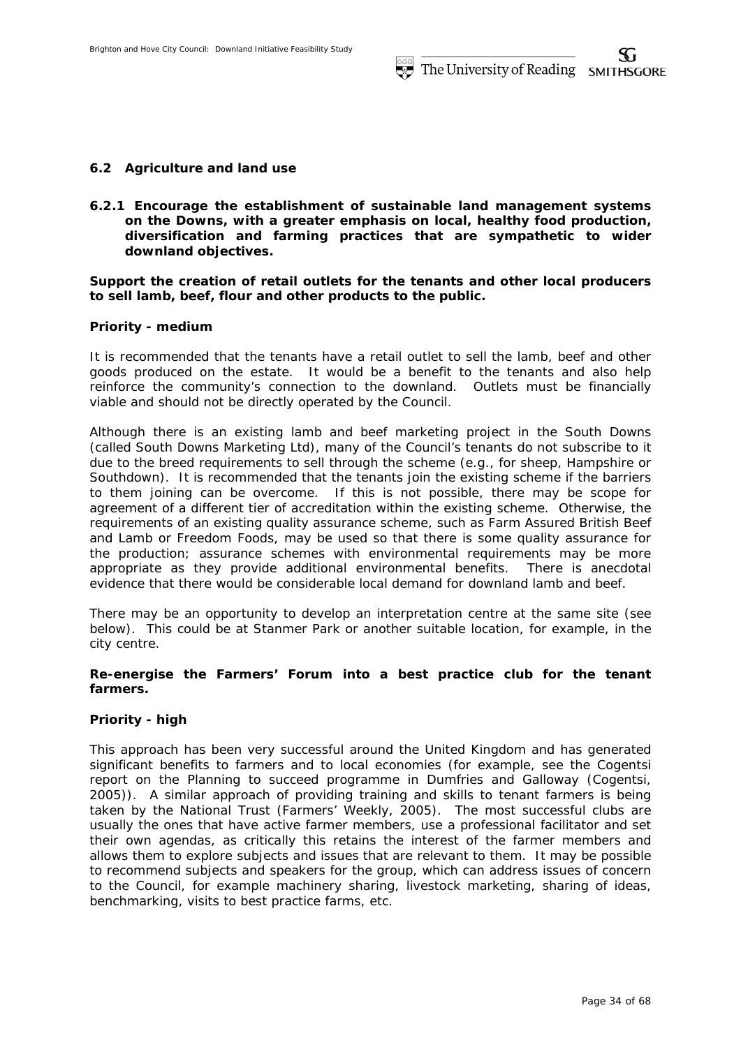## 6.2 Agriculture and land use

### 6.2.1 Encourage the establishment of sustainable land management systems on the Downs, with a greater emphasis on local, healthy food production, diversification and farming practices that are sympathetic to wider downland objectives.

**Support the creation of retail outlets for the tenants and other local producers to sell lamb, beef, flour and other products to the public.**

**Priority - medium**

It is recommended that the tenants have a retail outlet to sell the lamb, beef and other goods produced on the estate. It would be a benefit to the tenants and also help reinforce the community's connection to the downland. Outlets must be financially viable and should not be directly operated by the Council.

Although there is an existing lamb and beef marketing project in the South Downs (called South Downs Marketing Ltd), many of the Council's tenants do not subscribe to it due to the breed requirements to sell through the scheme (e.g., for sheep, Hampshire or Southdown). It is recommended that the tenants join the existing scheme if the barriers to them joining can be overcome. If this is not possible, there may be scope for agreement of a different tier of accreditation within the existing scheme. Otherwise, the requirements of an existing quality assurance scheme, such as Farm Assured British Beef and Lamb or Freedom Foods, may be used so that there is some quality assurance for the production; assurance schemes with environmental requirements may be more appropriate as they provide additional environmental benefits. There is anecdotal evidence that there would be considerable local demand for downland lamb and beef.

There may be an opportunity to develop an interpretation centre at the same site (see below). This could be at Stanmer Park or another suitable location, for example, in the city centre.

**Re-energise the Farmers' Forum into a best practice club for the tenant farmers.**

**Priority - high**

This approach has been very successful around the United Kingdom and has generated significant benefits to farmers and to local economies (for example, see the Cogentsi report on the Planning to succeed programme in Dumfries and Galloway (Cogentsi, 2005)). A similar approach of providing training and skills to tenant farmers is being taken by the National Trust (Farmers' Weekly, 2005). The most successful clubs are usually the ones that have active farmer members, use a professional facilitator and set their own agendas, as critically this retains the interest of the farmer members and allows them to explore subjects and issues that are relevant to them. It may be possible to recommend subjects and speakers for the group, which can address issues of concern to the Council, for example machinery sharing, livestock marketing, sharing of ideas, benchmarking, visits to best practice farms, etc.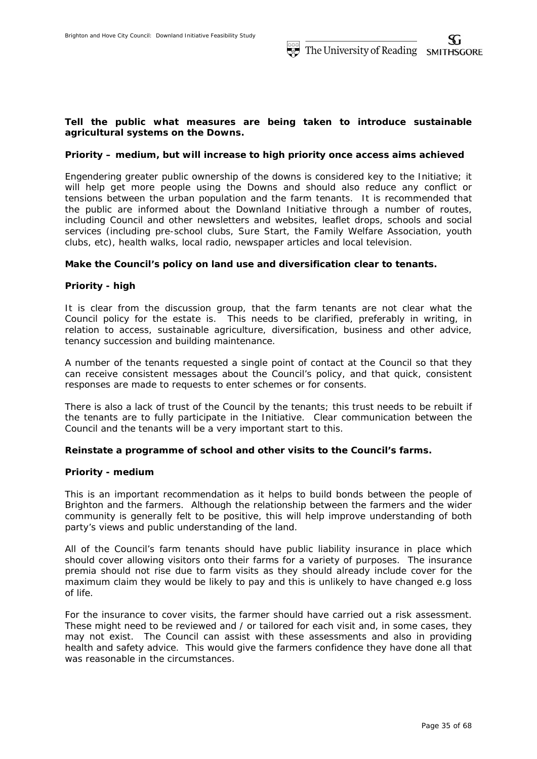**Tell the public what measures are being taken to introduce sustainable agricultural systems on the Downs.**

**Priority – medium, but will increase to high priority once access aims achieved**

Engendering greater public ownership of the downs is considered key to the Initiative; it will help get more people using the Downs and should also reduce any conflict or tensions between the urban population and the farm tenants. It is recommended that the public are informed about the Downland Initiative through a number of routes, including Council and other newsletters and websites, leaflet drops, schools and social services (including pre-school clubs, Sure Start, the Family Welfare Association, youth clubs, etc), health walks, local radio, newspaper articles and local television.

**Make the Council's policy on land use and diversification clear to tenants.**

**Priority - high**

It is clear from the discussion group, that the farm tenants are not clear what the Council policy for the estate is. This needs to be clarified, preferably in writing, in relation to access, sustainable agriculture, diversification, business and other advice, tenancy succession and building maintenance.

A number of the tenants requested a single point of contact at the Council so that they can receive consistent messages about the Council's policy, and that quick, consistent responses are made to requests to enter schemes or for consents.

There is also a lack of trust of the Council by the tenants; this trust needs to be rebuilt if the tenants are to fully participate in the Initiative. Clear communication between the Council and the tenants will be a very important start to this.

**Reinstate a programme of school and other visits to the Council's farms.**

**Priority - medium**

This is an important recommendation as it helps to build bonds between the people of Brighton and the farmers. Although the relationship between the farmers and the wider community is generally felt to be positive, this will help improve understanding of both party's views and public understanding of the land.

All of the Council's farm tenants should have public liability insurance in place which should cover allowing visitors onto their farms for a variety of purposes. The insurance premia should not rise due to farm visits as they should already include cover for the maximum claim they would be likely to pay and this is unlikely to have changed e.g loss of life.

For the insurance to cover visits, the farmer should have carried out a risk assessment. These might need to be reviewed and / or tailored for each visit and, in some cases, they may not exist. The Council can assist with these assessments and also in providing health and safety advice. This would give the farmers confidence they have done all that was reasonable in the circumstances.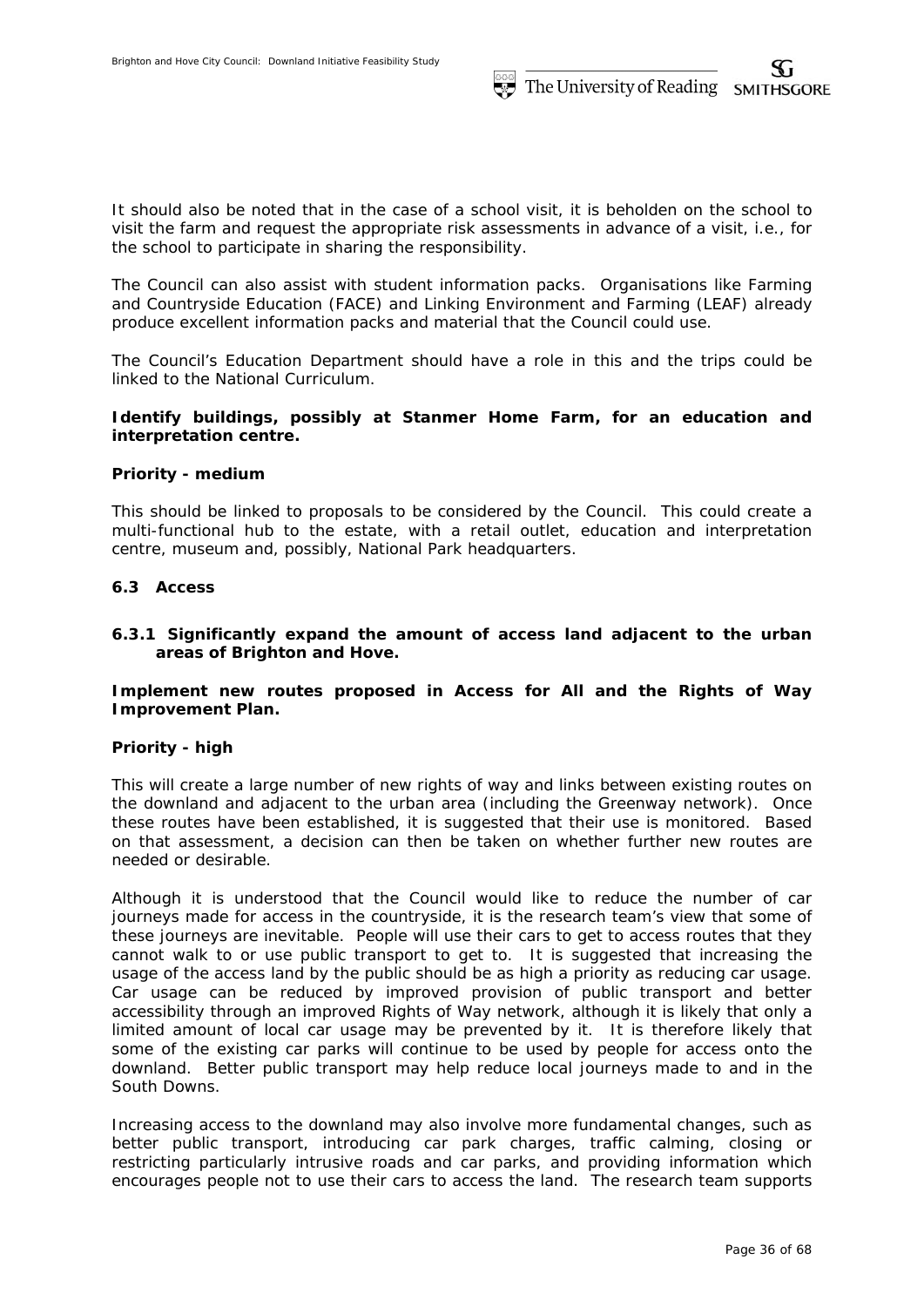It should also be noted that in the case of a school visit, it is beholden on the school to visit the farm and request the appropriate risk assessments in advance of a visit, i.e., for the school to participate in sharing the responsibility.

The Council can also assist with student information packs. Organisations like Farming and Countryside Education (FACE) and Linking Environment and Farming (LEAF) already produce excellent information packs and material that the Council could use.

The Council's Education Department should have a role in this and the trips could be linked to the National Curriculum.

**Identify buildings, possibly at Stanmer Home Farm, for an education and interpretation centre.**

**Priority - medium**

This should be linked to proposals to be considered by the Council. This could create a multi-functional hub to the estate, with a retail outlet, education and interpretation centre, museum and, possibly, National Park headquarters.

### 6.3 Access

#### 6.3.1 Significantly expand the amount of access land adjacent to the urban areas of Brighton and Hove.

**Implement new routes proposed in Access for All and the Rights of Way Improvement Plan.**

**Priority - high**

This will create a large number of new rights of way and links between existing routes on the downland and adjacent to the urban area (including the Greenway network). Once these routes have been established, it is suggested that their use is monitored. Based on that assessment, a decision can then be taken on whether further new routes are needed or desirable.

Although it is understood that the Council would like to reduce the number of car journeys made for access in the countryside, it is the research team's view that some of these journeys are inevitable. People will use their cars to get to access routes that they cannot walk to or use public transport to get to. It is suggested that increasing the usage of the access land by the public should be as high a priority as reducing car usage. Car usage can be reduced by improved provision of public transport and better accessibility through an improved Rights of Way network, although it is likely that only a limited amount of local car usage may be prevented by it. It is therefore likely that some of the existing car parks will continue to be used by people for access onto the downland. Better public transport may help reduce local journeys made to and in the South Downs.

Increasing access to the downland may also involve more fundamental changes, such as better public transport, introducing car park charges, traffic calming, closing or restricting particularly intrusive roads and car parks, and providing information which encourages people not to use their cars to access the land. The research team supports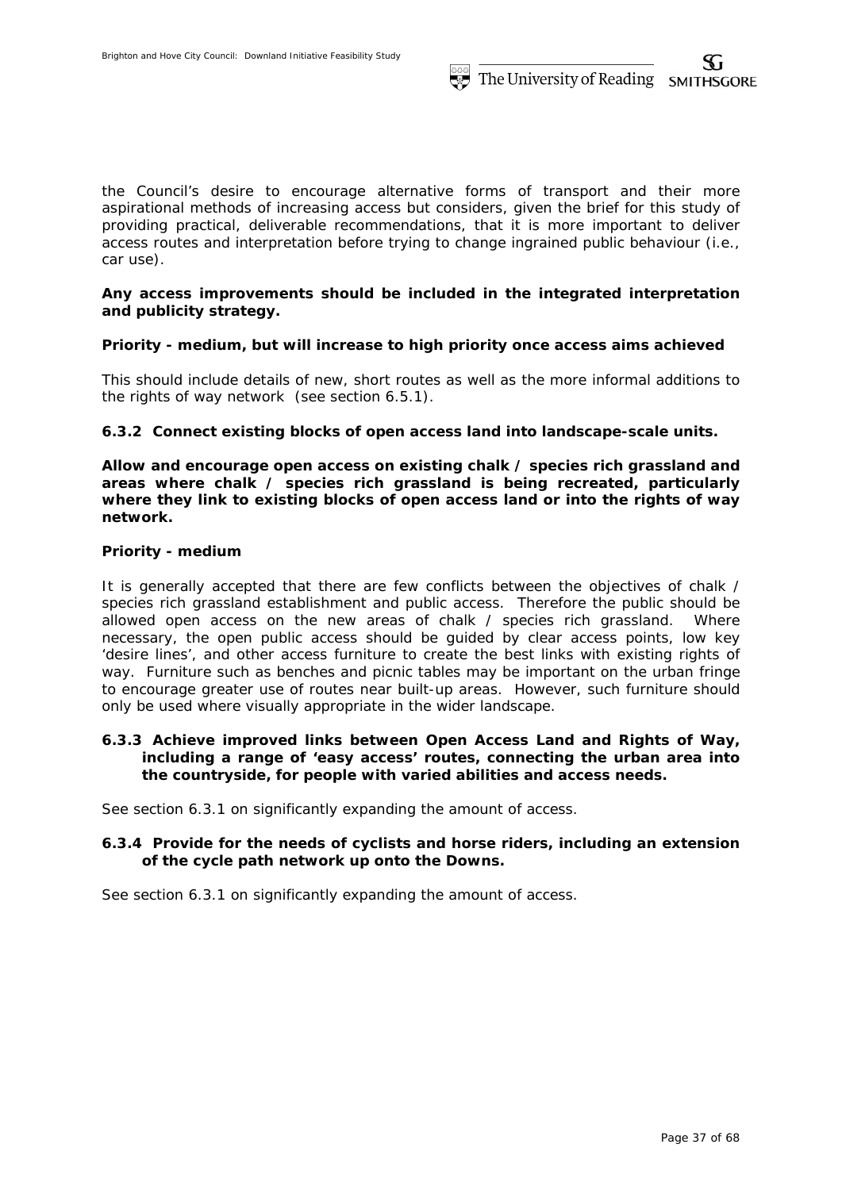the Council's desire to encourage alternative forms of transport and their more aspirational methods of increasing access but considers, given the brief for this study of providing practical, deliverable recommendations, that it is more important to deliver access routes and interpretation before trying to change ingrained public behaviour (i.e., car use).

**Any access improvements should be included in the integrated interpretation and publicity strategy.**

**Priority - medium, but will increase to high priority once access aims achieved**

This should include details of new, short routes as well as the more informal additions to the rights of way network (see section 6.5.1).

### 6.3.2 Connect existing blocks of open access land into landscape-scale units.

**Allow and encourage open access on existing chalk / species rich grassland and areas where chalk / species rich grassland is being recreated, particularly where they link to existing blocks of open access land or into the rights of way network.**

**Priority - medium**

It is generally accepted that there are few conflicts between the objectives of chalk / species rich grassland establishment and public access. Therefore the public should be allowed open access on the new areas of chalk / species rich grassland. Where necessary, the open public access should be guided by clear access points, low key 'desire lines', and other access furniture to create the best links with existing rights of way. Furniture such as benches and picnic tables may be important on the urban fringe to encourage greater use of routes near built-up areas. However, such furniture should only be used where visually appropriate in the wider landscape.

### 6.3.3 Achieve improved links between Open Access Land and Rights of Way, including a range of 'easy access' routes, connecting the urban area into the countryside, for people with varied abilities and access needs.

See section 6.3.1 on significantly expanding the amount of access.

### 6.3.4 Provide for the needs of cyclists and horse riders, including an extension of the cycle path network up onto the Downs.

See section 6.3.1 on significantly expanding the amount of access.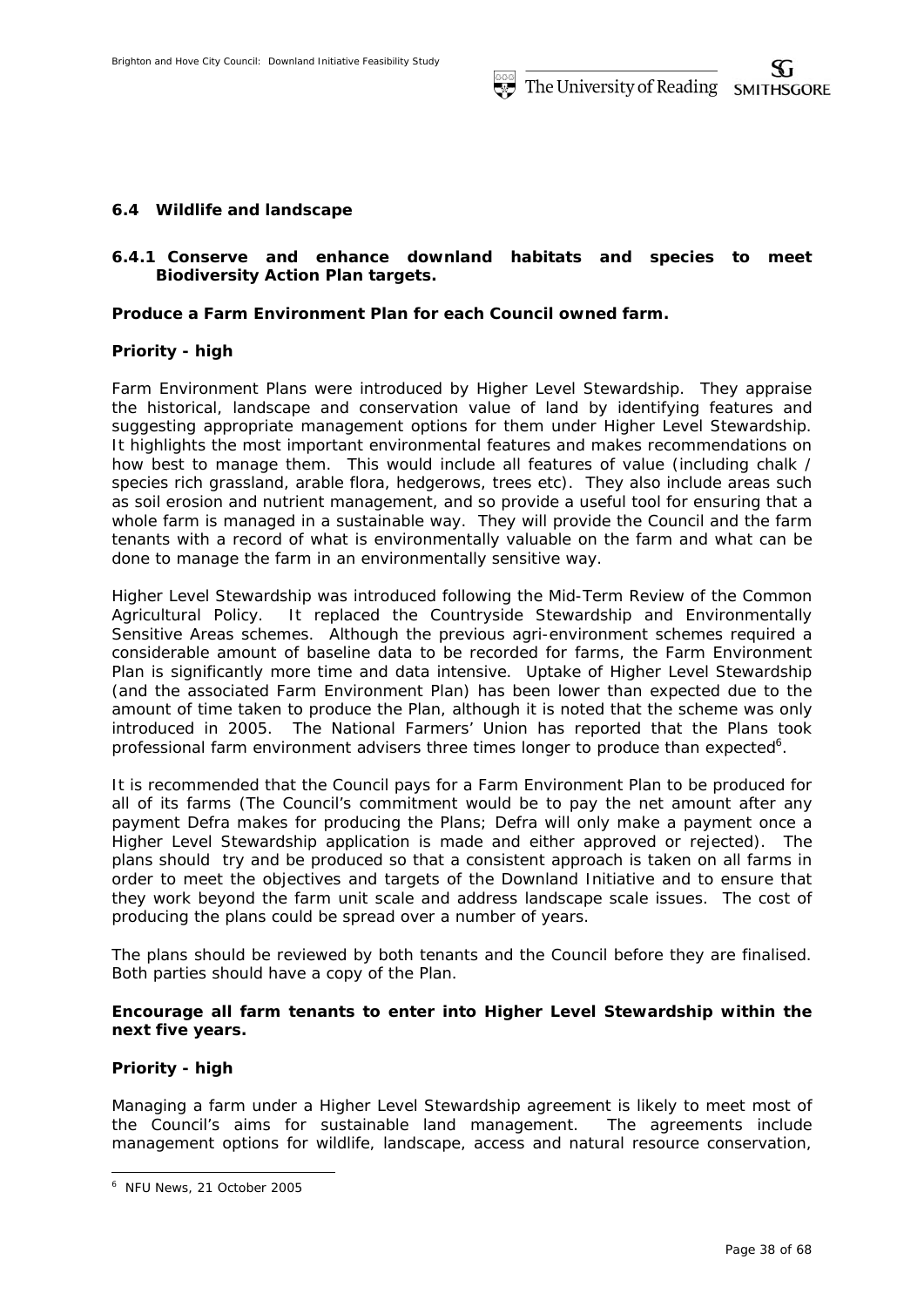### 6.4 Wildlife and landscape

#### 6.4.1 Conserve and enhance downland habitats and species to meet Biodiversity Action Plan targets.

**Produce a Farm Environment Plan for each Council owned farm.**

**Priority - high**

Farm Environment Plans were introduced by Higher Level Stewardship. They appraise the historical, landscape and conservation value of land by identifying features and suggesting appropriate management options for them under Higher Level Stewardship. It highlights the most important environmental features and makes recommendations on how best to manage them. This would include all features of value (including chalk / species rich grassland, arable flora, hedgerows, trees etc). They also include areas such as soil erosion and nutrient management, and so provide a useful tool for ensuring that a whole farm is managed in a sustainable way. They will provide the Council and the farm tenants with a record of what is environmentally valuable on the farm and what can be done to manage the farm in an environmentally sensitive way.

Higher Level Stewardship was introduced following the Mid-Term Review of the Common Agricultural Policy. It replaced the Countryside Stewardship and Environmentally Sensitive Areas schemes. Although the previous agri-environment schemes required a considerable amount of baseline data to be recorded for farms, the Farm Environment Plan is significantly more time and data intensive. Uptake of Higher Level Stewardship (and the associated Farm Environment Plan) has been lower than expected due to the amount of time taken to produce the Plan, although it is noted that the scheme was only introduced in 2005. The National Farmers' Union has reported that the Plans took professional farm environment advisers three times longer to produce than expected[6].

It is recommended that the Council pays for a Farm Environment Plan to be produced for all of its farms (The Council's commitment would be to pay the net amount after any payment Defra makes for producing the Plans; Defra will only make a payment once a Higher Level Stewardship application is made and either approved or rejected). The plans should try and be produced so that a consistent approach is taken on all farms in order to meet the objectives and targets of the Downland Initiative and to ensure that they work beyond the farm unit scale and address landscape scale issues. The cost of producing the plans could be spread over a number of years.

The plans should be reviewed by both tenants and the Council before they are finalised. Both parties should have a copy of the Plan.

**Encourage all farm tenants to enter into Higher Level Stewardship within the next five years.**

**Priority - high**

Managing a farm under a Higher Level Stewardship agreement is likely to meet most of the Council's aims for sustainable land management. The agreements include management options for wildlife, landscape, access and natural resource conservation,

---

[6] NFU News, 21 October 2005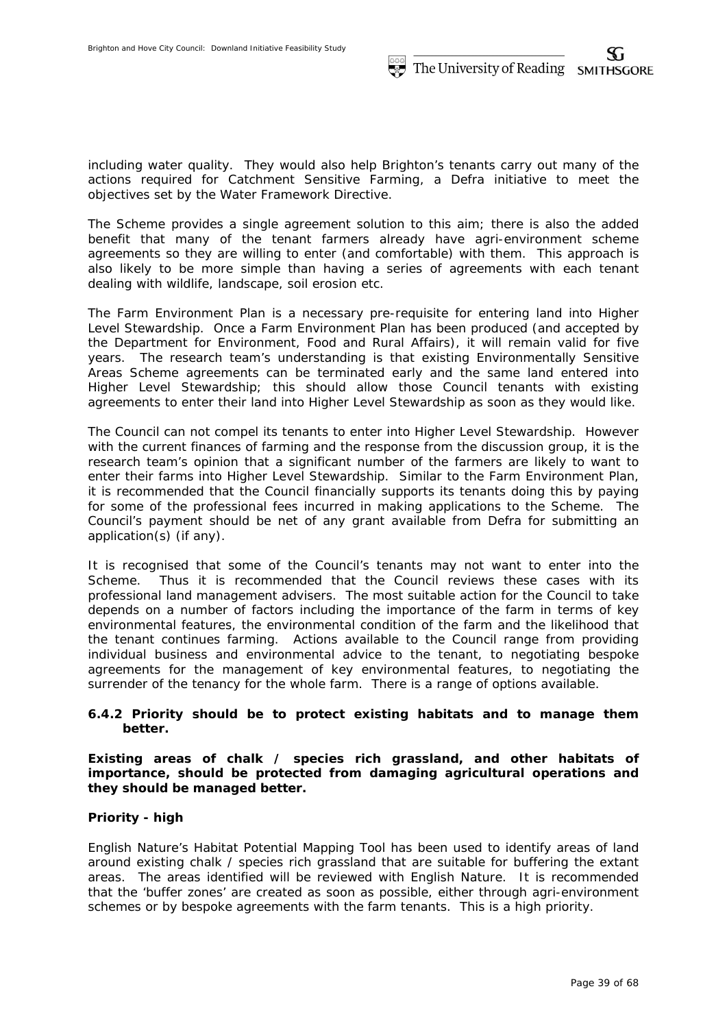including water quality. They would also help Brighton's tenants carry out many of the actions required for Catchment Sensitive Farming, a Defra initiative to meet the objectives set by the Water Framework Directive.

The Scheme provides a single agreement solution to this aim; there is also the added benefit that many of the tenant farmers already have agri-environment scheme agreements so they are willing to enter (and comfortable) with them. This approach is also likely to be more simple than having a series of agreements with each tenant dealing with wildlife, landscape, soil erosion etc.

The Farm Environment Plan is a necessary pre-requisite for entering land into Higher Level Stewardship. Once a Farm Environment Plan has been produced (and accepted by the Department for Environment, Food and Rural Affairs), it will remain valid for five years. The research team's understanding is that existing Environmentally Sensitive Areas Scheme agreements can be terminated early and the same land entered into Higher Level Stewardship; this should allow those Council tenants with existing agreements to enter their land into Higher Level Stewardship as soon as they would like.

The Council can not compel its tenants to enter into Higher Level Stewardship. However with the current finances of farming and the response from the discussion group, it is the research team's opinion that a significant number of the farmers are likely to want to enter their farms into Higher Level Stewardship. Similar to the Farm Environment Plan, it is recommended that the Council financially supports its tenants doing this by paying for some of the professional fees incurred in making applications to the Scheme. The Council's payment should be net of any grant available from Defra for submitting an application(s) (if any).

It is recognised that some of the Council's tenants may not want to enter into the Scheme. Thus it is recommended that the Council reviews these cases with its professional land management advisers. The most suitable action for the Council to take depends on a number of factors including the importance of the farm in terms of key environmental features, the environmental condition of the farm and the likelihood that the tenant continues farming. Actions available to the Council range from providing individual business and environmental advice to the tenant, to negotiating bespoke agreements for the management of key environmental features, to negotiating the surrender of the tenancy for the whole farm. There is a range of options available.

#### 6.4.2 Priority should be to protect existing habitats and to manage them better.

**Existing areas of chalk / species rich grassland, and other habitats of importance, should be protected from damaging agricultural operations and they should be managed better.**

**Priority - high**

English Nature's Habitat Potential Mapping Tool has been used to identify areas of land around existing chalk / species rich grassland that are suitable for buffering the extant areas. The areas identified will be reviewed with English Nature. It is recommended that the 'buffer zones' are created as soon as possible, either through agri-environment schemes or by bespoke agreements with the farm tenants. This is a high priority.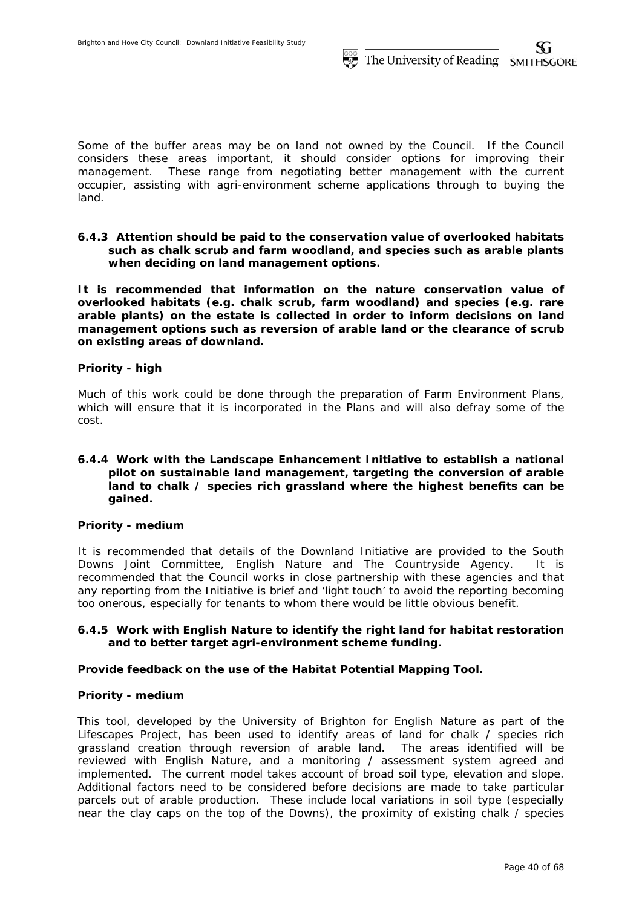Some of the buffer areas may be on land not owned by the Council. If the Council considers these areas important, it should consider options for improving their management. These range from negotiating better management with the current occupier, assisting with agri-environment scheme applications through to buying the land.

**6.4.3 Attention should be paid to the conservation value of overlooked habitats such as chalk scrub and farm woodland, and species such as arable plants when deciding on land management options.**

**It is recommended that information on the nature conservation value of overlooked habitats (e.g. chalk scrub, farm woodland) and species (e.g. rare arable plants) on the estate is collected in order to inform decisions on land management options such as reversion of arable land or the clearance of scrub on existing areas of downland.**

**Priority - high**

Much of this work could be done through the preparation of Farm Environment Plans, which will ensure that it is incorporated in the Plans and will also defray some of the cost.

**6.4.4 Work with the Landscape Enhancement Initiative to establish a national pilot on sustainable land management, targeting the conversion of arable land to chalk / species rich grassland where the highest benefits can be gained.**

**Priority - medium**

It is recommended that details of the Downland Initiative are provided to the South Downs Joint Committee, English Nature and The Countryside Agency. It is recommended that the Council works in close partnership with these agencies and that any reporting from the Initiative is brief and 'light touch' to avoid the reporting becoming too onerous, especially for tenants to whom there would be little obvious benefit.

**6.4.5 Work with English Nature to identify the right land for habitat restoration and to better target agri-environment scheme funding.**

**Provide feedback on the use of the Habitat Potential Mapping Tool.**

**Priority - medium**

This tool, developed by the University of Brighton for English Nature as part of the Lifescapes Project, has been used to identify areas of land for chalk / species rich grassland creation through reversion of arable land. The areas identified will be reviewed with English Nature, and a monitoring / assessment system agreed and implemented. The current model takes account of broad soil type, elevation and slope. Additional factors need to be considered before decisions are made to take particular parcels out of arable production. These include local variations in soil type (especially near the clay caps on the top of the Downs), the proximity of existing chalk / species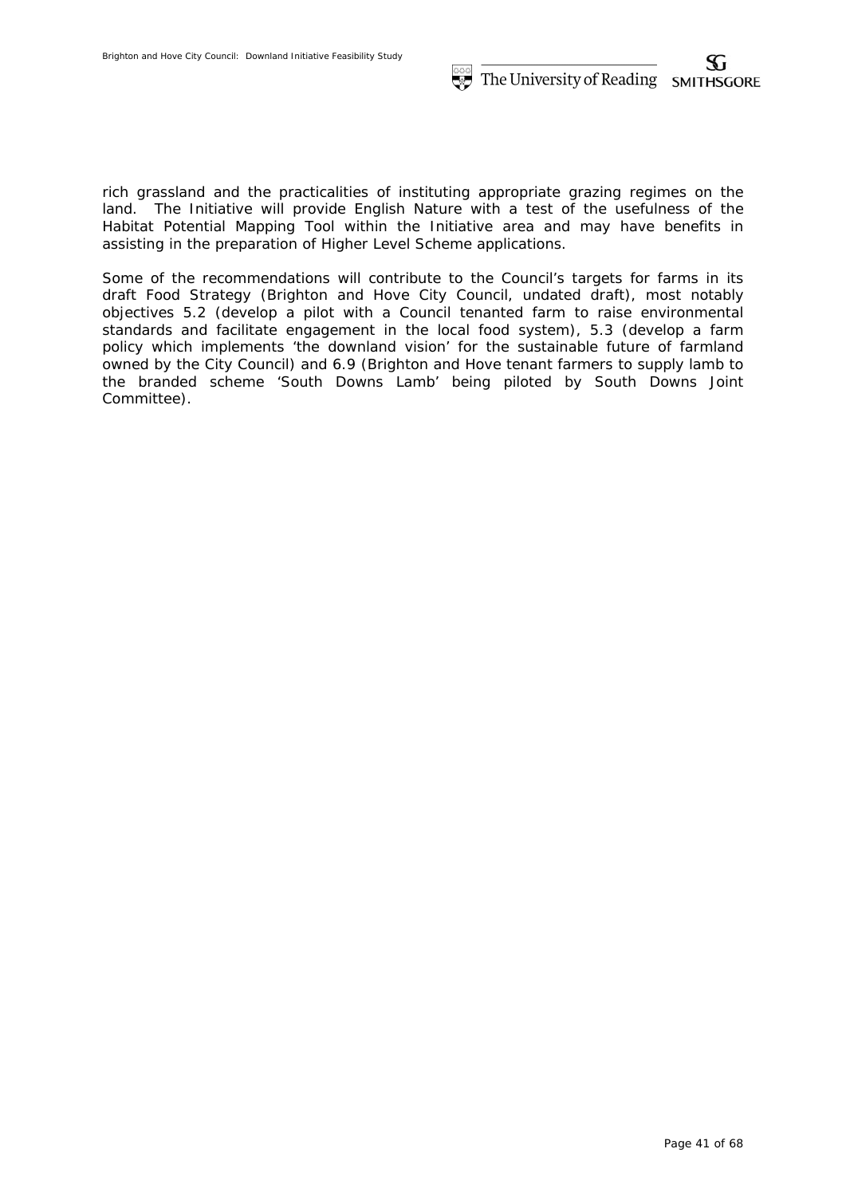rich grassland and the practicalities of instituting appropriate grazing regimes on the land. The Initiative will provide English Nature with a test of the usefulness of the Habitat Potential Mapping Tool within the Initiative area and may have benefits in assisting in the preparation of Higher Level Scheme applications.

Some of the recommendations will contribute to the Council's targets for farms in its draft Food Strategy (Brighton and Hove City Council, undated draft), most notably objectives 5.2 (develop a pilot with a Council tenanted farm to raise environmental standards and facilitate engagement in the local food system), 5.3 (develop a farm policy which implements 'the downland vision' for the sustainable future of farmland owned by the City Council) and 6.9 (Brighton and Hove tenant farmers to supply lamb to the branded scheme 'South Downs Lamb' being piloted by South Downs Joint Committee).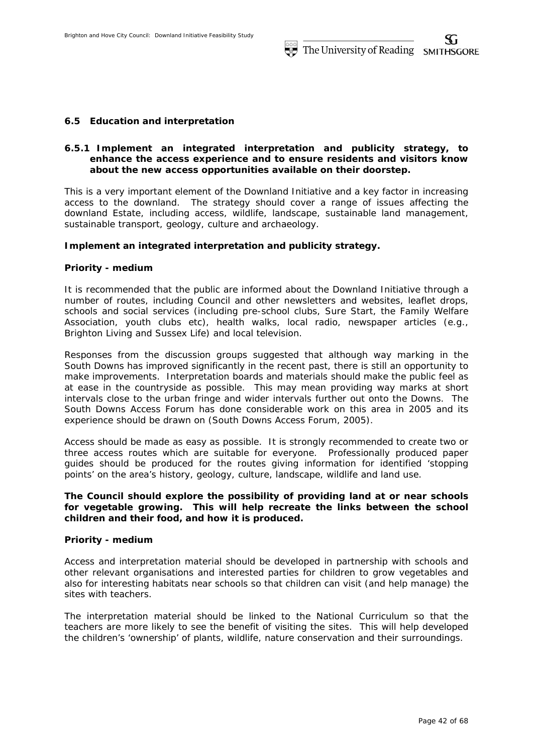## 6.5 Education and interpretation

### 6.5.1 Implement an integrated interpretation and publicity strategy, to enhance the access experience and to ensure residents and visitors know about the new access opportunities available on their doorstep.

This is a very important element of the Downland Initiative and a key factor in increasing access to the downland. The strategy should cover a range of issues affecting the downland Estate, including access, wildlife, landscape, sustainable land management, sustainable transport, geology, culture and archaeology.

**Implement an integrated interpretation and publicity strategy.**

**Priority - medium**

It is recommended that the public are informed about the Downland Initiative through a number of routes, including Council and other newsletters and websites, leaflet drops, schools and social services (including pre-school clubs, Sure Start, the Family Welfare Association, youth clubs etc), health walks, local radio, newspaper articles (e.g., Brighton Living and Sussex Life) and local television.

Responses from the discussion groups suggested that although way marking in the South Downs has improved significantly in the recent past, there is still an opportunity to make improvements. Interpretation boards and materials should make the public feel as at ease in the countryside as possible. This may mean providing way marks at short intervals close to the urban fringe and wider intervals further out onto the Downs. The South Downs Access Forum has done considerable work on this area in 2005 and its experience should be drawn on (South Downs Access Forum, 2005).

Access should be made as easy as possible. It is strongly recommended to create two or three access routes which are suitable for everyone. Professionally produced paper guides should be produced for the routes giving information for identified 'stopping points' on the area's history, geology, culture, landscape, wildlife and land use.

**The Council should explore the possibility of providing land at or near schools for vegetable growing. This will help recreate the links between the school children and their food, and how it is produced.**

**Priority - medium**

Access and interpretation material should be developed in partnership with schools and other relevant organisations and interested parties for children to grow vegetables and also for interesting habitats near schools so that children can visit (and help manage) the sites with teachers.

The interpretation material should be linked to the National Curriculum so that the teachers are more likely to see the benefit of visiting the sites. This will help developed the children's 'ownership' of plants, wildlife, nature conservation and their surroundings.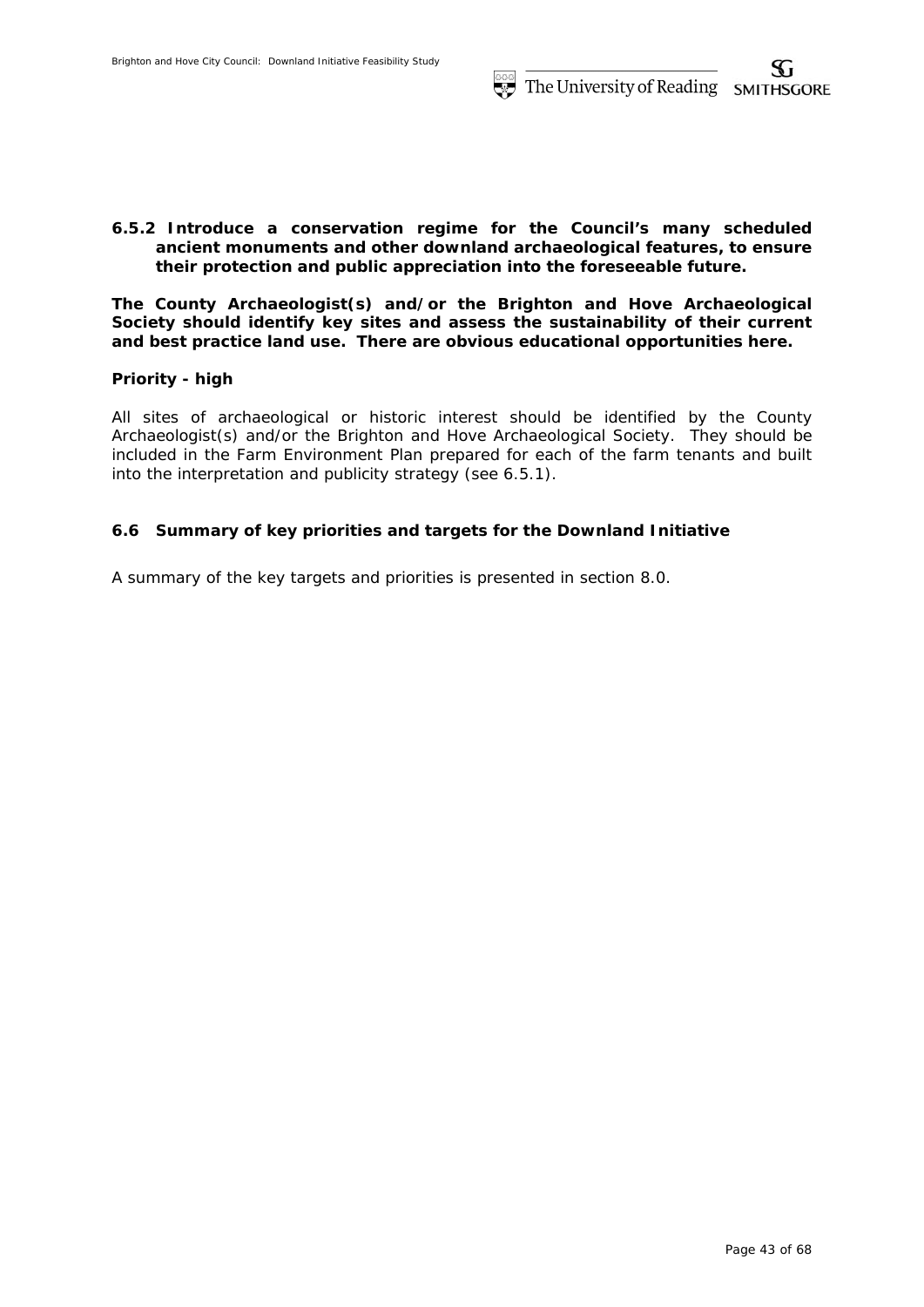### 6.5.2 Introduce a conservation regime for the Council's many scheduled ancient monuments and other downland archaeological features, to ensure their protection and public appreciation into the foreseeable future.

**The County Archaeologist(s) and/or the Brighton and Hove Archaeological Society should identify key sites and assess the sustainability of their current and best practice land use. There are obvious educational opportunities here.**

**Priority - high**

All sites of archaeological or historic interest should be identified by the County Archaeologist(s) and/or the Brighton and Hove Archaeological Society. They should be included in the Farm Environment Plan prepared for each of the farm tenants and built into the interpretation and publicity strategy (see 6.5.1).

## 6.6 Summary of key priorities and targets for the Downland Initiative

A summary of the key targets and priorities is presented in section 8.0.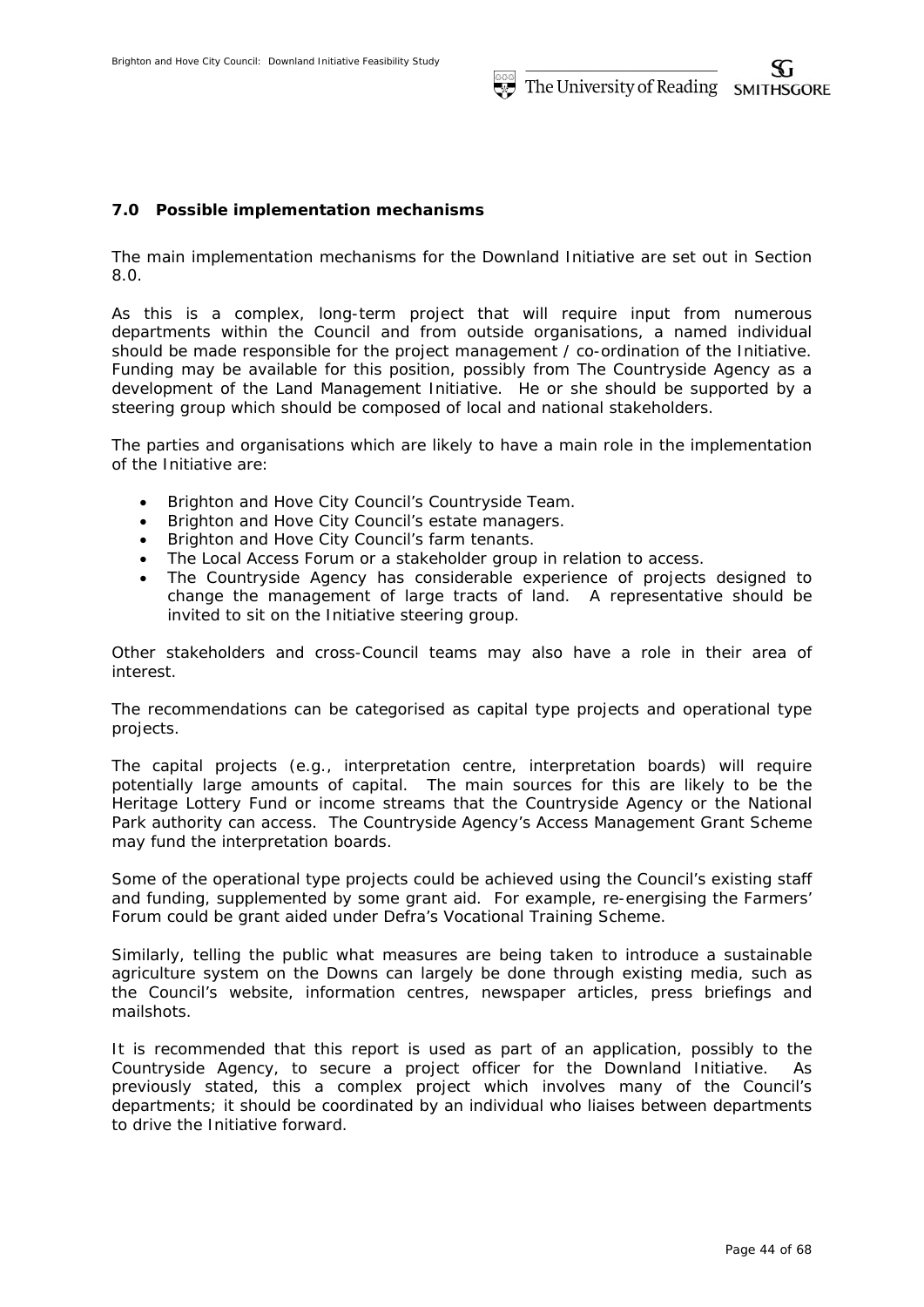## 7.0 Possible implementation mechanisms

The main implementation mechanisms for the Downland Initiative are set out in Section 8.0.

As this is a complex, long-term project that will require input from numerous departments within the Council and from outside organisations, a named individual should be made responsible for the project management / co-ordination of the Initiative. Funding may be available for this position, possibly from The Countryside Agency as a development of the Land Management Initiative. He or she should be supported by a steering group which should be composed of local and national stakeholders.

The parties and organisations which are likely to have a main role in the implementation of the Initiative are:

- Brighton and Hove City Council's Countryside Team.
- Brighton and Hove City Council's estate managers.
- Brighton and Hove City Council's farm tenants.
- The Local Access Forum or a stakeholder group in relation to access.
- The Countryside Agency has considerable experience of projects designed to change the management of large tracts of land. A representative should be invited to sit on the Initiative steering group.

Other stakeholders and cross-Council teams may also have a role in their area of interest.

The recommendations can be categorised as capital type projects and operational type projects.

The capital projects (e.g., interpretation centre, interpretation boards) will require potentially large amounts of capital. The main sources for this are likely to be the Heritage Lottery Fund or income streams that the Countryside Agency or the National Park authority can access. The Countryside Agency's Access Management Grant Scheme may fund the interpretation boards.

Some of the operational type projects could be achieved using the Council's existing staff and funding, supplemented by some grant aid. For example, re-energising the Farmers' Forum could be grant aided under Defra's Vocational Training Scheme.

Similarly, telling the public what measures are being taken to introduce a sustainable agriculture system on the Downs can largely be done through existing media, such as the Council's website, information centres, newspaper articles, press briefings and mailshots.

It is recommended that this report is used as part of an application, possibly to the Countryside Agency, to secure a project officer for the Downland Initiative. As previously stated, this a complex project which involves many of the Council's departments; it should be coordinated by an individual who liaises between departments to drive the Initiative forward.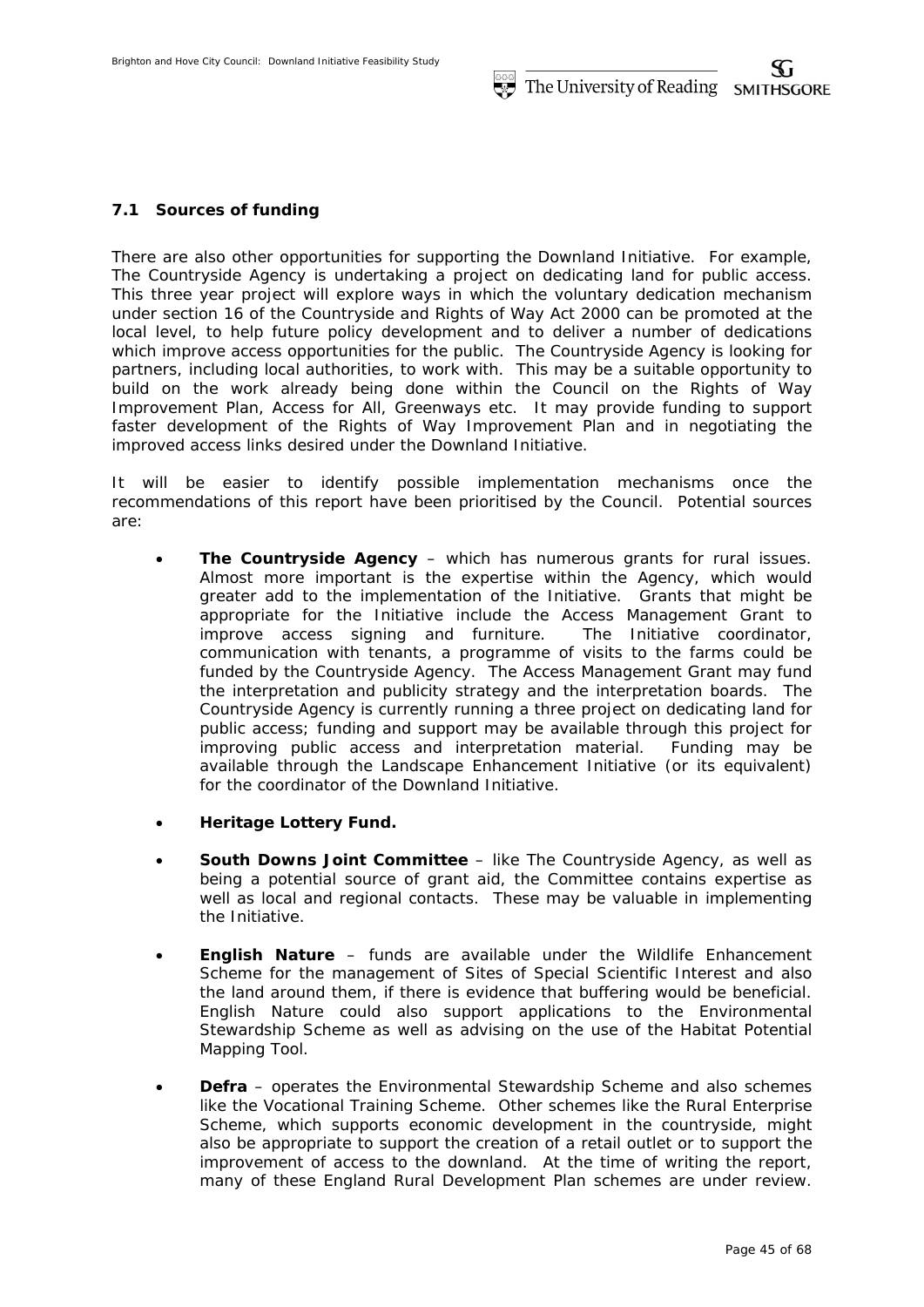## 7.1 Sources of funding

There are also other opportunities for supporting the Downland Initiative. For example, The Countryside Agency is undertaking a project on dedicating land for public access. This three year project will explore ways in which the voluntary dedication mechanism under section 16 of the Countryside and Rights of Way Act 2000 can be promoted at the local level, to help future policy development and to deliver a number of dedications which improve access opportunities for the public. The Countryside Agency is looking for partners, including local authorities, to work with. This may be a suitable opportunity to build on the work already being done within the Council on the Rights of Way Improvement Plan, Access for All, Greenways etc. It may provide funding to support faster development of the Rights of Way Improvement Plan and in negotiating the improved access links desired under the Downland Initiative.

It will be easier to identify possible implementation mechanisms once the recommendations of this report have been prioritised by the Council. Potential sources are:

- **The Countryside Agency** – which has numerous grants for rural issues. Almost more important is the expertise within the Agency, which would greater add to the implementation of the Initiative. Grants that might be appropriate for the Initiative include the Access Management Grant to improve access signing and furniture. The Initiative coordinator, communication with tenants, a programme of visits to the farms could be funded by the Countryside Agency. The Access Management Grant may fund the interpretation and publicity strategy and the interpretation boards. The Countryside Agency is currently running a three project on dedicating land for public access; funding and support may be available through this project for improving public access and interpretation material. Funding may be available through the Landscape Enhancement Initiative (or its equivalent) for the coordinator of the Downland Initiative.

- **Heritage Lottery Fund.**

- **South Downs Joint Committee** – like The Countryside Agency, as well as being a potential source of grant aid, the Committee contains expertise as well as local and regional contacts. These may be valuable in implementing the Initiative.

- **English Nature** – funds are available under the Wildlife Enhancement Scheme for the management of Sites of Special Scientific Interest and also the land around them, if there is evidence that buffering would be beneficial. English Nature could also support applications to the Environmental Stewardship Scheme as well as advising on the use of the Habitat Potential Mapping Tool.

- **Defra** – operates the Environmental Stewardship Scheme and also schemes like the Vocational Training Scheme. Other schemes like the Rural Enterprise Scheme, which supports economic development in the countryside, might also be appropriate to support the creation of a retail outlet or to support the improvement of access to the downland. At the time of writing the report, many of these England Rural Development Plan schemes are under review.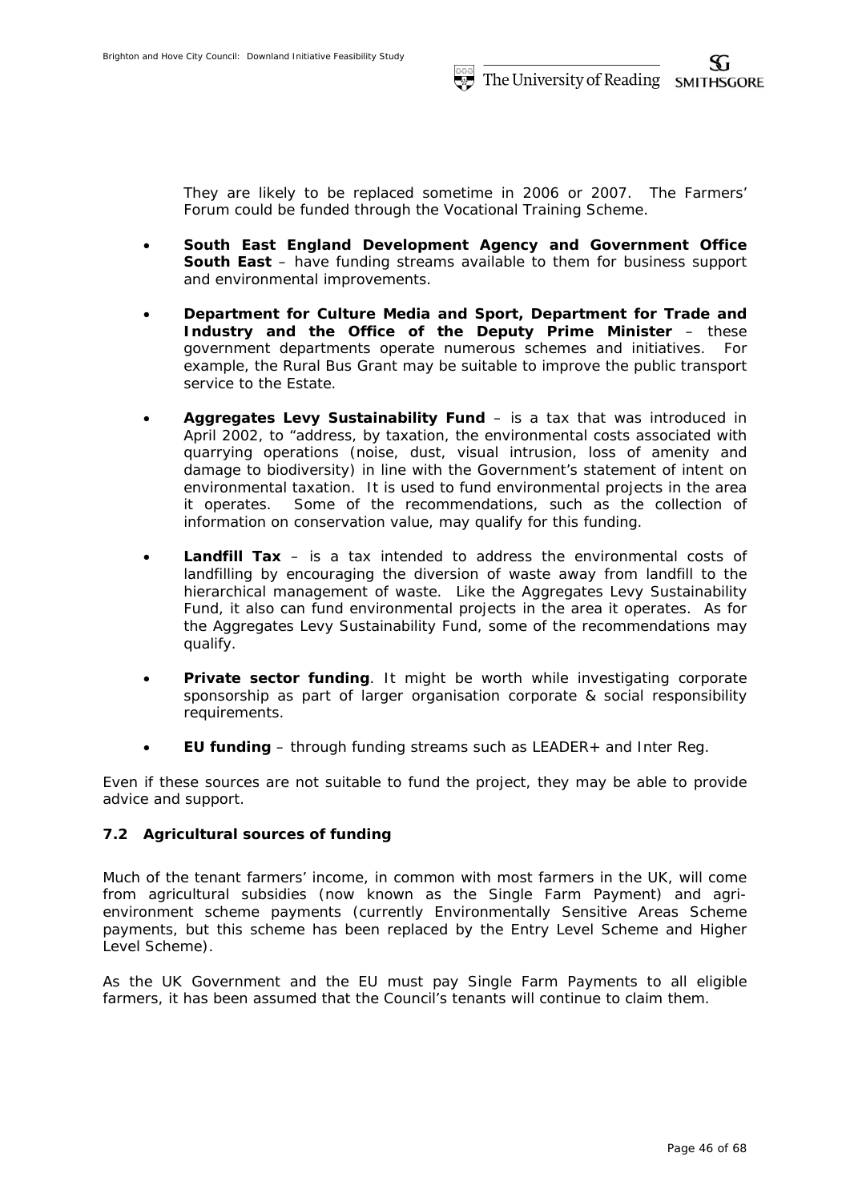They are likely to be replaced sometime in 2006 or 2007. The Farmers' Forum could be funded through the Vocational Training Scheme.

- **South East England Development Agency and Government Office South East** – have funding streams available to them for business support and environmental improvements.

- **Department for Culture Media and Sport, Department for Trade and Industry and the Office of the Deputy Prime Minister** – these government departments operate numerous schemes and initiatives. For example, the Rural Bus Grant may be suitable to improve the public transport service to the Estate.

- **Aggregates Levy Sustainability Fund** – is a tax that was introduced in April 2002, to "address, by taxation, the environmental costs associated with quarrying operations (noise, dust, visual intrusion, loss of amenity and damage to biodiversity) in line with the Government's statement of intent on environmental taxation. It is used to fund environmental projects in the area it operates. Some of the recommendations, such as the collection of information on conservation value, may qualify for this funding.

- **Landfill Tax** – is a tax intended to address the environmental costs of landfilling by encouraging the diversion of waste away from landfill to the hierarchical management of waste. Like the Aggregates Levy Sustainability Fund, it also can fund environmental projects in the area it operates. As for the Aggregates Levy Sustainability Fund, some of the recommendations may qualify.

- **Private sector funding**. It might be worth while investigating corporate sponsorship as part of larger organisation corporate & social responsibility requirements.

- **EU funding** – through funding streams such as LEADER+ and Inter Reg.

Even if these sources are not suitable to fund the project, they may be able to provide advice and support.

### 7.2 Agricultural sources of funding

Much of the tenant farmers' income, in common with most farmers in the UK, will come from agricultural subsidies (now known as the Single Farm Payment) and agri-environment scheme payments (currently Environmentally Sensitive Areas Scheme payments, but this scheme has been replaced by the Entry Level Scheme and Higher Level Scheme).

As the UK Government and the EU must pay Single Farm Payments to all eligible farmers, it has been assumed that the Council's tenants will continue to claim them.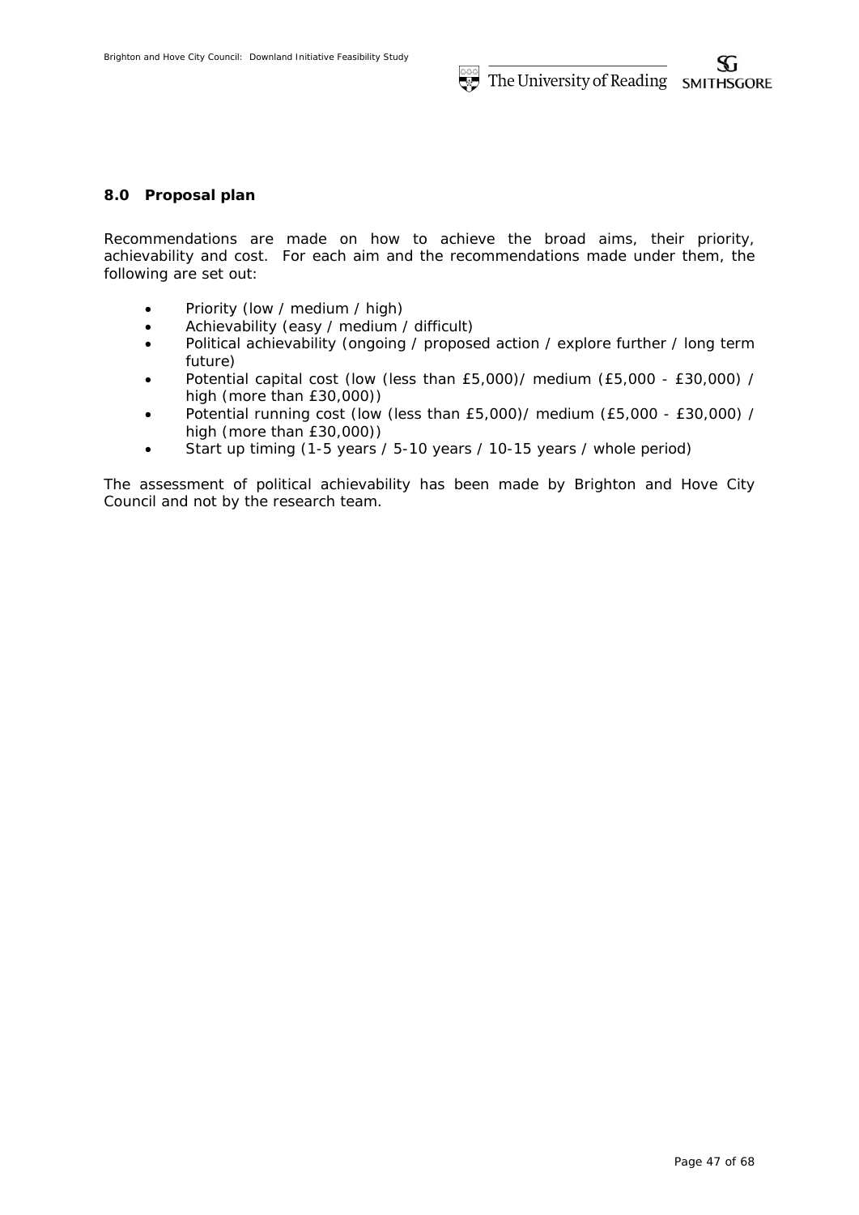## 8.0 Proposal plan

Recommendations are made on how to achieve the broad aims, their priority, achievability and cost. For each aim and the recommendations made under them, the following are set out:

- Priority (low / medium / high)
- Achievability (easy / medium / difficult)
- Political achievability (ongoing / proposed action / explore further / long term future)
- Potential capital cost (low (less than £5,000)/ medium (£5,000 - £30,000) / high (more than £30,000))
- Potential running cost (low (less than £5,000)/ medium (£5,000 - £30,000) / high (more than £30,000))
- Start up timing (1-5 years / 5-10 years / 10-15 years / whole period)

The assessment of political achievability has been made by Brighton and Hove City Council and not by the research team.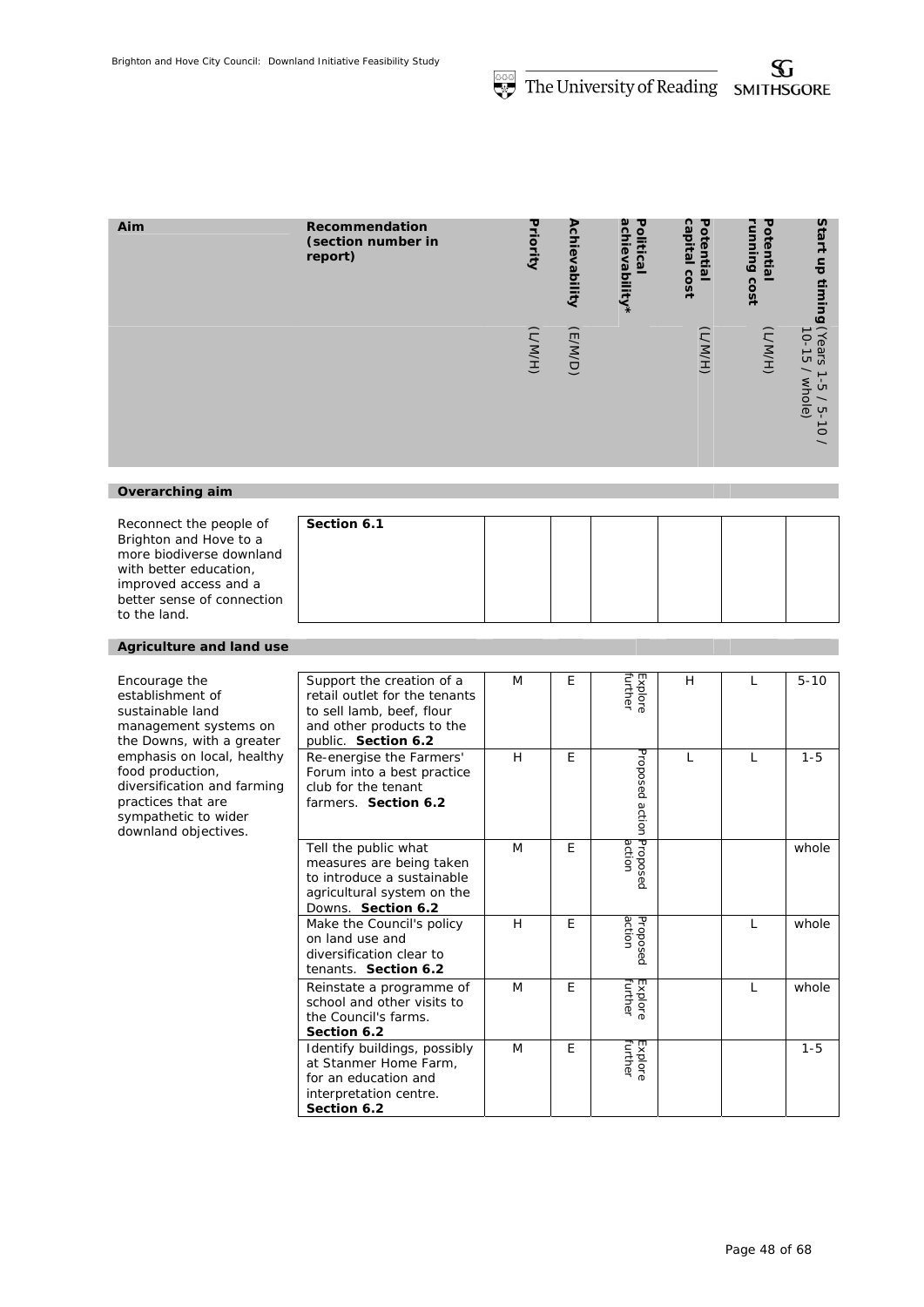| Aim | Recommendation (section number in report) | Priority (L/M/H) | Achievability (E/M/D) | Political achievability* | Potential capital cost (L/M/H) | Potential running cost (L/M/H) | Start up timing (Years 1-5 / 5-10 / 10-15 / whole) |
|---|---|---|---|---|---|---|---|
| **Overarching aim** | | | | | | | |
| Reconnect the people of Brighton and Hove to a more biodiverse downland with better education, improved access and a better sense of connection to the land. | **Section 6.1** | | | | | | |
| **Agriculture and land use** | | | | | | | |
| Encourage the establishment of sustainable land management systems on the Downs, with a greater emphasis on local, healthy food production, diversification and farming practices that are sympathetic to wider downland objectives. | Support the creation of a retail outlet for the tenants to sell lamb, beef, flour and other products to the public. **Section 6.2** | M | E | Explore further | H | L | 5-10 |
| | Re-energise the Farmers' Forum into a best practice club for the tenant farmers. **Section 6.2** | H | E | Proposed action | L | L | 1-5 |
| | Tell the public what measures are being taken to introduce a sustainable agricultural system on the Downs. **Section 6.2** | M | E | Proposed action | | | whole |
| | Make the Council's policy on land use and diversification clear to tenants. **Section 6.2** | H | E | Proposed action | | L | whole |
| | Reinstate a programme of school and other visits to the Council's farms. **Section 6.2** | M | E | Explore further | | L | whole |
| | Identify buildings, possibly at Stanmer Home Farm, for an education and interpretation centre. **Section 6.2** | M | E | Explore further | | | 1-5 |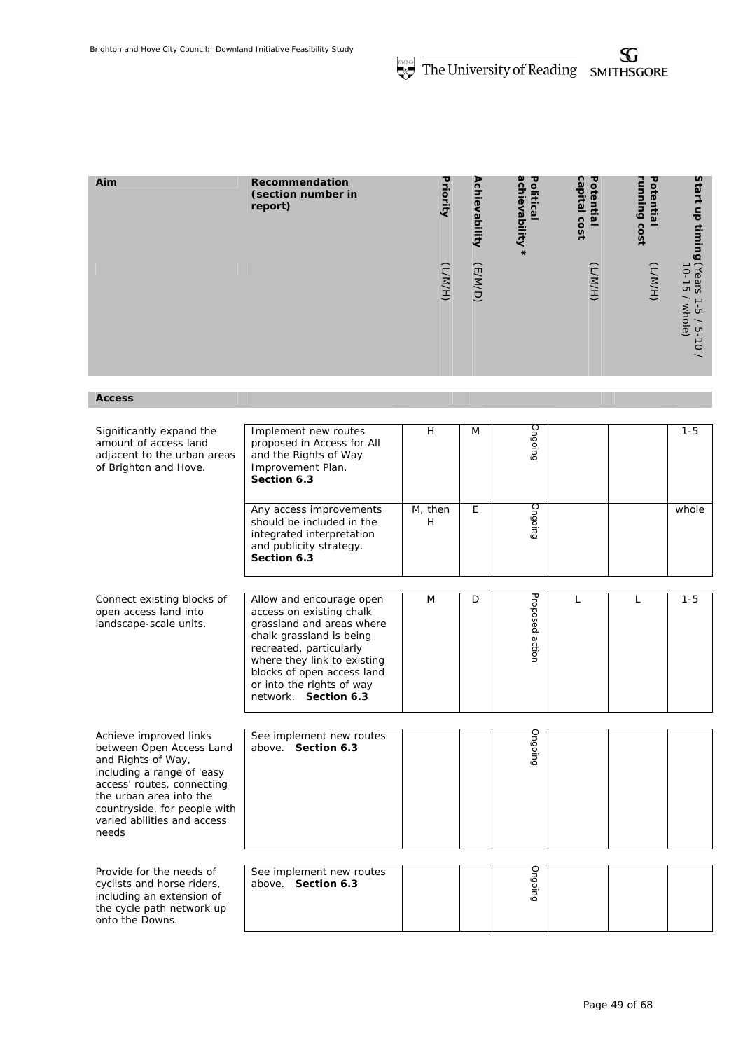| Aim | Recommendation (section number in report) | Priority (L/M/H) | Achievability (E/M/D) | Political achievability * | Potential capital cost (L/M/H) | Potential running cost (L/M/H) | Start up timing (Years 1-5 / 5-10 / 10-15 / whole) |
|---|---|---|---|---|---|---|---|
| **Access** | | | | | | | |
| Significantly expand the amount of access land adjacent to the urban areas of Brighton and Hove. | Implement new routes proposed in Access for All and the Rights of Way Improvement Plan. **Section 6.3** | H | M | Ongoing | | | 1-5 |
| | Any access improvements should be included in the integrated interpretation and publicity strategy. **Section 6.3** | M, then H | E | Ongoing | | | whole |
| Connect existing blocks of open access land into landscape-scale units. | Allow and encourage open access on existing chalk grassland and areas where chalk grassland is being recreated, particularly where they link to existing blocks of open access land or into the rights of way network. **Section 6.3** | M | D | Proposed action | L | L | 1-5 |
| Achieve improved links between Open Access Land and Rights of Way, including a range of 'easy access' routes, connecting the urban area into the countryside, for people with varied abilities and access needs | See implement new routes above. **Section 6.3** | | | Ongoing | | | |
| Provide for the needs of cyclists and horse riders, including an extension of the cycle path network up onto the Downs. | See implement new routes above. **Section 6.3** | | | Ongoing | | | |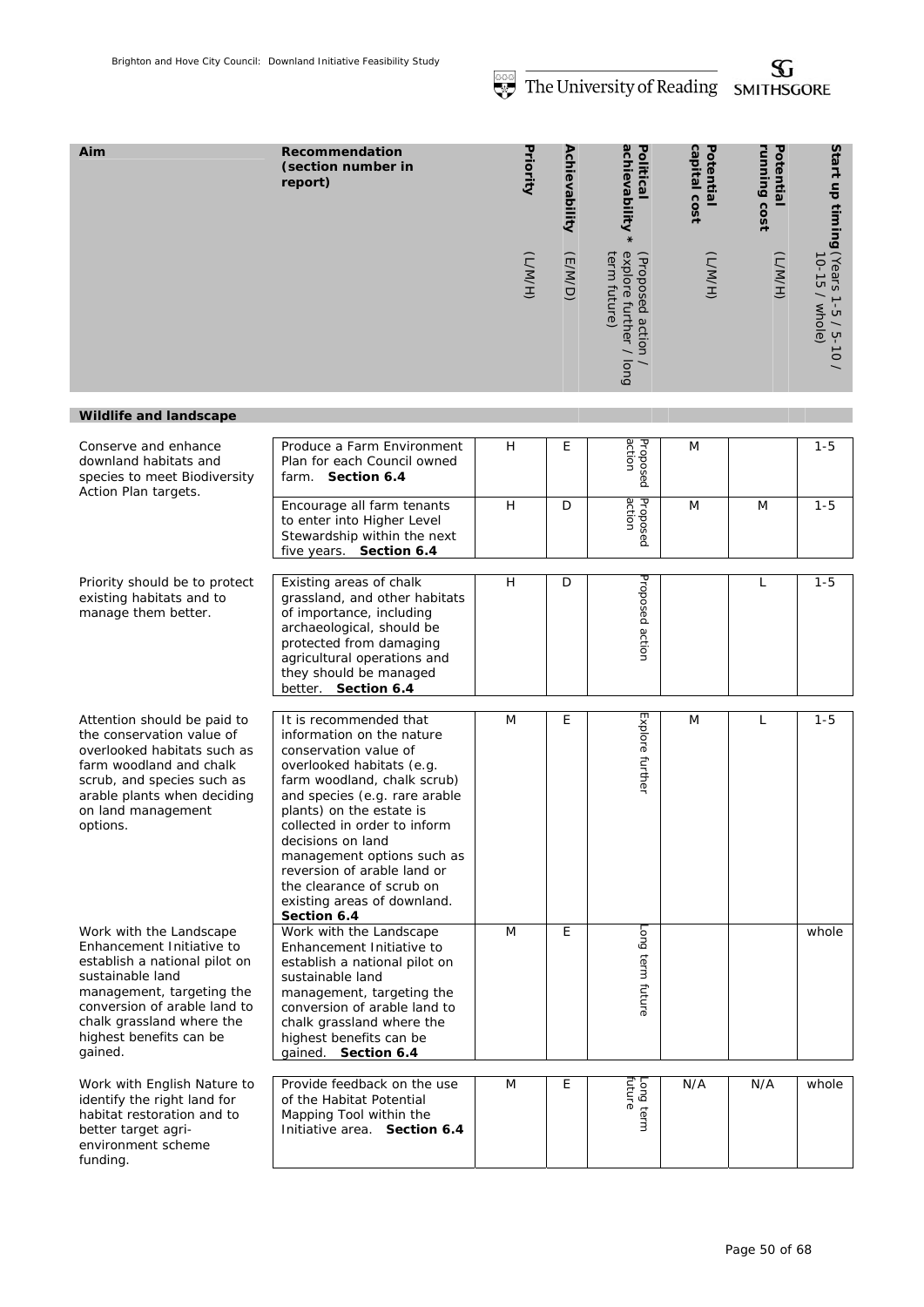| Aim | Recommendation (section number in report) | Priority (L/M/H) | Achievability (E/M/D) | Political achievability * (Proposed action / explore further / long term future) | Potential capital cost (L/M/H) | Potential running cost (L/M/H) | Start up timing (Years 1-5 / 5-10 / 10-15 / whole) |
|---|---|---|---|---|---|---|---|
| **Wildlife and landscape** | | | | | | | |
| Conserve and enhance downland habitats and species to meet Biodiversity Action Plan targets. | Produce a Farm Environment Plan for each Council owned farm. **Section 6.4** | H | E | Proposed action | M | | 1-5 |
| | Encourage all farm tenants to enter into Higher Level Stewardship within the next five years. **Section 6.4** | H | D | Proposed action | M | M | 1-5 |
| Priority should be to protect existing habitats and to manage them better. | Existing areas of chalk grassland, and other habitats of importance, including archaeological, should be protected from damaging agricultural operations and they should be managed better. **Section 6.4** | H | D | Proposed action | | L | 1-5 |
| Attention should be paid to the conservation value of overlooked habitats such as farm woodland and chalk scrub, and species such as arable plants when deciding on land management options. | It is recommended that information on the nature conservation value of overlooked habitats (e.g. farm woodland, chalk scrub) and species (e.g. rare arable plants) on the estate is collected in order to inform decisions on land management options such as reversion of arable land or the clearance of scrub on existing areas of downland. **Section 6.4** | M | E | Explore further | M | L | 1-5 |
| Work with the Landscape Enhancement Initiative to establish a national pilot on sustainable land management, targeting the conversion of arable land to chalk grassland where the highest benefits can be gained. | Work with the Landscape Enhancement Initiative to establish a national pilot on sustainable land management, targeting the conversion of arable land to chalk grassland where the highest benefits can be gained. **Section 6.4** | M | E | Long term future | | | whole |
| Work with English Nature to identify the right land for habitat restoration and to better target agri-environment scheme funding. | Provide feedback on the use of the Habitat Potential Mapping Tool within the Initiative area. **Section 6.4** | M | E | Long term future | N/A | N/A | whole |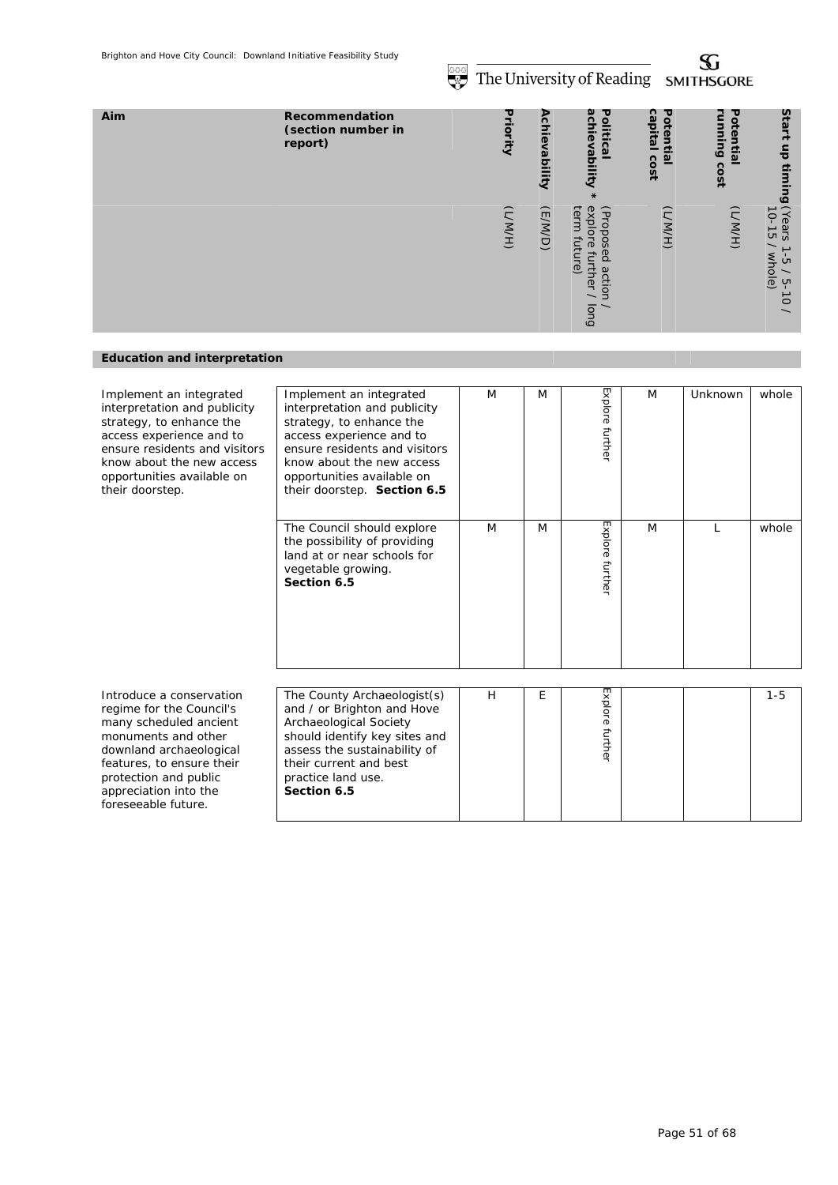| Aim | Recommendation (section number in report) | Priority (L/M/H) | Achievability (E/M/D) | Political achievability * (Proposed action / explore further / long term future) | Potential capital cost (L/M/H) | Potential running cost (L/M/H) | Start up timing (Years 1-5 / 5-10 / 10-15 / whole) |
|---|---|---|---|---|---|---|---|
| **Education and interpretation** | | | | | | | |
| Implement an integrated interpretation and publicity strategy, to enhance the access experience and to ensure residents and visitors know about the new access opportunities available on their doorstep. | Implement an integrated interpretation and publicity strategy, to enhance the access experience and to ensure residents and visitors know about the new access opportunities available on their doorstep. **Section 6.5** | M | M | Explore further | M | Unknown | whole |
| | The Council should explore the possibility of providing land at or near schools for vegetable growing. **Section 6.5** | M | M | Explore further | M | L | whole |
| Introduce a conservation regime for the Council's many scheduled ancient monuments and other downland archaeological features, to ensure their protection and public appreciation into the foreseeable future. | The County Archaeologist(s) and / or Brighton and Hove Archaeological Society should identify key sites and assess the sustainability of their current and best practice land use. **Section 6.5** | H | E | Explore further | | | 1-5 |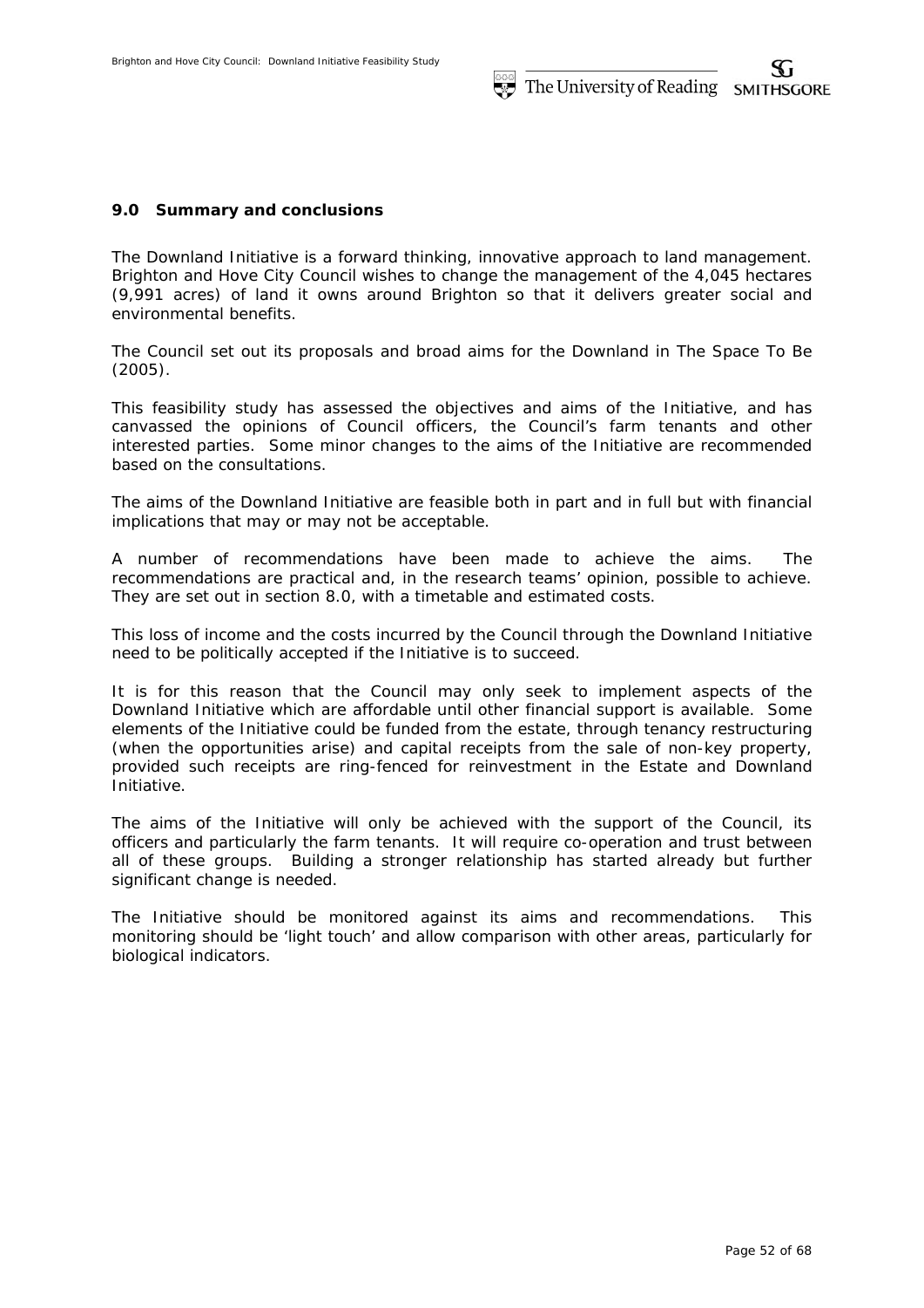## 9.0 Summary and conclusions

The Downland Initiative is a forward thinking, innovative approach to land management. Brighton and Hove City Council wishes to change the management of the 4,045 hectares (9,991 acres) of land it owns around Brighton so that it delivers greater social and environmental benefits.

The Council set out its proposals and broad aims for the Downland in The Space To Be (2005).

This feasibility study has assessed the objectives and aims of the Initiative, and has canvassed the opinions of Council officers, the Council's farm tenants and other interested parties. Some minor changes to the aims of the Initiative are recommended based on the consultations.

The aims of the Downland Initiative are feasible both in part and in full but with financial implications that may or may not be acceptable.

A number of recommendations have been made to achieve the aims. The recommendations are practical and, in the research teams' opinion, possible to achieve. They are set out in section 8.0, with a timetable and estimated costs.

This loss of income and the costs incurred by the Council through the Downland Initiative need to be politically accepted if the Initiative is to succeed.

It is for this reason that the Council may only seek to implement aspects of the Downland Initiative which are affordable until other financial support is available. Some elements of the Initiative could be funded from the estate, through tenancy restructuring (when the opportunities arise) and capital receipts from the sale of non-key property, provided such receipts are ring-fenced for reinvestment in the Estate and Downland Initiative.

The aims of the Initiative will only be achieved with the support of the Council, its officers and particularly the farm tenants. It will require co-operation and trust between all of these groups. Building a stronger relationship has started already but further significant change is needed.

The Initiative should be monitored against its aims and recommendations. This monitoring should be 'light touch' and allow comparison with other areas, particularly for biological indicators.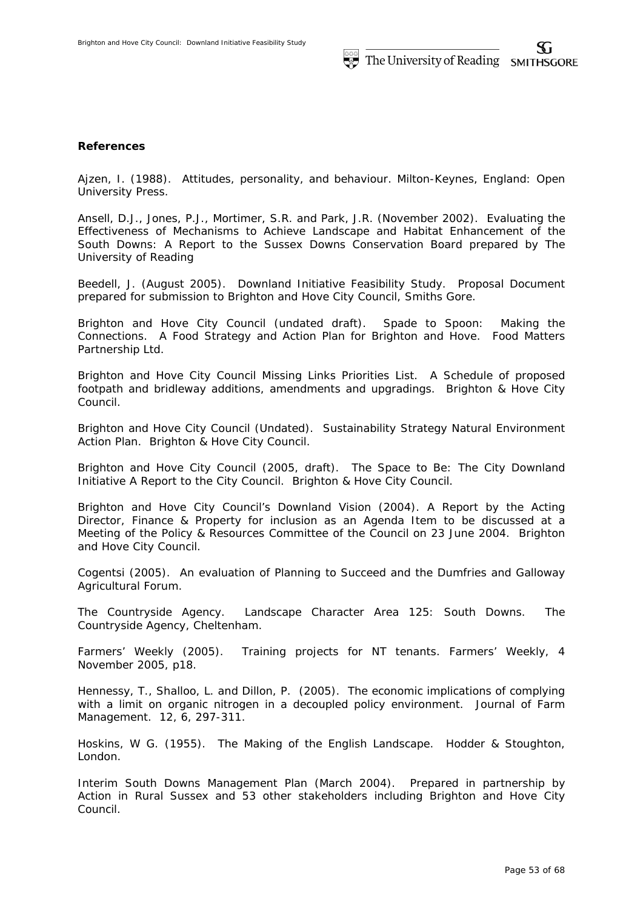**References**

Ajzen, I. (1988). Attitudes, personality, and behaviour. Milton-Keynes, England: Open University Press.

Ansell, D.J., Jones, P.J., Mortimer, S.R. and Park, J.R. (November 2002). Evaluating the Effectiveness of Mechanisms to Achieve Landscape and Habitat Enhancement of the South Downs: A Report to the Sussex Downs Conservation Board prepared by The University of Reading

Beedell, J. (August 2005). Downland Initiative Feasibility Study. Proposal Document prepared for submission to Brighton and Hove City Council, Smiths Gore.

Brighton and Hove City Council (undated draft). Spade to Spoon: Making the Connections. A Food Strategy and Action Plan for Brighton and Hove. Food Matters Partnership Ltd.

Brighton and Hove City Council Missing Links Priorities List. A Schedule of proposed footpath and bridleway additions, amendments and upgradings. Brighton & Hove City Council.

Brighton and Hove City Council (Undated). Sustainability Strategy Natural Environment Action Plan. Brighton & Hove City Council.

Brighton and Hove City Council (2005, draft). The Space to Be: The City Downland Initiative A Report to the City Council. Brighton & Hove City Council.

Brighton and Hove City Council's Downland Vision (2004). A Report by the Acting Director, Finance & Property for inclusion as an Agenda Item to be discussed at a Meeting of the Policy & Resources Committee of the Council on 23 June 2004. Brighton and Hove City Council.

Cogentsi (2005). An evaluation of Planning to Succeed and the Dumfries and Galloway Agricultural Forum.

The Countryside Agency. Landscape Character Area 125: South Downs. The Countryside Agency, Cheltenham.

Farmers' Weekly (2005). Training projects for NT tenants. Farmers' Weekly, 4 November 2005, p18.

Hennessy, T., Shalloo, L. and Dillon, P. (2005). The economic implications of complying with a limit on organic nitrogen in a decoupled policy environment. Journal of Farm Management. 12, 6, 297-311.

Hoskins, W G. (1955). The Making of the English Landscape. Hodder & Stoughton, London.

Interim South Downs Management Plan (March 2004). Prepared in partnership by Action in Rural Sussex and 53 other stakeholders including Brighton and Hove City Council.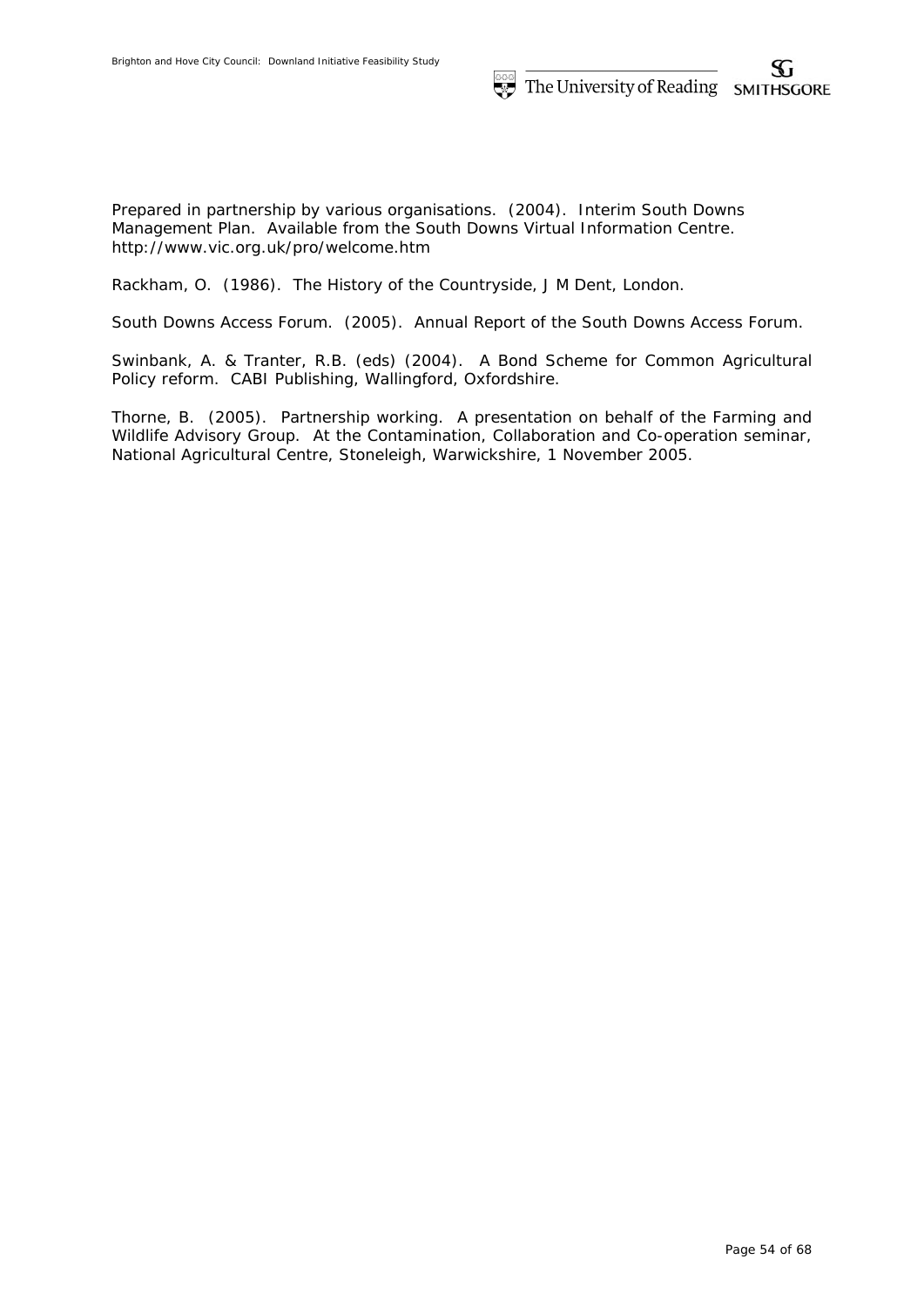Prepared in partnership by various organisations. (2004). Interim South Downs Management Plan. Available from the South Downs Virtual Information Centre. http://www.vic.org.uk/pro/welcome.htm

Rackham, O. (1986). The History of the Countryside, J M Dent, London.

South Downs Access Forum. (2005). Annual Report of the South Downs Access Forum.

Swinbank, A. & Tranter, R.B. (eds) (2004). A Bond Scheme for Common Agricultural Policy reform. CABI Publishing, Wallingford, Oxfordshire.

Thorne, B. (2005). Partnership working. A presentation on behalf of the Farming and Wildlife Advisory Group. At the Contamination, Collaboration and Co-operation seminar, National Agricultural Centre, Stoneleigh, Warwickshire, 1 November 2005.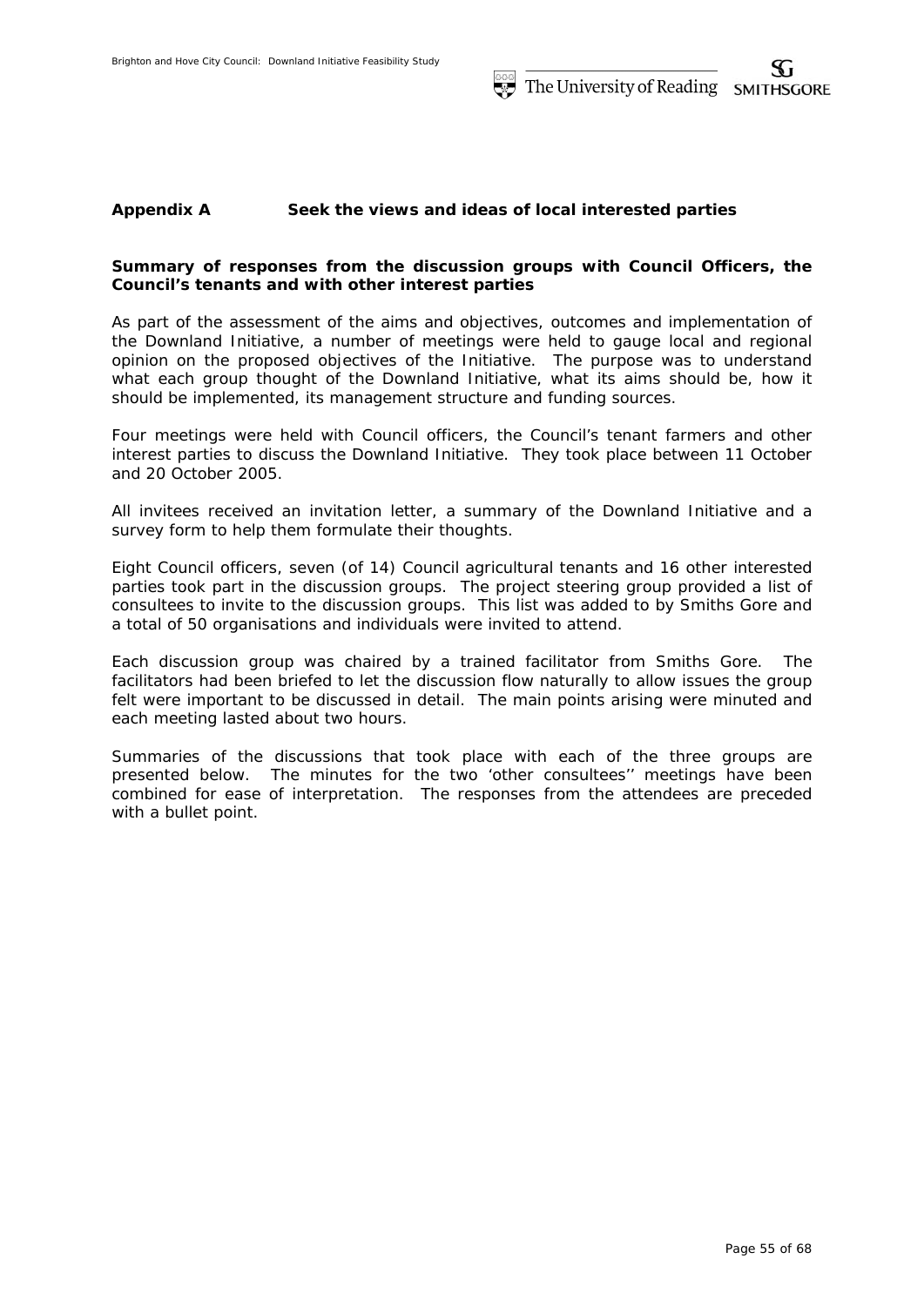## Appendix A Seek the views and ideas of local interested parties

**Summary of responses from the discussion groups with Council Officers, the Council's tenants and with other interest parties**

As part of the assessment of the aims and objectives, outcomes and implementation of the Downland Initiative, a number of meetings were held to gauge local and regional opinion on the proposed objectives of the Initiative. The purpose was to understand what each group thought of the Downland Initiative, what its aims should be, how it should be implemented, its management structure and funding sources.

Four meetings were held with Council officers, the Council's tenant farmers and other interest parties to discuss the Downland Initiative. They took place between 11 October and 20 October 2005.

All invitees received an invitation letter, a summary of the Downland Initiative and a survey form to help them formulate their thoughts.

Eight Council officers, seven (of 14) Council agricultural tenants and 16 other interested parties took part in the discussion groups. The project steering group provided a list of consultees to invite to the discussion groups. This list was added to by Smiths Gore and a total of 50 organisations and individuals were invited to attend.

Each discussion group was chaired by a trained facilitator from Smiths Gore. The facilitators had been briefed to let the discussion flow naturally to allow issues the group felt were important to be discussed in detail. The main points arising were minuted and each meeting lasted about two hours.

Summaries of the discussions that took place with each of the three groups are presented below. The minutes for the two 'other consultees'' meetings have been combined for ease of interpretation. The responses from the attendees are preceded with a bullet point.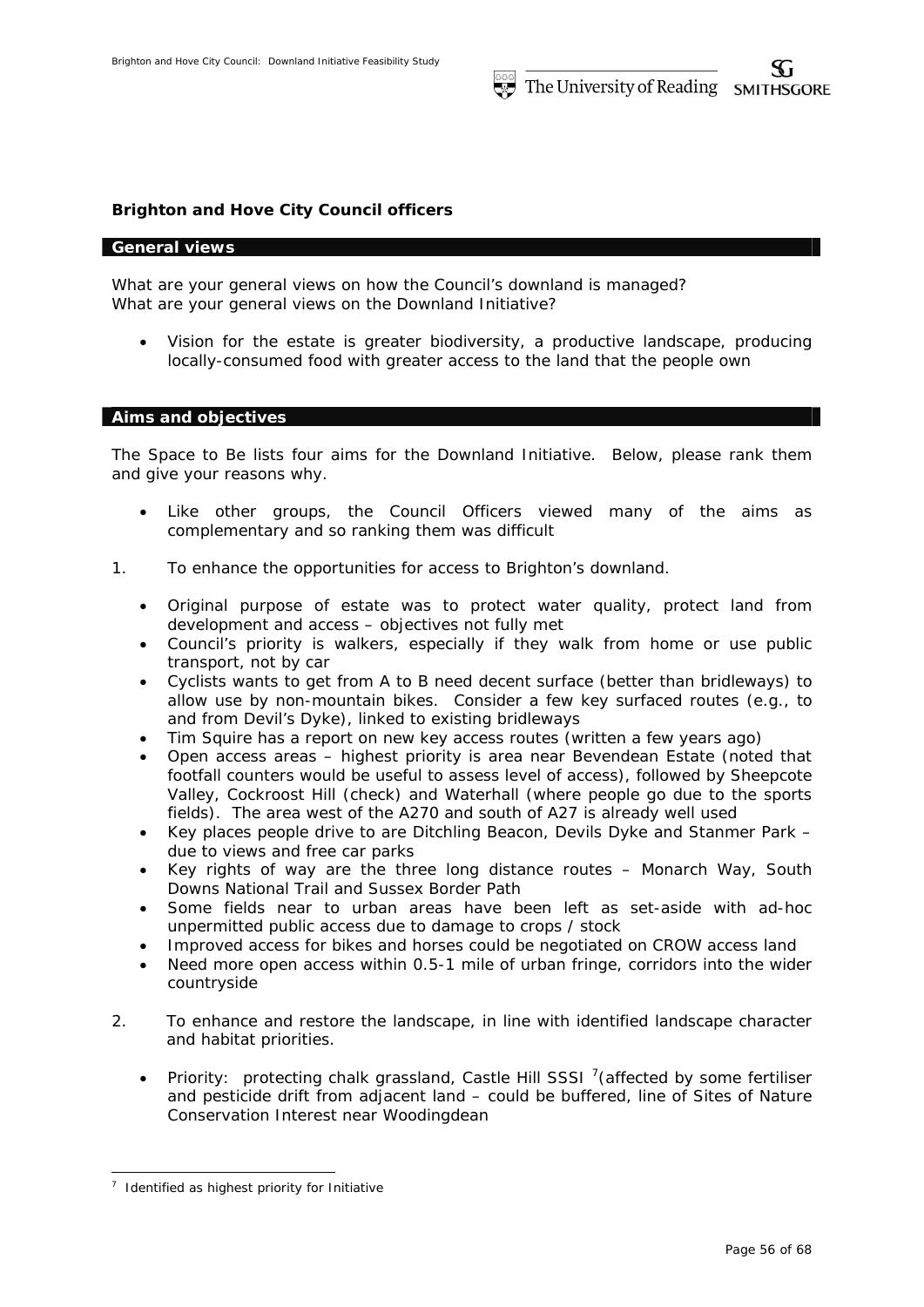**Brighton and Hove City Council officers**

## General views

What are your general views on how the Council's downland is managed?
What are your general views on the Downland Initiative?

- Vision for the estate is greater biodiversity, a productive landscape, producing locally-consumed food with greater access to the land that the people own

## Aims and objectives

The Space to Be lists four aims for the Downland Initiative. Below, please rank them and give your reasons why.

- Like other groups, the Council Officers viewed many of the aims as complementary and so ranking them was difficult

1. To enhance the opportunities for access to Brighton's downland.

   - Original purpose of estate was to protect water quality, protect land from development and access – objectives not fully met
   - Council's priority is walkers, especially if they walk from home or use public transport, not by car
   - Cyclists wants to get from A to B need decent surface (better than bridleways) to allow use by non-mountain bikes. Consider a few key surfaced routes (e.g., to and from Devil's Dyke), linked to existing bridleways
   - Tim Squire has a report on new key access routes (written a few years ago)
   - Open access areas – highest priority is area near Bevendean Estate (noted that footfall counters would be useful to assess level of access), followed by Sheepcote Valley, Cockroost Hill (check) and Waterhall (where people go due to the sports fields). The area west of the A270 and south of A27 is already well used
   - Key places people drive to are Ditchling Beacon, Devils Dyke and Stanmer Park – due to views and free car parks
   - Key rights of way are the three long distance routes – Monarch Way, South Downs National Trail and Sussex Border Path
   - Some fields near to urban areas have been left as set-aside with ad-hoc unpermitted public access due to damage to crops / stock
   - Improved access for bikes and horses could be negotiated on CROW access land
   - Need more open access within 0.5-1 mile of urban fringe, corridors into the wider countryside

2. To enhance and restore the landscape, in line with identified landscape character and habitat priorities.

   - Priority: protecting chalk grassland, Castle Hill SSSI [7](affected by some fertiliser and pesticide drift from adjacent land – could be buffered, line of Sites of Nature Conservation Interest near Woodingdean

[7] Identified as highest priority for Initiative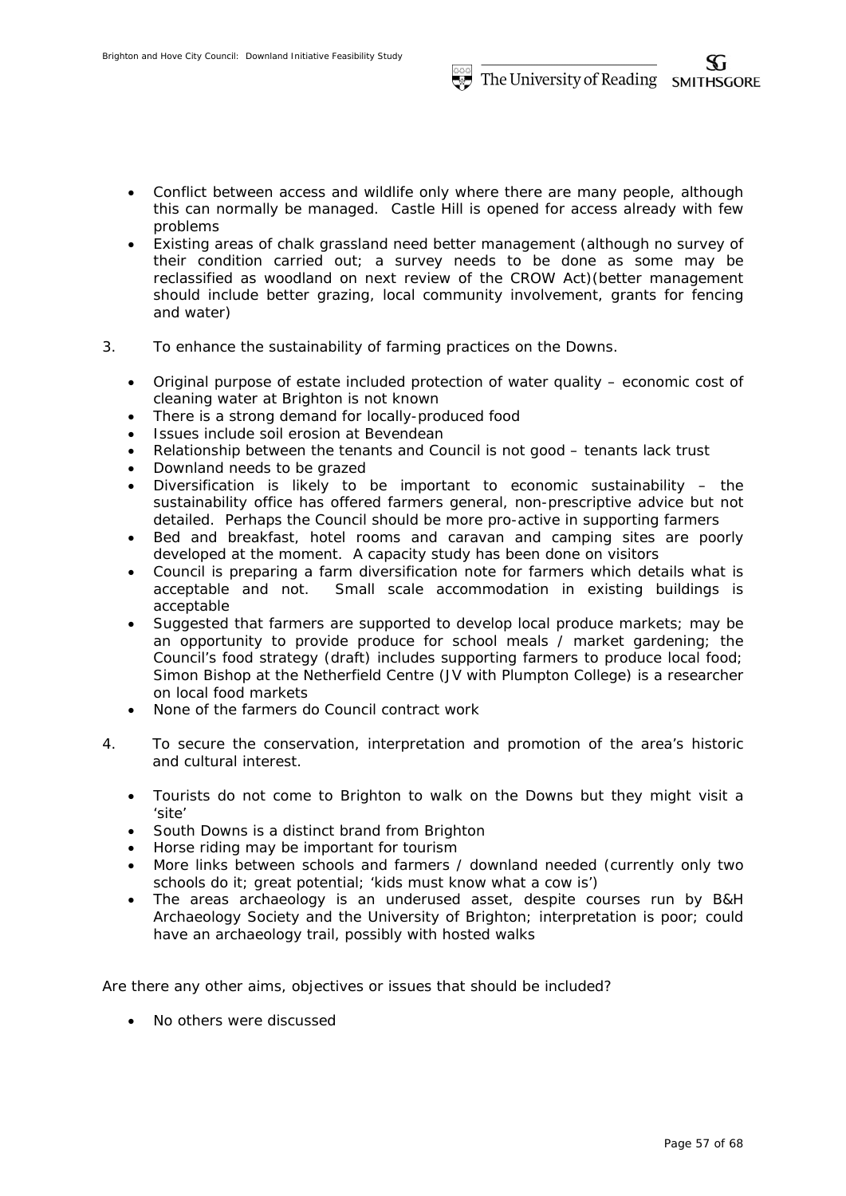- Conflict between access and wildlife only where there are many people, although this can normally be managed. Castle Hill is opened for access already with few problems
- Existing areas of chalk grassland need better management (although no survey of their condition carried out; a survey needs to be done as some may be reclassified as woodland on next review of the CROW Act)(better management should include better grazing, local community involvement, grants for fencing and water)

3. To enhance the sustainability of farming practices on the Downs.

   - Original purpose of estate included protection of water quality – economic cost of cleaning water at Brighton is not known
   - There is a strong demand for locally-produced food
   - Issues include soil erosion at Bevendean
   - Relationship between the tenants and Council is not good – tenants lack trust
   - Downland needs to be grazed
   - Diversification is likely to be important to economic sustainability – the sustainability office has offered farmers general, non-prescriptive advice but not detailed. Perhaps the Council should be more pro-active in supporting farmers
   - Bed and breakfast, hotel rooms and caravan and camping sites are poorly developed at the moment. A capacity study has been done on visitors
   - Council is preparing a farm diversification note for farmers which details what is acceptable and not. Small scale accommodation in existing buildings is acceptable
   - Suggested that farmers are supported to develop local produce markets; may be an opportunity to provide produce for school meals / market gardening; the Council's food strategy (draft) includes supporting farmers to produce local food; Simon Bishop at the Netherfield Centre (JV with Plumpton College) is a researcher on local food markets
   - None of the farmers do Council contract work

4. To secure the conservation, interpretation and promotion of the area's historic and cultural interest.

   - Tourists do not come to Brighton to walk on the Downs but they might visit a 'site'
   - South Downs is a distinct brand from Brighton
   - Horse riding may be important for tourism
   - More links between schools and farmers / downland needed (currently only two schools do it; great potential; 'kids must know what a cow is')
   - The areas archaeology is an underused asset, despite courses run by B&H Archaeology Society and the University of Brighton; interpretation is poor; could have an archaeology trail, possibly with hosted walks

Are there any other aims, objectives or issues that should be included?

- No others were discussed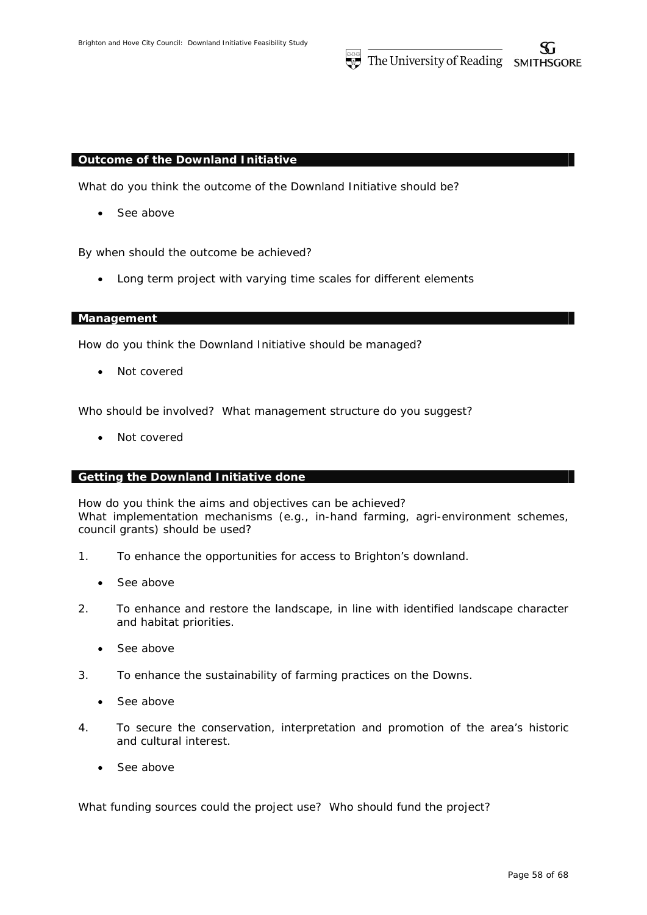## Outcome of the Downland Initiative

What do you think the outcome of the Downland Initiative should be?

- See above

By when should the outcome be achieved?

- Long term project with varying time scales for different elements

## Management

How do you think the Downland Initiative should be managed?

- Not covered

Who should be involved? What management structure do you suggest?

- Not covered

## Getting the Downland Initiative done

How do you think the aims and objectives can be achieved?
What implementation mechanisms (e.g., in-hand farming, agri-environment schemes, council grants) should be used?

1. To enhance the opportunities for access to Brighton's downland.
   - See above
2. To enhance and restore the landscape, in line with identified landscape character and habitat priorities.
   - See above
3. To enhance the sustainability of farming practices on the Downs.
   - See above
4. To secure the conservation, interpretation and promotion of the area's historic and cultural interest.
   - See above

What funding sources could the project use? Who should fund the project?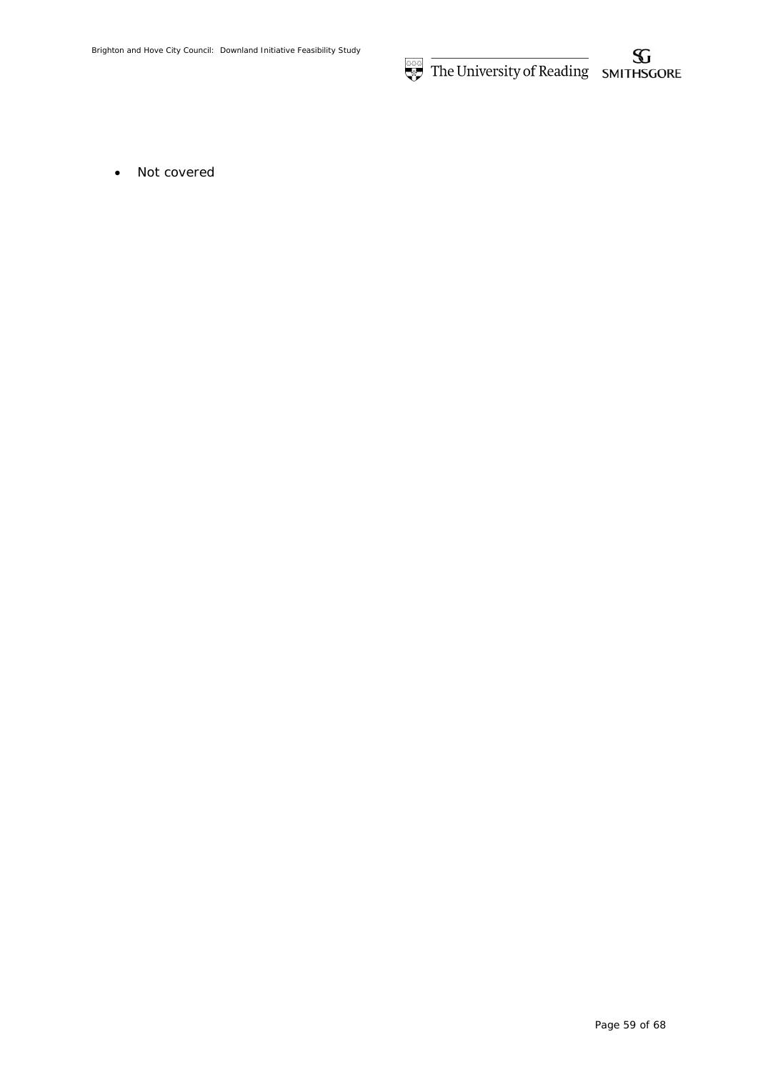- Not covered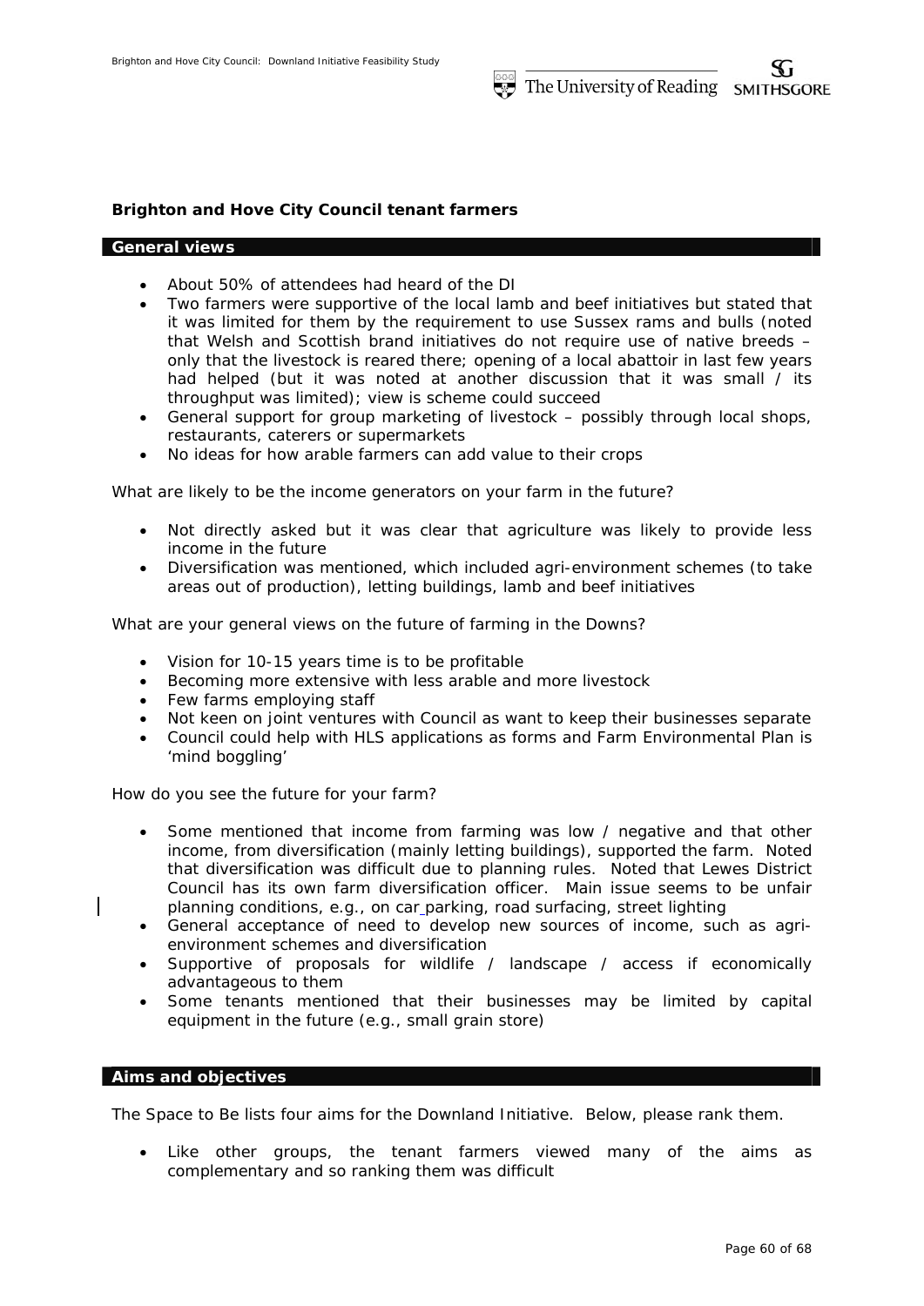**Brighton and Hove City Council tenant farmers**

## General views

- About 50% of attendees had heard of the DI
- Two farmers were supportive of the local lamb and beef initiatives but stated that it was limited for them by the requirement to use Sussex rams and bulls (noted that Welsh and Scottish brand initiatives do not require use of native breeds – only that the livestock is reared there; opening of a local abattoir in last few years had helped (but it was noted at another discussion that it was small / its throughput was limited); view is scheme could succeed
- General support for group marketing of livestock – possibly through local shops, restaurants, caterers or supermarkets
- No ideas for how arable farmers can add value to their crops

What are likely to be the income generators on your farm in the future?

- Not directly asked but it was clear that agriculture was likely to provide less income in the future
- Diversification was mentioned, which included agri-environment schemes (to take areas out of production), letting buildings, lamb and beef initiatives

What are your general views on the future of farming in the Downs?

- Vision for 10-15 years time is to be profitable
- Becoming more extensive with less arable and more livestock
- Few farms employing staff
- Not keen on joint ventures with Council as want to keep their businesses separate
- Council could help with HLS applications as forms and Farm Environmental Plan is 'mind boggling'

How do you see the future for your farm?

- Some mentioned that income from farming was low / negative and that other income, from diversification (mainly letting buildings), supported the farm. Noted that diversification was difficult due to planning rules. Noted that Lewes District Council has its own farm diversification officer. Main issue seems to be unfair planning conditions, e.g., on car parking, road surfacing, street lighting
- General acceptance of need to develop new sources of income, such as agri-environment schemes and diversification
- Supportive of proposals for wildlife / landscape / access if economically advantageous to them
- Some tenants mentioned that their businesses may be limited by capital equipment in the future (e.g., small grain store)

## Aims and objectives

The Space to Be lists four aims for the Downland Initiative. Below, please rank them.

- Like other groups, the tenant farmers viewed many of the aims as complementary and so ranking them was difficult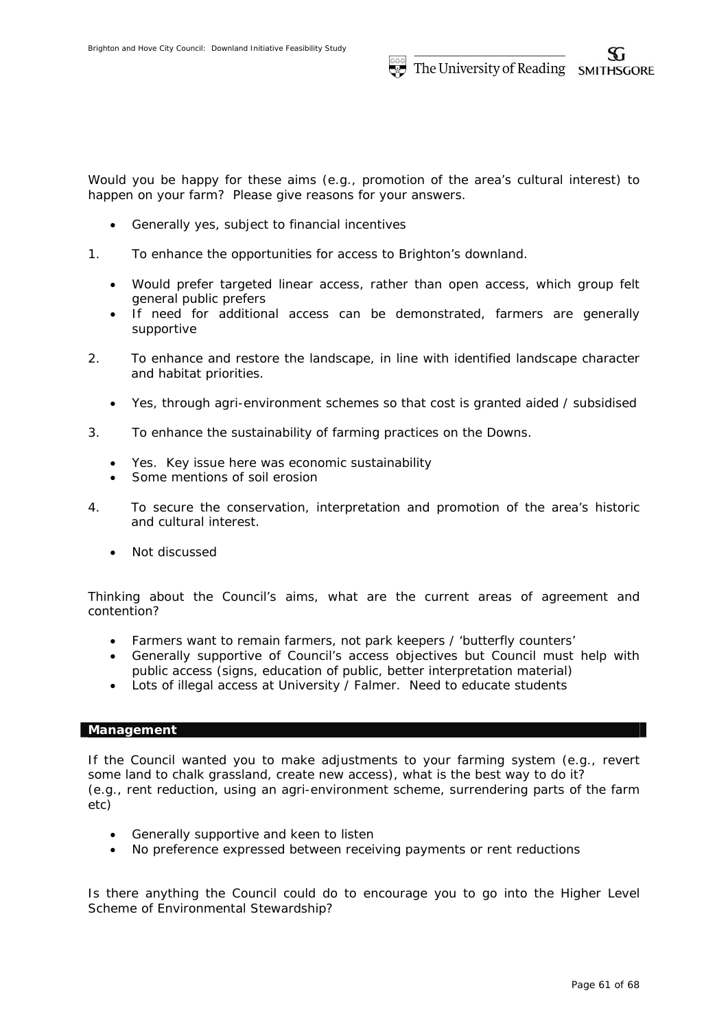Would you be happy for these aims (e.g., promotion of the area's cultural interest) to happen on your farm? Please give reasons for your answers.

- Generally yes, subject to financial incentives

1. To enhance the opportunities for access to Brighton's downland.

   - Would prefer targeted linear access, rather than open access, which group felt general public prefers
   - If need for additional access can be demonstrated, farmers are generally supportive

2. To enhance and restore the landscape, in line with identified landscape character and habitat priorities.

   - Yes, through agri-environment schemes so that cost is granted aided / subsidised

3. To enhance the sustainability of farming practices on the Downs.

   - Yes. Key issue here was economic sustainability
   - Some mentions of soil erosion

4. To secure the conservation, interpretation and promotion of the area's historic and cultural interest.

   - Not discussed

Thinking about the Council's aims, what are the current areas of agreement and contention?

- Farmers want to remain farmers, not park keepers / 'butterfly counters'
- Generally supportive of Council's access objectives but Council must help with public access (signs, education of public, better interpretation material)
- Lots of illegal access at University / Falmer. Need to educate students

## Management

If the Council wanted you to make adjustments to your farming system (e.g., revert some land to chalk grassland, create new access), what is the best way to do it? (e.g., rent reduction, using an agri-environment scheme, surrendering parts of the farm etc)

- Generally supportive and keen to listen
- No preference expressed between receiving payments or rent reductions

Is there anything the Council could do to encourage you to go into the Higher Level Scheme of Environmental Stewardship?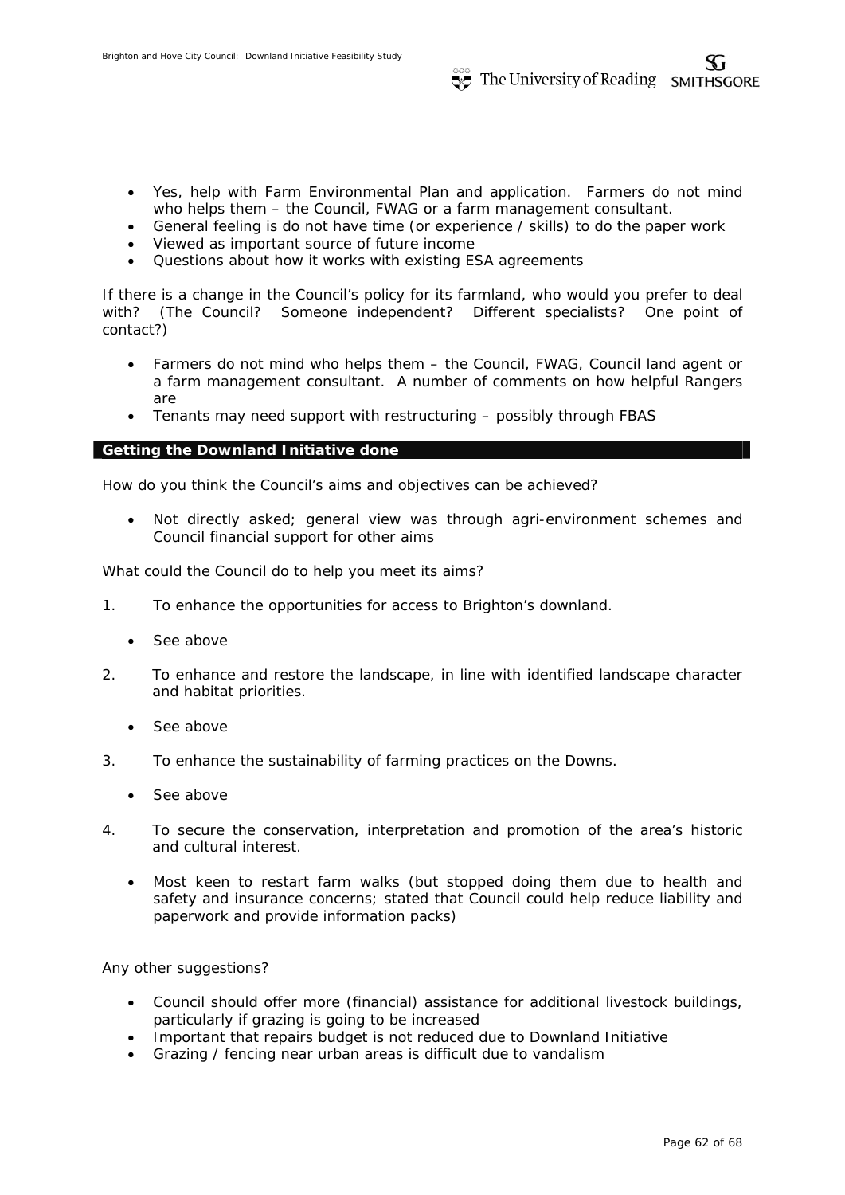- Yes, help with Farm Environmental Plan and application. Farmers do not mind who helps them – the Council, FWAG or a farm management consultant.
- General feeling is do not have time (or experience / skills) to do the paper work
- Viewed as important source of future income
- Questions about how it works with existing ESA agreements

If there is a change in the Council's policy for its farmland, who would you prefer to deal with? (The Council? Someone independent? Different specialists? One point of contact?)

- Farmers do not mind who helps them – the Council, FWAG, Council land agent or a farm management consultant. A number of comments on how helpful Rangers are
- Tenants may need support with restructuring – possibly through FBAS

## Getting the Downland Initiative done

How do you think the Council's aims and objectives can be achieved?

- Not directly asked; general view was through agri-environment schemes and Council financial support for other aims

What could the Council do to help you meet its aims?

1. To enhance the opportunities for access to Brighton's downland.
   - See above
2. To enhance and restore the landscape, in line with identified landscape character and habitat priorities.
   - See above
3. To enhance the sustainability of farming practices on the Downs.
   - See above
4. To secure the conservation, interpretation and promotion of the area's historic and cultural interest.
   - Most keen to restart farm walks (but stopped doing them due to health and safety and insurance concerns; stated that Council could help reduce liability and paperwork and provide information packs)

Any other suggestions?

- Council should offer more (financial) assistance for additional livestock buildings, particularly if grazing is going to be increased
- Important that repairs budget is not reduced due to Downland Initiative
- Grazing / fencing near urban areas is difficult due to vandalism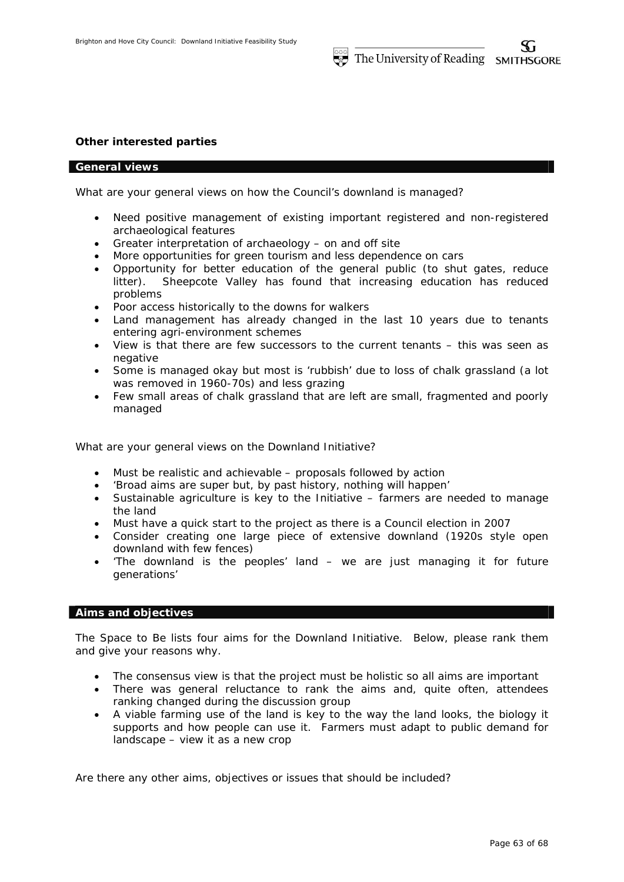**Other interested parties**

## General views

What are your general views on how the Council's downland is managed?

- Need positive management of existing important registered and non-registered archaeological features
- Greater interpretation of archaeology – on and off site
- More opportunities for green tourism and less dependence on cars
- Opportunity for better education of the general public (to shut gates, reduce litter). Sheepcote Valley has found that increasing education has reduced problems
- Poor access historically to the downs for walkers
- Land management has already changed in the last 10 years due to tenants entering agri-environment schemes
- View is that there are few successors to the current tenants – this was seen as negative
- Some is managed okay but most is 'rubbish' due to loss of chalk grassland (a lot was removed in 1960-70s) and less grazing
- Few small areas of chalk grassland that are left are small, fragmented and poorly managed

What are your general views on the Downland Initiative?

- Must be realistic and achievable – proposals followed by action
- 'Broad aims are super but, by past history, nothing will happen'
- Sustainable agriculture is key to the Initiative – farmers are needed to manage the land
- Must have a quick start to the project as there is a Council election in 2007
- Consider creating one large piece of extensive downland (1920s style open downland with few fences)
- 'The downland is the peoples' land – we are just managing it for future generations'

## Aims and objectives

The Space to Be lists four aims for the Downland Initiative. Below, please rank them and give your reasons why.

- The consensus view is that the project must be holistic so all aims are important
- There was general reluctance to rank the aims and, quite often, attendees ranking changed during the discussion group
- A viable farming use of the land is key to the way the land looks, the biology it supports and how people can use it. Farmers must adapt to public demand for landscape – view it as a new crop

Are there any other aims, objectives or issues that should be included?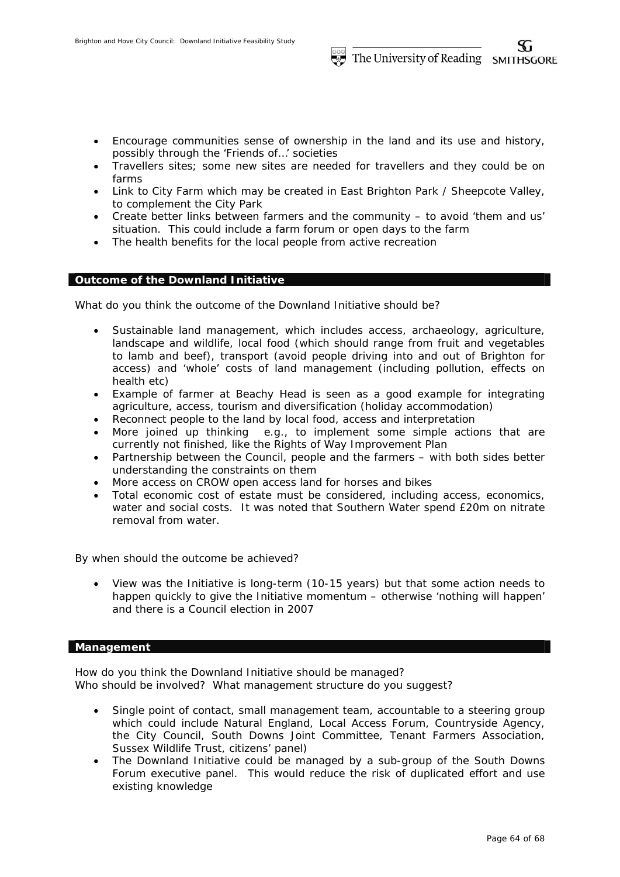- Encourage communities sense of ownership in the land and its use and history, possibly through the 'Friends of…' societies
- Travellers sites; some new sites are needed for travellers and they could be on farms
- Link to City Farm which may be created in East Brighton Park / Sheepcote Valley, to complement the City Park
- Create better links between farmers and the community – to avoid 'them and us' situation. This could include a farm forum or open days to the farm
- The health benefits for the local people from active recreation

## Outcome of the Downland Initiative

What do you think the outcome of the Downland Initiative should be?

- Sustainable land management, which includes access, archaeology, agriculture, landscape and wildlife, local food (which should range from fruit and vegetables to lamb and beef), transport (avoid people driving into and out of Brighton for access) and 'whole' costs of land management (including pollution, effects on health etc)
- Example of farmer at Beachy Head is seen as a good example for integrating agriculture, access, tourism and diversification (holiday accommodation)
- Reconnect people to the land by local food, access and interpretation
- More joined up thinking e.g., to implement some simple actions that are currently not finished, like the Rights of Way Improvement Plan
- Partnership between the Council, people and the farmers – with both sides better understanding the constraints on them
- More access on CROW open access land for horses and bikes
- Total economic cost of estate must be considered, including access, economics, water and social costs. It was noted that Southern Water spend £20m on nitrate removal from water.

By when should the outcome be achieved?

- View was the Initiative is long-term (10-15 years) but that some action needs to happen quickly to give the Initiative momentum – otherwise 'nothing will happen' and there is a Council election in 2007

## Management

How do you think the Downland Initiative should be managed?
Who should be involved? What management structure do you suggest?

- Single point of contact, small management team, accountable to a steering group which could include Natural England, Local Access Forum, Countryside Agency, the City Council, South Downs Joint Committee, Tenant Farmers Association, Sussex Wildlife Trust, citizens' panel)
- The Downland Initiative could be managed by a sub-group of the South Downs Forum executive panel. This would reduce the risk of duplicated effort and use existing knowledge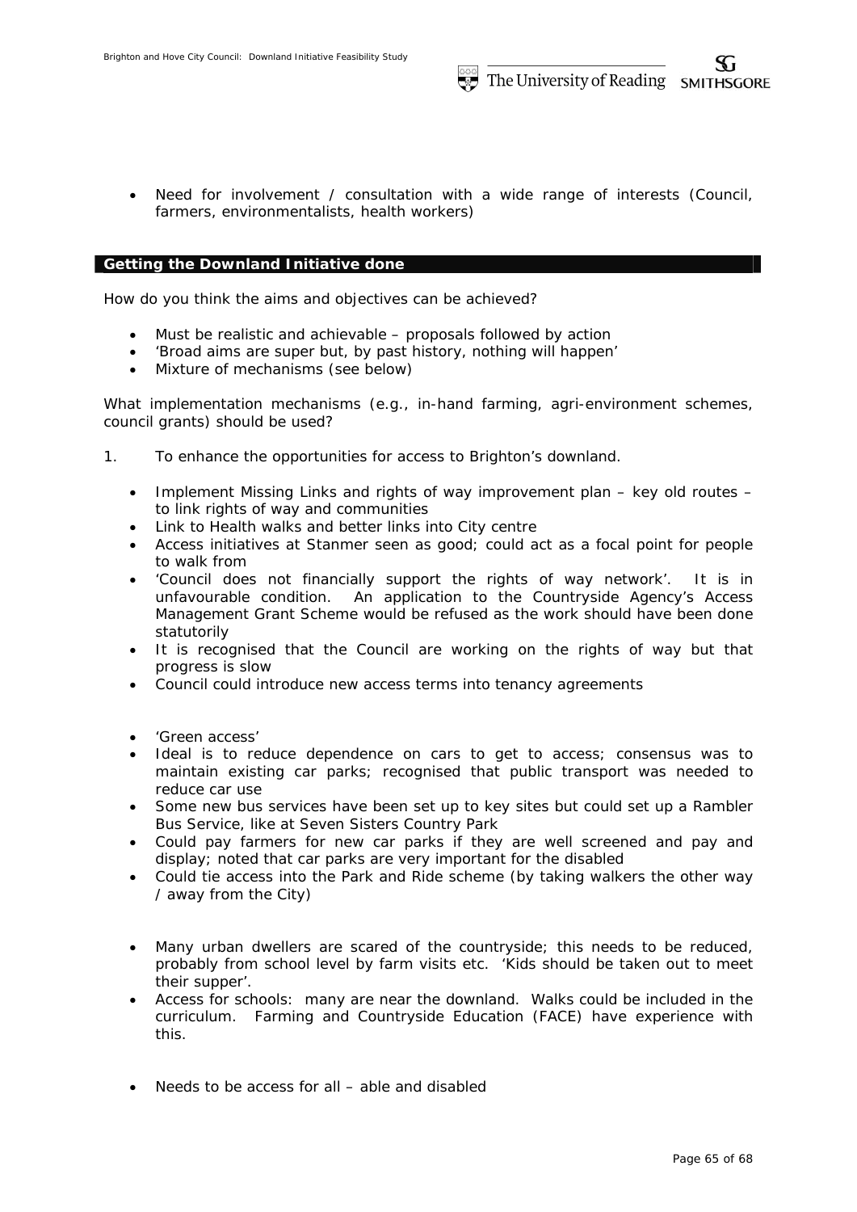- Need for involvement / consultation with a wide range of interests (Council, farmers, environmentalists, health workers)

## Getting the Downland Initiative done

How do you think the aims and objectives can be achieved?

- Must be realistic and achievable – proposals followed by action
- 'Broad aims are super but, by past history, nothing will happen'
- Mixture of mechanisms (see below)

What implementation mechanisms (e.g., in-hand farming, agri-environment schemes, council grants) should be used?

1. To enhance the opportunities for access to Brighton's downland.

   - Implement Missing Links and rights of way improvement plan – key old routes – to link rights of way and communities
   - Link to Health walks and better links into City centre
   - Access initiatives at Stanmer seen as good; could act as a focal point for people to walk from
   - 'Council does not financially support the rights of way network'. It is in unfavourable condition. An application to the Countryside Agency's Access Management Grant Scheme would be refused as the work should have been done statutorily
   - It is recognised that the Council are working on the rights of way but that progress is slow
   - Council could introduce new access terms into tenancy agreements

   - 'Green access'
   - Ideal is to reduce dependence on cars to get to access; consensus was to maintain existing car parks; recognised that public transport was needed to reduce car use
   - Some new bus services have been set up to key sites but could set up a Rambler Bus Service, like at Seven Sisters Country Park
   - Could pay farmers for new car parks if they are well screened and pay and display; noted that car parks are very important for the disabled
   - Could tie access into the Park and Ride scheme (by taking walkers the other way / away from the City)

   - Many urban dwellers are scared of the countryside; this needs to be reduced, probably from school level by farm visits etc. 'Kids should be taken out to meet their supper'.
   - Access for schools: many are near the downland. Walks could be included in the curriculum. Farming and Countryside Education (FACE) have experience with this.

   - Needs to be access for all – able and disabled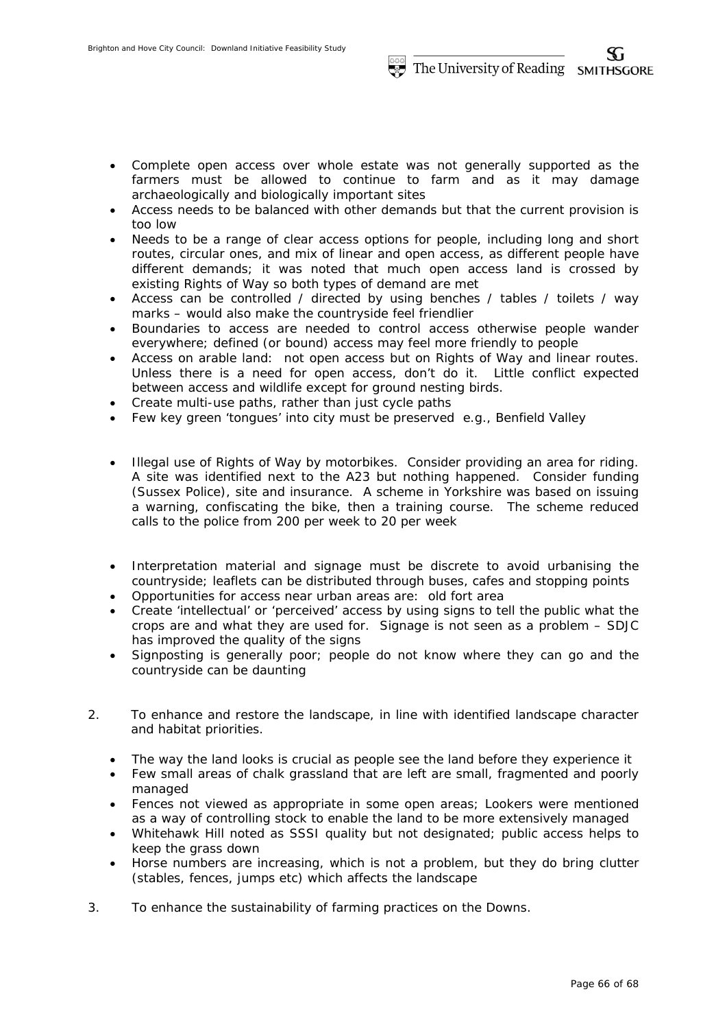- Complete open access over whole estate was not generally supported as the farmers must be allowed to continue to farm and as it may damage archaeologically and biologically important sites
- Access needs to be balanced with other demands but that the current provision is too low
- Needs to be a range of clear access options for people, including long and short routes, circular ones, and mix of linear and open access, as different people have different demands; it was noted that much open access land is crossed by existing Rights of Way so both types of demand are met
- Access can be controlled / directed by using benches / tables / toilets / way marks – would also make the countryside feel friendlier
- Boundaries to access are needed to control access otherwise people wander everywhere; defined (or bound) access may feel more friendly to people
- Access on arable land: not open access but on Rights of Way and linear routes. Unless there is a need for open access, don't do it. Little conflict expected between access and wildlife except for ground nesting birds.
- Create multi-use paths, rather than just cycle paths
- Few key green 'tongues' into city must be preserved e.g., Benfield Valley

- Illegal use of Rights of Way by motorbikes. Consider providing an area for riding. A site was identified next to the A23 but nothing happened. Consider funding (Sussex Police), site and insurance. A scheme in Yorkshire was based on issuing a warning, confiscating the bike, then a training course. The scheme reduced calls to the police from 200 per week to 20 per week

- Interpretation material and signage must be discrete to avoid urbanising the countryside; leaflets can be distributed through buses, cafes and stopping points
- Opportunities for access near urban areas are: old fort area
- Create 'intellectual' or 'perceived' access by using signs to tell the public what the crops are and what they are used for. Signage is not seen as a problem – SDJC has improved the quality of the signs
- Signposting is generally poor; people do not know where they can go and the countryside can be daunting

2. To enhance and restore the landscape, in line with identified landscape character and habitat priorities.

   - The way the land looks is crucial as people see the land before they experience it
   - Few small areas of chalk grassland that are left are small, fragmented and poorly managed
   - Fences not viewed as appropriate in some open areas; Lookers were mentioned as a way of controlling stock to enable the land to be more extensively managed
   - Whitehawk Hill noted as SSSI quality but not designated; public access helps to keep the grass down
   - Horse numbers are increasing, which is not a problem, but they do bring clutter (stables, fences, jumps etc) which affects the landscape

3. To enhance the sustainability of farming practices on the Downs.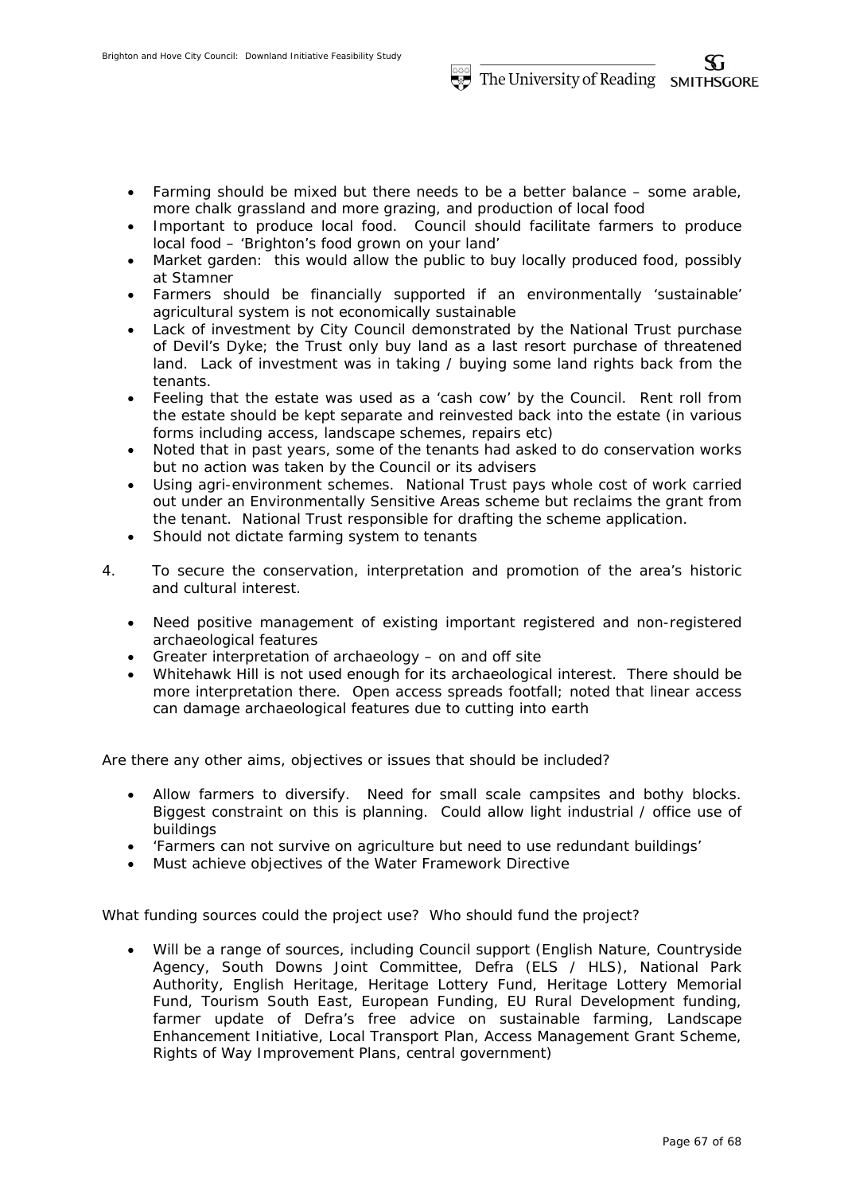- Farming should be mixed but there needs to be a better balance – some arable, more chalk grassland and more grazing, and production of local food
- Important to produce local food. Council should facilitate farmers to produce local food – 'Brighton's food grown on your land'
- Market garden: this would allow the public to buy locally produced food, possibly at Stamner
- Farmers should be financially supported if an environmentally 'sustainable' agricultural system is not economically sustainable
- Lack of investment by City Council demonstrated by the National Trust purchase of Devil's Dyke; the Trust only buy land as a last resort purchase of threatened land. Lack of investment was in taking / buying some land rights back from the tenants.
- Feeling that the estate was used as a 'cash cow' by the Council. Rent roll from the estate should be kept separate and reinvested back into the estate (in various forms including access, landscape schemes, repairs etc)
- Noted that in past years, some of the tenants had asked to do conservation works but no action was taken by the Council or its advisers
- Using agri-environment schemes. National Trust pays whole cost of work carried out under an Environmentally Sensitive Areas scheme but reclaims the grant from the tenant. National Trust responsible for drafting the scheme application.
- Should not dictate farming system to tenants

4. To secure the conservation, interpretation and promotion of the area's historic and cultural interest.

   - Need positive management of existing important registered and non-registered archaeological features
   - Greater interpretation of archaeology – on and off site
   - Whitehawk Hill is not used enough for its archaeological interest. There should be more interpretation there. Open access spreads footfall; noted that linear access can damage archaeological features due to cutting into earth

*Are there any other aims, objectives or issues that should be included?*

- Allow farmers to diversify. Need for small scale campsites and bothy blocks. Biggest constraint on this is planning. Could allow light industrial / office use of buildings
- 'Farmers can not survive on agriculture but need to use redundant buildings'
- Must achieve objectives of the Water Framework Directive

*What funding sources could the project use? Who should fund the project?*

- Will be a range of sources, including Council support (English Nature, Countryside Agency, South Downs Joint Committee, Defra (ELS / HLS), National Park Authority, English Heritage, Heritage Lottery Fund, Heritage Lottery Memorial Fund, Tourism South East, European Funding, EU Rural Development funding, farmer update of Defra's free advice on sustainable farming, Landscape Enhancement Initiative, Local Transport Plan, Access Management Grant Scheme, Rights of Way Improvement Plans, central government)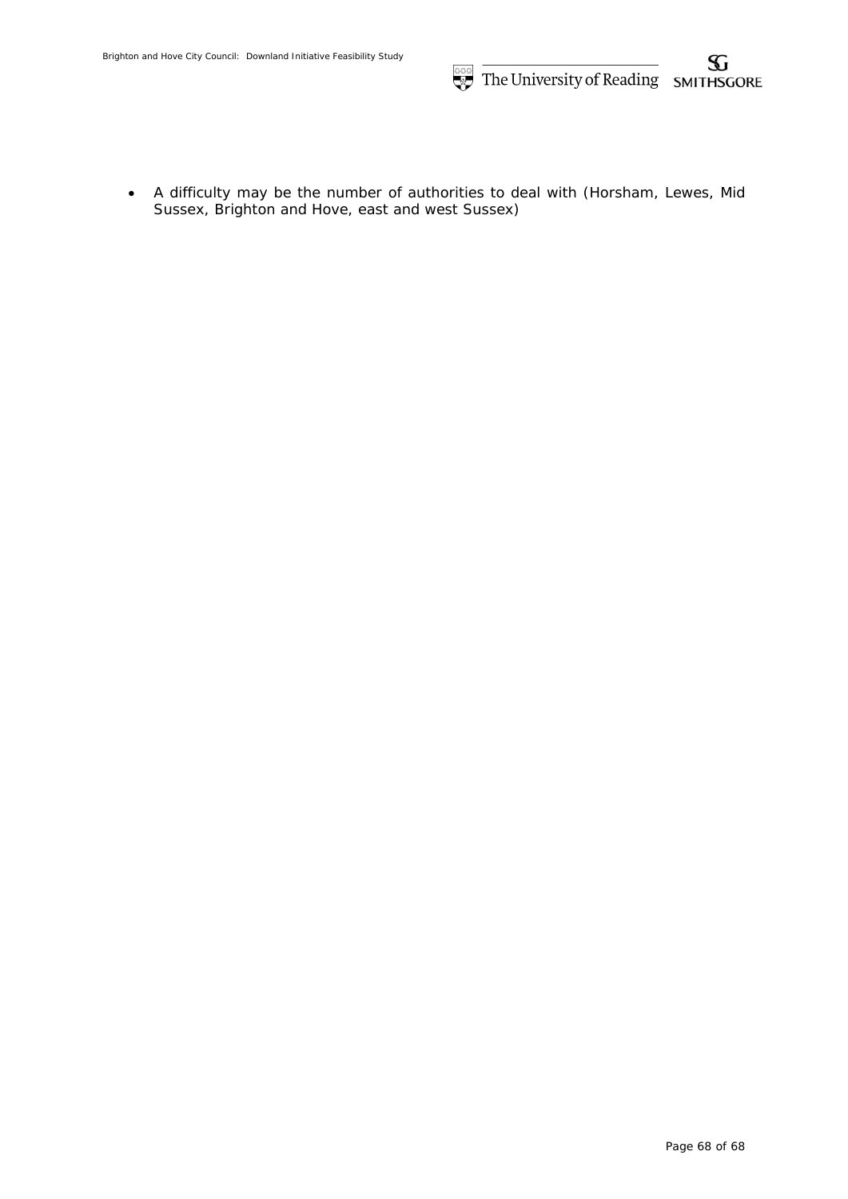- A difficulty may be the number of authorities to deal with (Horsham, Lewes, Mid Sussex, Brighton and Hove, east and west Sussex)